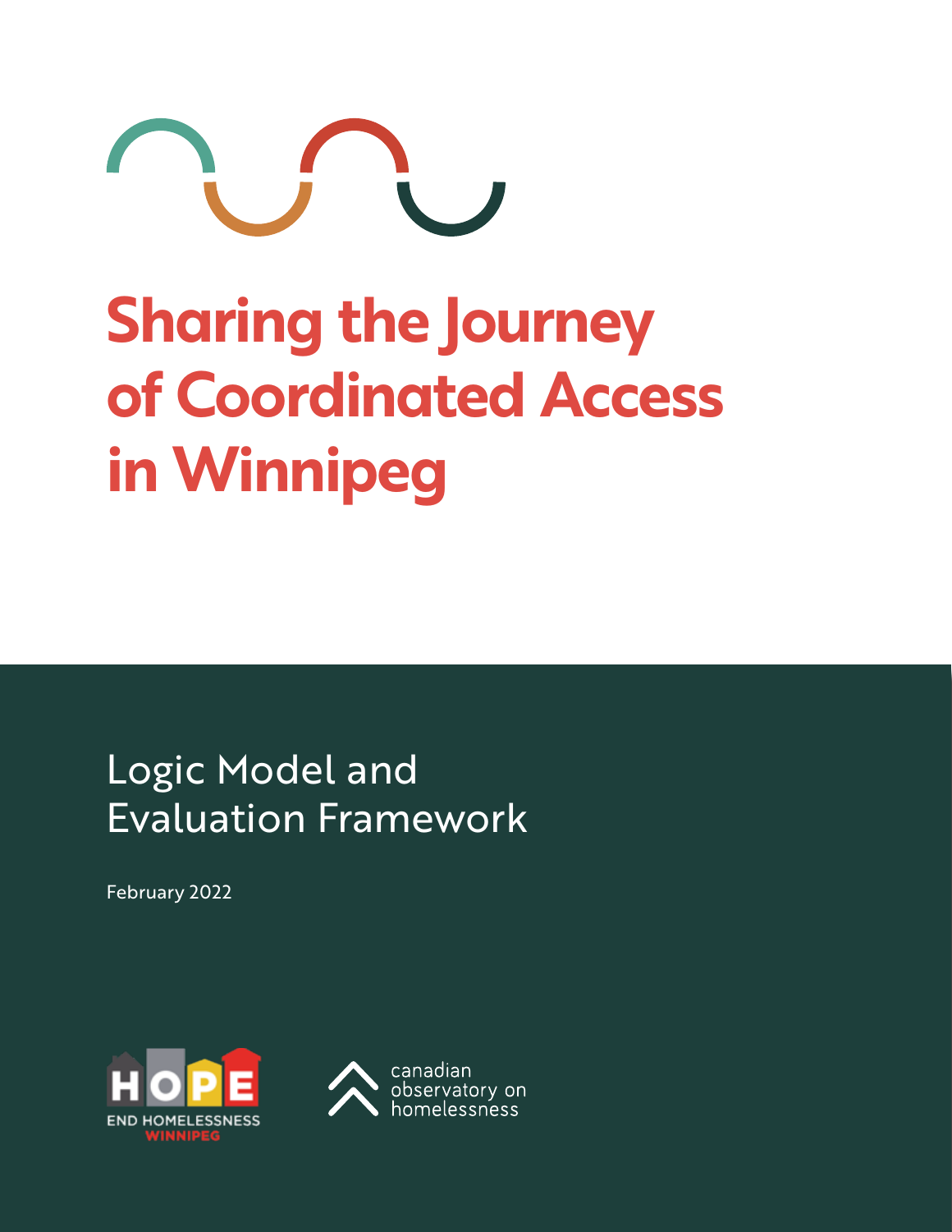# Sharing the Journey of Coordinated Access in Winnipeg

## Logic Model and Evaluation Framework

February 2022

HOPE END HOMELESSNESS WINNIPEG

canadian observatory on homelessness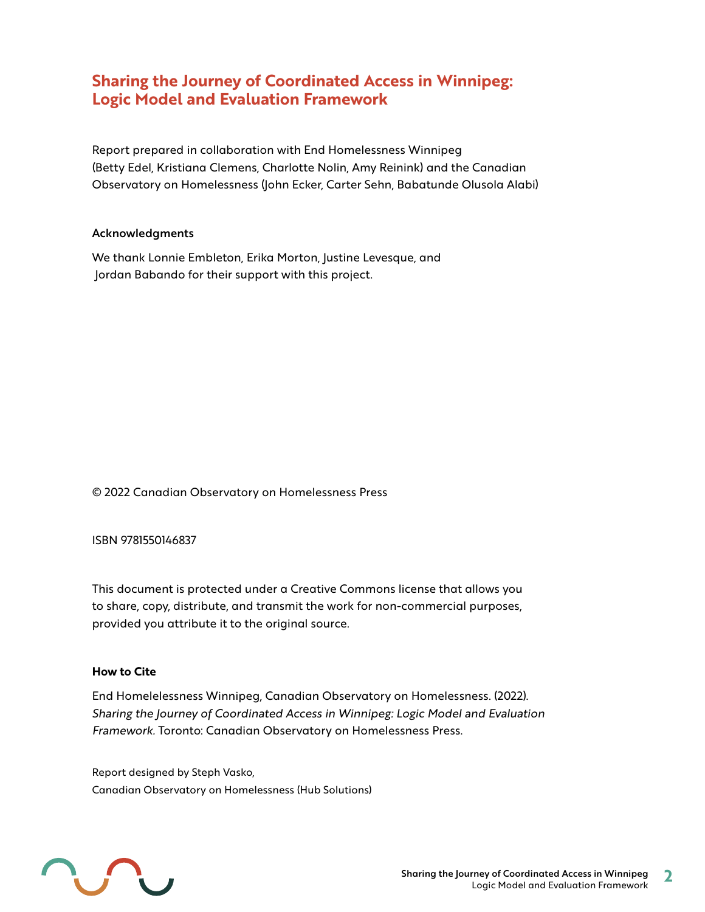# Sharing the Journey of Coordinated Access in Winnipeg: Logic Model and Evaluation Framework

Report prepared in collaboration with End Homelessness Winnipeg (Betty Edel, Kristiana Clemens, Charlotte Nolin, Amy Reinink) and the Canadian Observatory on Homelessness (John Ecker, Carter Sehn, Babatunde Olusola Alabi)

**Acknowledgments**

We thank Lonnie Embleton, Erika Morton, Justine Levesque, and Jordan Babando for their support with this project.

© 2022 Canadian Observatory on Homelessness Press

ISBN 9781550146837

This document is protected under a Creative Commons license that allows you to share, copy, distribute, and transmit the work for non-commercial purposes, provided you attribute it to the original source.

**How to Cite**

End Homelelessness Winnipeg, Canadian Observatory on Homelessness. (2022). *Sharing the Journey of Coordinated Access in Winnipeg: Logic Model and Evaluation Framework.* Toronto: Canadian Observatory on Homelessness Press.

Report designed by Steph Vasko,
Canadian Observatory on Homelessness (Hub Solutions)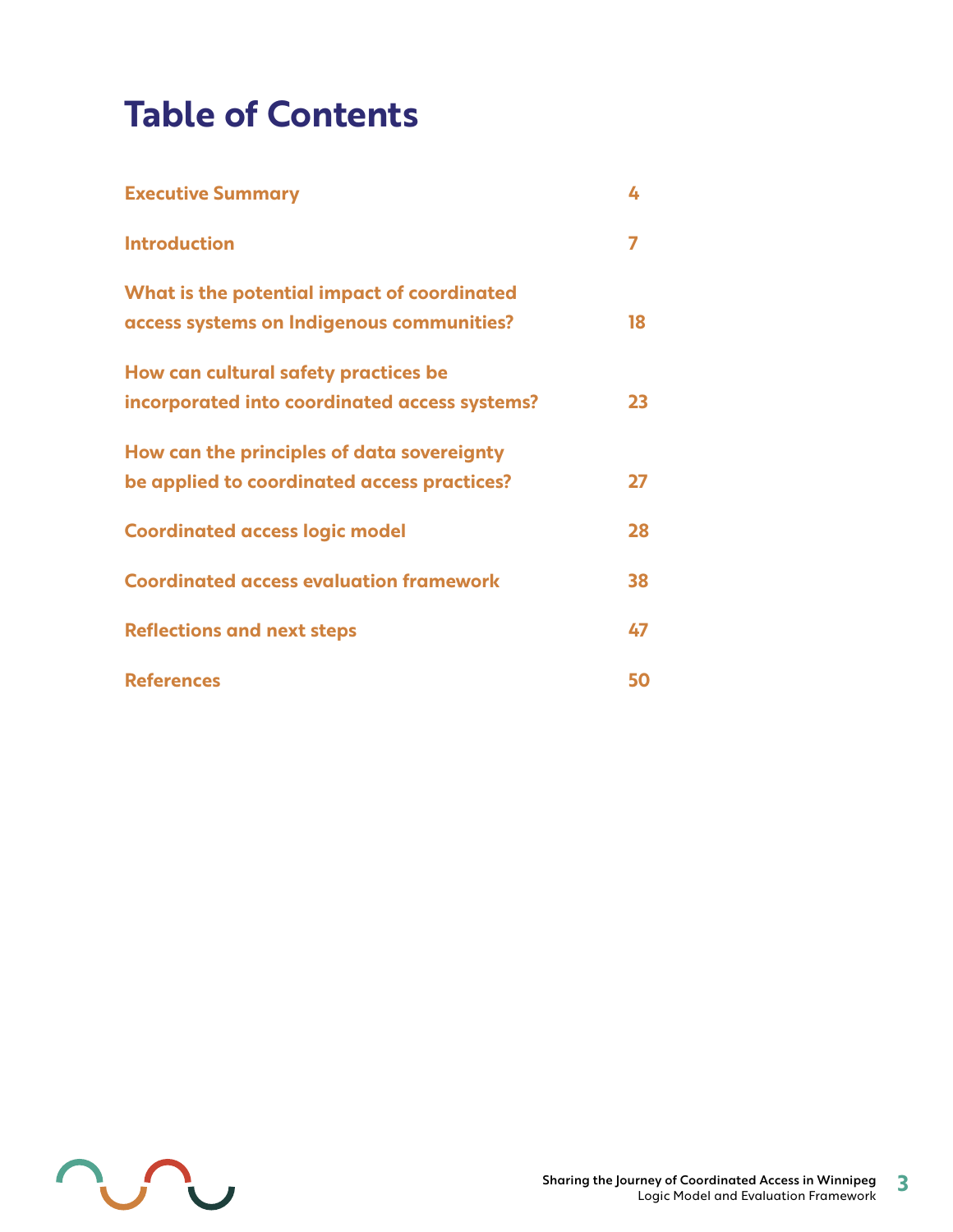# Table of Contents

| | |
|---|---|
| Executive Summary | 4 |
| Introduction | 7 |
| What is the potential impact of coordinated access systems on Indigenous communities? | 18 |
| How can cultural safety practices be incorporated into coordinated access systems? | 23 |
| How can the principles of data sovereignty be applied to coordinated access practices? | 27 |
| Coordinated access logic model | 28 |
| Coordinated access evaluation framework | 38 |
| Reflections and next steps | 47 |
| References | 50 |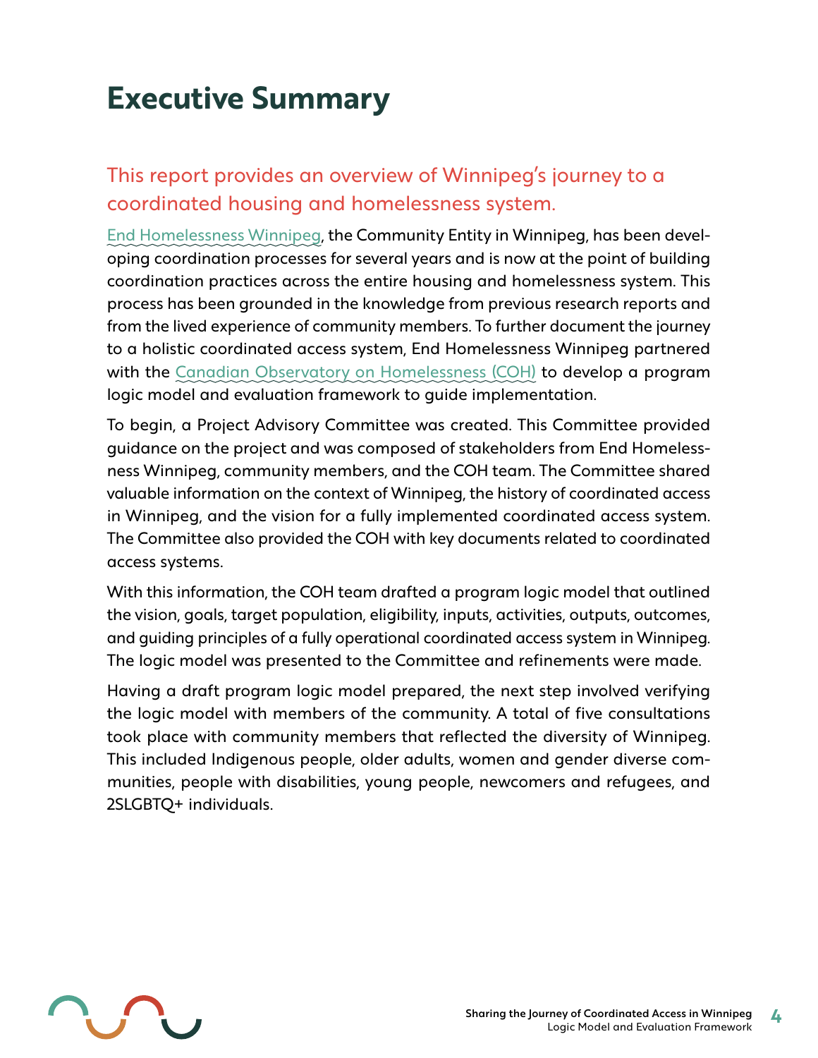# Executive Summary

## This report provides an overview of Winnipeg's journey to a coordinated housing and homelessness system.

End Homelessness Winnipeg, the Community Entity in Winnipeg, has been developing coordination processes for several years and is now at the point of building coordination practices across the entire housing and homelessness system. This process has been grounded in the knowledge from previous research reports and from the lived experience of community members. To further document the journey to a holistic coordinated access system, End Homelessness Winnipeg partnered with the Canadian Observatory on Homelessness (COH) to develop a program logic model and evaluation framework to guide implementation.

To begin, a Project Advisory Committee was created. This Committee provided guidance on the project and was composed of stakeholders from End Homelessness Winnipeg, community members, and the COH team. The Committee shared valuable information on the context of Winnipeg, the history of coordinated access in Winnipeg, and the vision for a fully implemented coordinated access system. The Committee also provided the COH with key documents related to coordinated access systems.

With this information, the COH team drafted a program logic model that outlined the vision, goals, target population, eligibility, inputs, activities, outputs, outcomes, and guiding principles of a fully operational coordinated access system in Winnipeg. The logic model was presented to the Committee and refinements were made.

Having a draft program logic model prepared, the next step involved verifying the logic model with members of the community. A total of five consultations took place with community members that reflected the diversity of Winnipeg. This included Indigenous people, older adults, women and gender diverse communities, people with disabilities, young people, newcomers and refugees, and 2SLGBTQ+ individuals.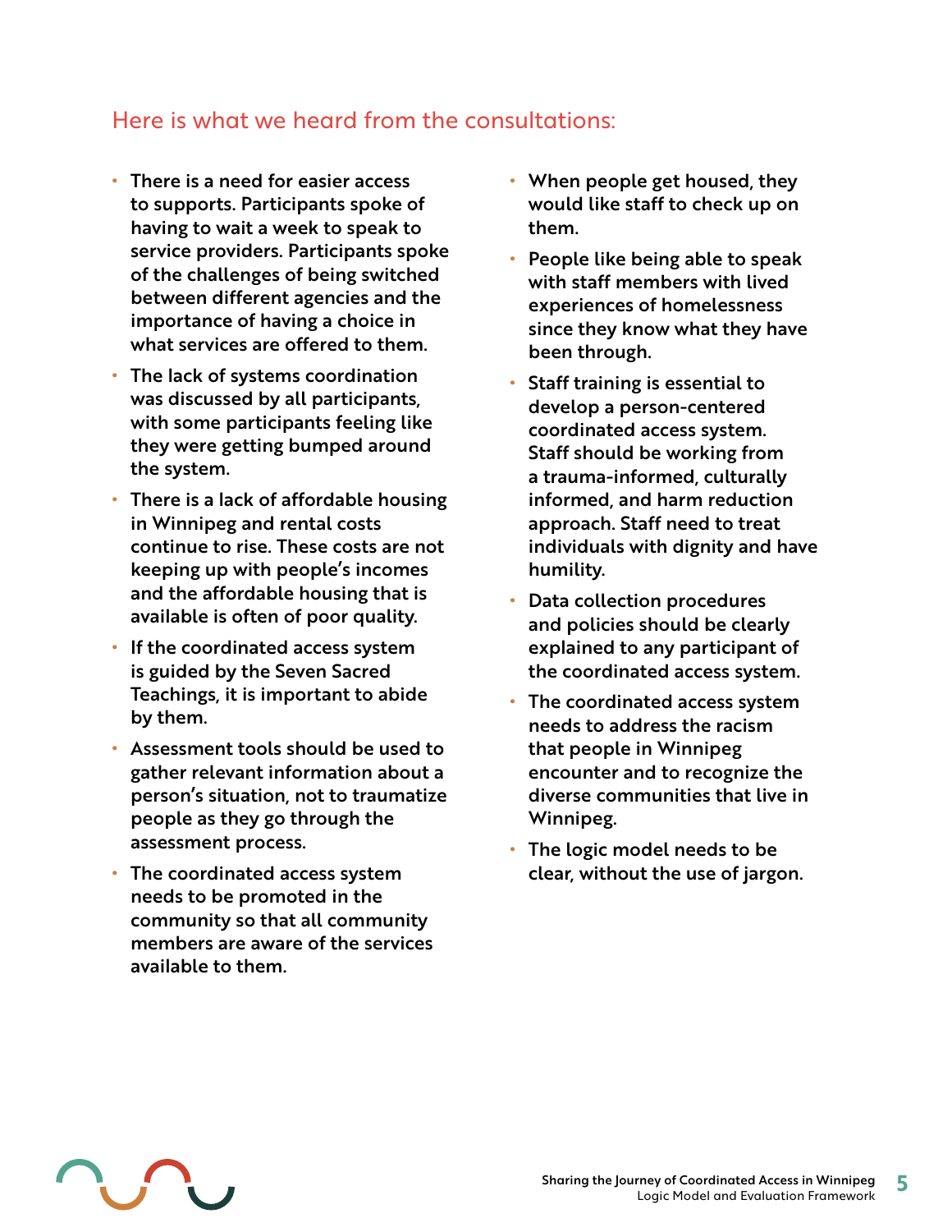## Here is what we heard from the consultations:

- There is a need for easier access to supports. Participants spoke of having to wait a week to speak to service providers. Participants spoke of the challenges of being switched between different agencies and the importance of having a choice in what services are offered to them.
- The lack of systems coordination was discussed by all participants, with some participants feeling like they were getting bumped around the system.
- There is a lack of affordable housing in Winnipeg and rental costs continue to rise. These costs are not keeping up with people's incomes and the affordable housing that is available is often of poor quality.
- If the coordinated access system is guided by the Seven Sacred Teachings, it is important to abide by them.
- Assessment tools should be used to gather relevant information about a person's situation, not to traumatize people as they go through the assessment process.
- The coordinated access system needs to be promoted in the community so that all community members are aware of the services available to them.
- When people get housed, they would like staff to check up on them.
- People like being able to speak with staff members with lived experiences of homelessness since they know what they have been through.
- Staff training is essential to develop a person-centered coordinated access system. Staff should be working from a trauma-informed, culturally informed, and harm reduction approach. Staff need to treat individuals with dignity and have humility.
- Data collection procedures and policies should be clearly explained to any participant of the coordinated access system.
- The coordinated access system needs to address the racism that people in Winnipeg encounter and to recognize the diverse communities that live in Winnipeg.
- The logic model needs to be clear, without the use of jargon.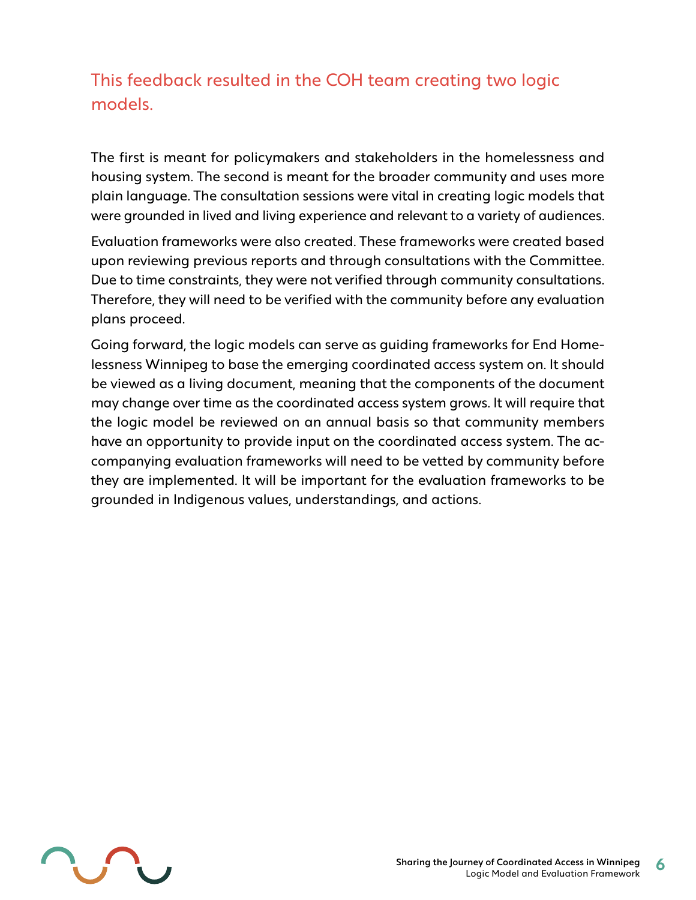## This feedback resulted in the COH team creating two logic models.

The first is meant for policymakers and stakeholders in the homelessness and housing system. The second is meant for the broader community and uses more plain language. The consultation sessions were vital in creating logic models that were grounded in lived and living experience and relevant to a variety of audiences.

Evaluation frameworks were also created. These frameworks were created based upon reviewing previous reports and through consultations with the Committee. Due to time constraints, they were not verified through community consultations. Therefore, they will need to be verified with the community before any evaluation plans proceed.

Going forward, the logic models can serve as guiding frameworks for End Homelessness Winnipeg to base the emerging coordinated access system on. It should be viewed as a living document, meaning that the components of the document may change over time as the coordinated access system grows. It will require that the logic model be reviewed on an annual basis so that community members have an opportunity to provide input on the coordinated access system. The accompanying evaluation frameworks will need to be vetted by community before they are implemented. It will be important for the evaluation frameworks to be grounded in Indigenous values, understandings, and actions.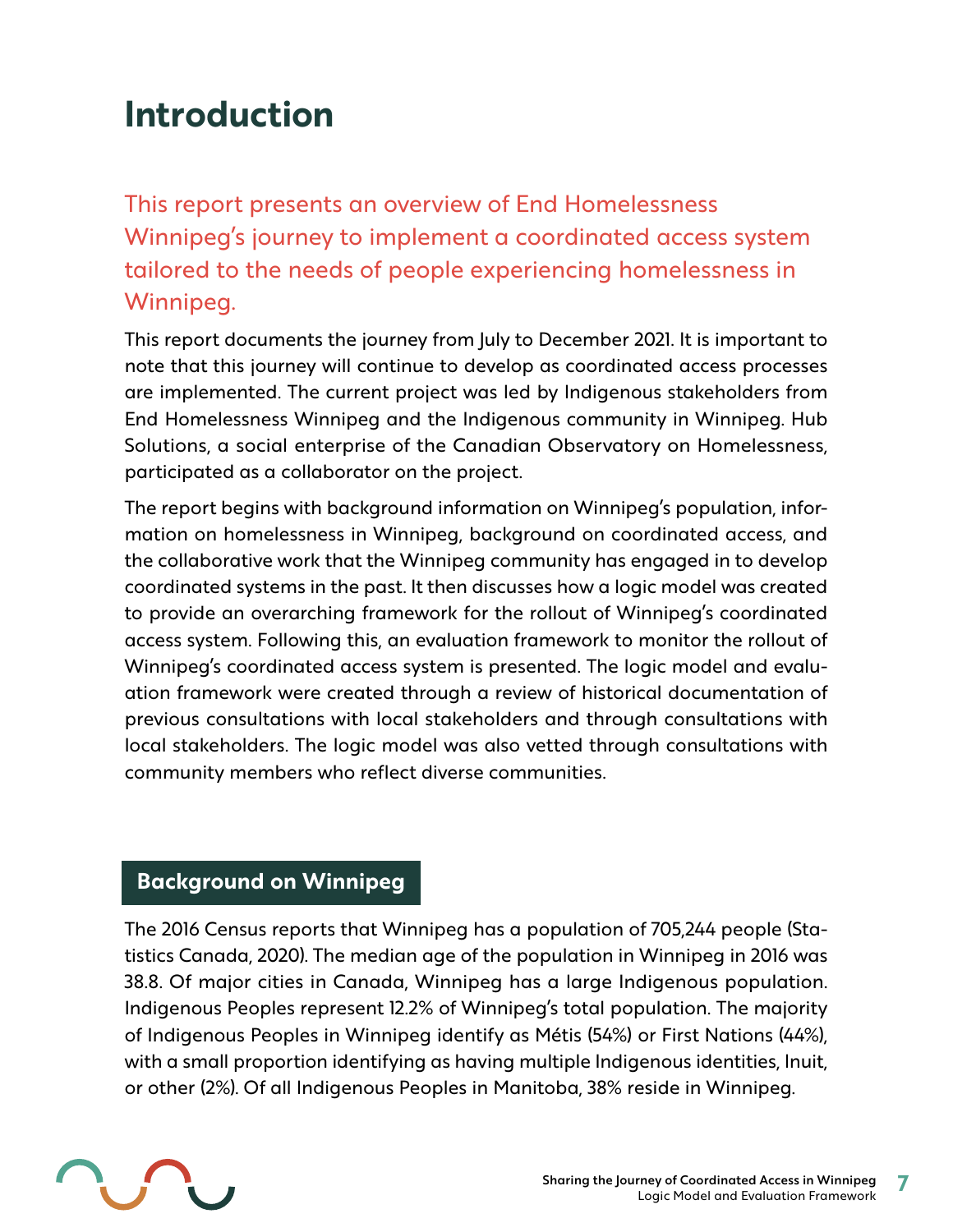# Introduction

This report presents an overview of End Homelessness Winnipeg's journey to implement a coordinated access system tailored to the needs of people experiencing homelessness in Winnipeg.

This report documents the journey from July to December 2021. It is important to note that this journey will continue to develop as coordinated access processes are implemented. The current project was led by Indigenous stakeholders from End Homelessness Winnipeg and the Indigenous community in Winnipeg. Hub Solutions, a social enterprise of the Canadian Observatory on Homelessness, participated as a collaborator on the project.

The report begins with background information on Winnipeg's population, information on homelessness in Winnipeg, background on coordinated access, and the collaborative work that the Winnipeg community has engaged in to develop coordinated systems in the past. It then discusses how a logic model was created to provide an overarching framework for the rollout of Winnipeg's coordinated access system. Following this, an evaluation framework to monitor the rollout of Winnipeg's coordinated access system is presented. The logic model and evaluation framework were created through a review of historical documentation of previous consultations with local stakeholders and through consultations with local stakeholders. The logic model was also vetted through consultations with community members who reflect diverse communities.

## Background on Winnipeg

The 2016 Census reports that Winnipeg has a population of 705,244 people (Statistics Canada, 2020). The median age of the population in Winnipeg in 2016 was 38.8. Of major cities in Canada, Winnipeg has a large Indigenous population. Indigenous Peoples represent 12.2% of Winnipeg's total population. The majority of Indigenous Peoples in Winnipeg identify as Métis (54%) or First Nations (44%), with a small proportion identifying as having multiple Indigenous identities, Inuit, or other (2%). Of all Indigenous Peoples in Manitoba, 38% reside in Winnipeg.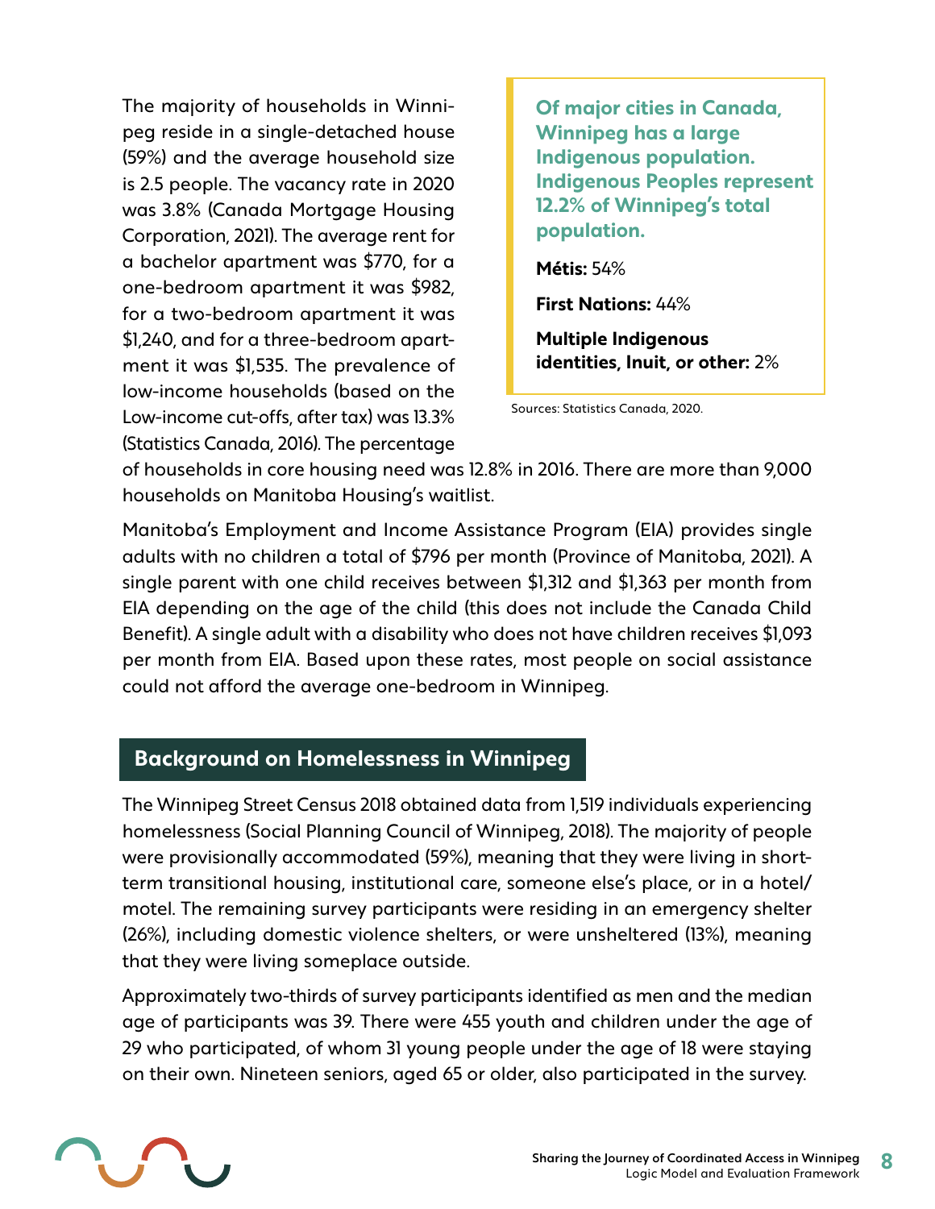The majority of households in Winnipeg reside in a single-detached house (59%) and the average household size is 2.5 people. The vacancy rate in 2020 was 3.8% (Canada Mortgage Housing Corporation, 2021). The average rent for a bachelor apartment was $770, for a one-bedroom apartment it was $982, for a two-bedroom apartment it was $1,240, and for a three-bedroom apartment it was $1,535. The prevalence of low-income households (based on the Low-income cut-offs, after tax) was 13.3% (Statistics Canada, 2016). The percentage of households in core housing need was 12.8% in 2016. There are more than 9,000 households on Manitoba Housing's waitlist.

> **Of major cities in Canada, Winnipeg has a large Indigenous population. Indigenous Peoples represent 12.2% of Winnipeg's total population.**
>
> **Métis:** 54%
>
> **First Nations:** 44%
>
> **Multiple Indigenous identities, Inuit, or other:** 2%

Sources: Statistics Canada, 2020.

Manitoba's Employment and Income Assistance Program (EIA) provides single adults with no children a total of $796 per month (Province of Manitoba, 2021). A single parent with one child receives between $1,312 and $1,363 per month from EIA depending on the age of the child (this does not include the Canada Child Benefit). A single adult with a disability who does not have children receives $1,093 per month from EIA. Based upon these rates, most people on social assistance could not afford the average one-bedroom in Winnipeg.

## Background on Homelessness in Winnipeg

The Winnipeg Street Census 2018 obtained data from 1,519 individuals experiencing homelessness (Social Planning Council of Winnipeg, 2018). The majority of people were provisionally accommodated (59%), meaning that they were living in short-term transitional housing, institutional care, someone else's place, or in a hotel/motel. The remaining survey participants were residing in an emergency shelter (26%), including domestic violence shelters, or were unsheltered (13%), meaning that they were living someplace outside.

Approximately two-thirds of survey participants identified as men and the median age of participants was 39. There were 455 youth and children under the age of 29 who participated, of whom 31 young people under the age of 18 were staying on their own. Nineteen seniors, aged 65 or older, also participated in the survey.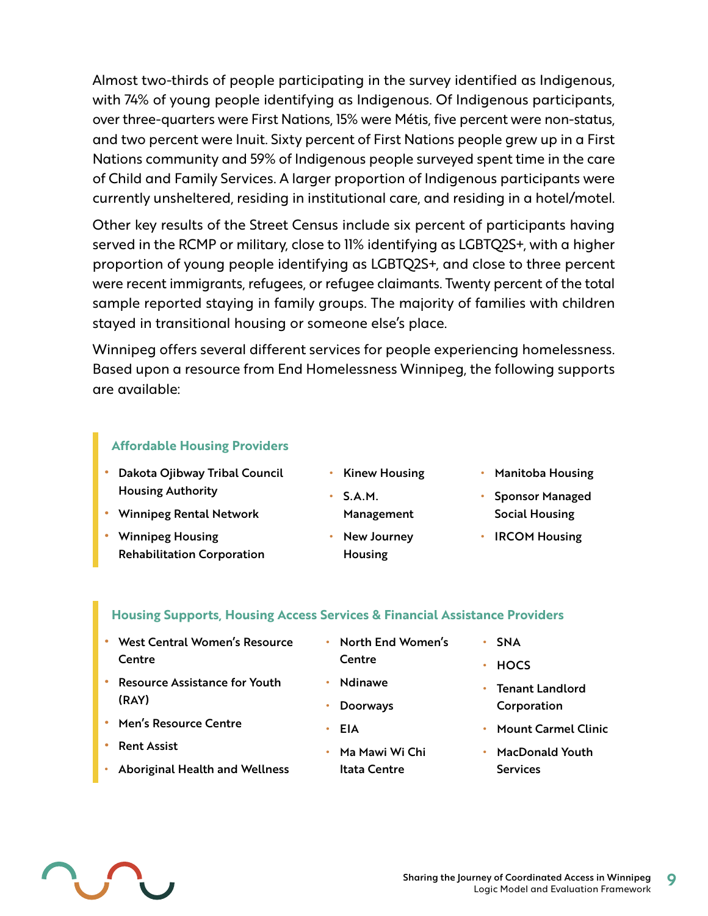Almost two-thirds of people participating in the survey identified as Indigenous, with 74% of young people identifying as Indigenous. Of Indigenous participants, over three-quarters were First Nations, 15% were Métis, five percent were non-status, and two percent were Inuit. Sixty percent of First Nations people grew up in a First Nations community and 59% of Indigenous people surveyed spent time in the care of Child and Family Services. A larger proportion of Indigenous participants were currently unsheltered, residing in institutional care, and residing in a hotel/motel.

Other key results of the Street Census include six percent of participants having served in the RCMP or military, close to 11% identifying as LGBTQ2S+, with a higher proportion of young people identifying as LGBTQ2S+, and close to three percent were recent immigrants, refugees, or refugee claimants. Twenty percent of the total sample reported staying in family groups. The majority of families with children stayed in transitional housing or someone else's place.

Winnipeg offers several different services for people experiencing homelessness. Based upon a resource from End Homelessness Winnipeg, the following supports are available:

### Affordable Housing Providers

- **Dakota Ojibway Tribal Council Housing Authority**
- **Winnipeg Rental Network**
- **Winnipeg Housing Rehabilitation Corporation**
- **Kinew Housing**
- **S.A.M. Management**
- **New Journey Housing**
- **Manitoba Housing**
- **Sponsor Managed Social Housing**
- **IRCOM Housing**

### Housing Supports, Housing Access Services & Financial Assistance Providers

- **West Central Women's Resource Centre**
- **Resource Assistance for Youth (RAY)**
- **Men's Resource Centre**
- **Rent Assist**
- **Aboriginal Health and Wellness**
- **North End Women's Centre**
- **Ndinawe**
- **Doorways**
- **EIA**
- **Ma Mawi Wi Chi Itata Centre**
- **SNA**
- **HOCS**
- **Tenant Landlord Corporation**
- **Mount Carmel Clinic**
- **MacDonald Youth Services**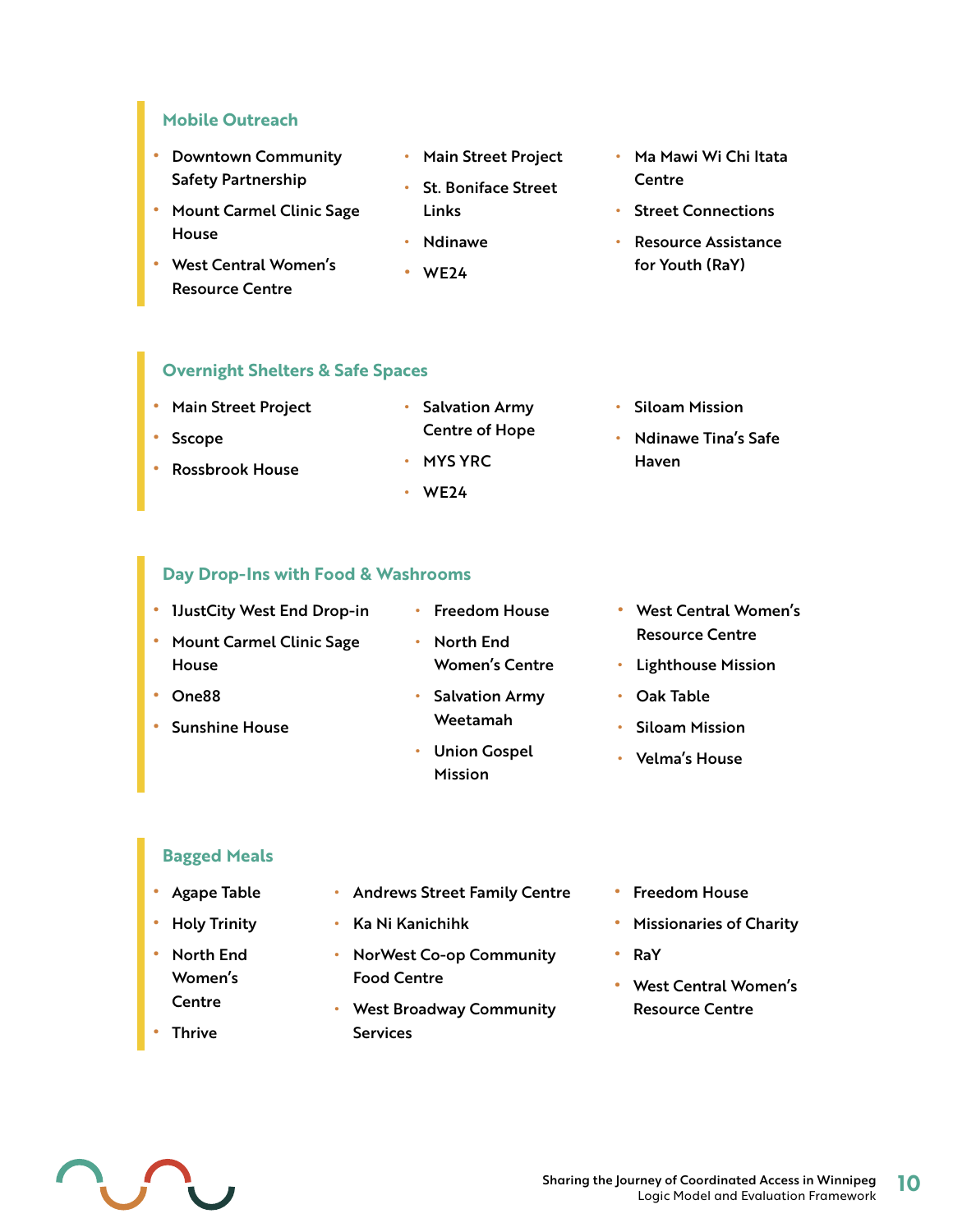### Mobile Outreach

- Downtown Community Safety Partnership
- Mount Carmel Clinic Sage House
- West Central Women's Resource Centre
- Main Street Project
- St. Boniface Street Links
- Ndinawe
- WE24
- Ma Mawi Wi Chi Itata Centre
- Street Connections
- Resource Assistance for Youth (RaY)

### Overnight Shelters & Safe Spaces

- Main Street Project
- Sscope
- Rossbrook House
- Salvation Army Centre of Hope
- MYS YRC
- WE24
- Siloam Mission
- Ndinawe Tina's Safe Haven

### Day Drop-Ins with Food & Washrooms

- 1JustCity West End Drop-in
- Mount Carmel Clinic Sage House
- One88
- Sunshine House
- Freedom House
- North End Women's Centre
- Salvation Army Weetamah
- Union Gospel Mission
- West Central Women's Resource Centre
- Lighthouse Mission
- Oak Table
- Siloam Mission
- Velma's House

### Bagged Meals

- Agape Table
- Holy Trinity
- North End Women's Centre
- Thrive
- Andrews Street Family Centre
- Ka Ni Kanichihk
- NorWest Co-op Community Food Centre
- West Broadway Community Services
- Freedom House
- Missionaries of Charity
- RaY
- West Central Women's Resource Centre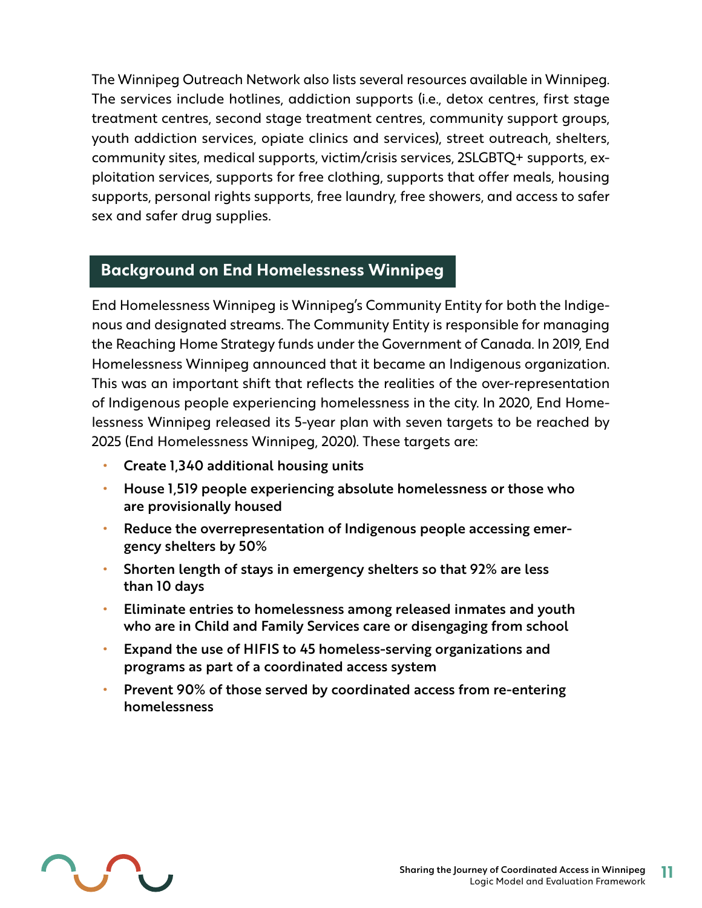The Winnipeg Outreach Network also lists several resources available in Winnipeg. The services include hotlines, addiction supports (i.e., detox centres, first stage treatment centres, second stage treatment centres, community support groups, youth addiction services, opiate clinics and services), street outreach, shelters, community sites, medical supports, victim/crisis services, 2SLGBTQ+ supports, exploitation services, supports for free clothing, supports that offer meals, housing supports, personal rights supports, free laundry, free showers, and access to safer sex and safer drug supplies.

## Background on End Homelessness Winnipeg

End Homelessness Winnipeg is Winnipeg's Community Entity for both the Indigenous and designated streams. The Community Entity is responsible for managing the Reaching Home Strategy funds under the Government of Canada. In 2019, End Homelessness Winnipeg announced that it became an Indigenous organization. This was an important shift that reflects the realities of the over-representation of Indigenous people experiencing homelessness in the city. In 2020, End Homelessness Winnipeg released its 5-year plan with seven targets to be reached by 2025 (End Homelessness Winnipeg, 2020). These targets are:

- **Create 1,340 additional housing units**
- **House 1,519 people experiencing absolute homelessness or those who are provisionally housed**
- **Reduce the overrepresentation of Indigenous people accessing emergency shelters by 50%**
- **Shorten length of stays in emergency shelters so that 92% are less than 10 days**
- **Eliminate entries to homelessness among released inmates and youth who are in Child and Family Services care or disengaging from school**
- **Expand the use of HIFIS to 45 homeless-serving organizations and programs as part of a coordinated access system**
- **Prevent 90% of those served by coordinated access from re-entering homelessness**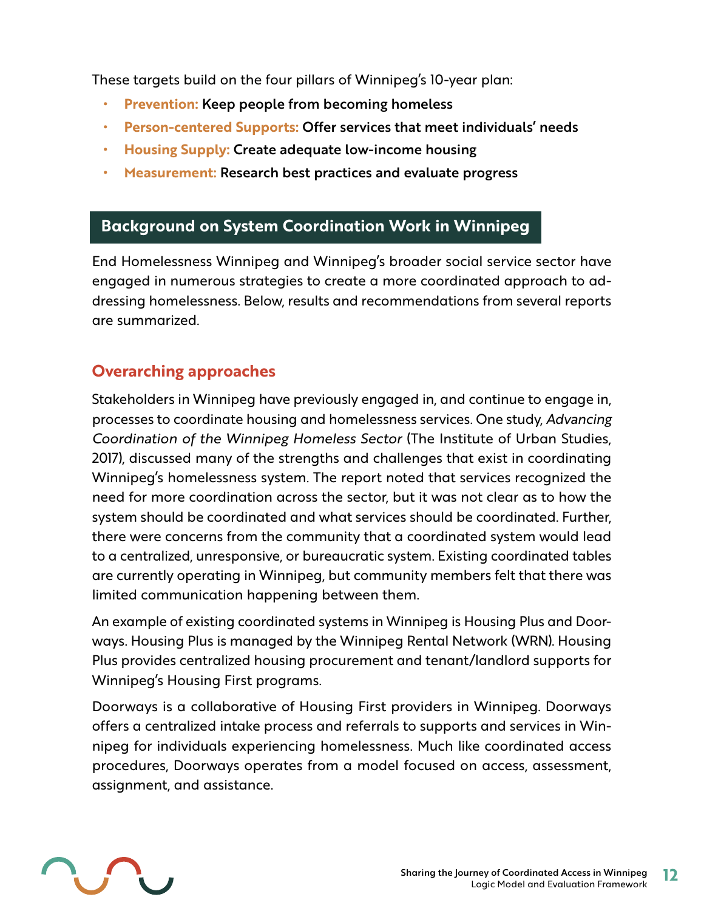These targets build on the four pillars of Winnipeg's 10-year plan:

- **Prevention: Keep people from becoming homeless**
- **Person-centered Supports: Offer services that meet individuals' needs**
- **Housing Supply: Create adequate low-income housing**
- **Measurement: Research best practices and evaluate progress**

## Background on System Coordination Work in Winnipeg

End Homelessness Winnipeg and Winnipeg's broader social service sector have engaged in numerous strategies to create a more coordinated approach to addressing homelessness. Below, results and recommendations from several reports are summarized.

### Overarching approaches

Stakeholders in Winnipeg have previously engaged in, and continue to engage in, processes to coordinate housing and homelessness services. One study, *Advancing Coordination of the Winnipeg Homeless Sector* (The Institute of Urban Studies, 2017), discussed many of the strengths and challenges that exist in coordinating Winnipeg's homelessness system. The report noted that services recognized the need for more coordination across the sector, but it was not clear as to how the system should be coordinated and what services should be coordinated. Further, there were concerns from the community that a coordinated system would lead to a centralized, unresponsive, or bureaucratic system. Existing coordinated tables are currently operating in Winnipeg, but community members felt that there was limited communication happening between them.

An example of existing coordinated systems in Winnipeg is Housing Plus and Doorways. Housing Plus is managed by the Winnipeg Rental Network (WRN). Housing Plus provides centralized housing procurement and tenant/landlord supports for Winnipeg's Housing First programs.

Doorways is a collaborative of Housing First providers in Winnipeg. Doorways offers a centralized intake process and referrals to supports and services in Winnipeg for individuals experiencing homelessness. Much like coordinated access procedures, Doorways operates from a model focused on access, assessment, assignment, and assistance.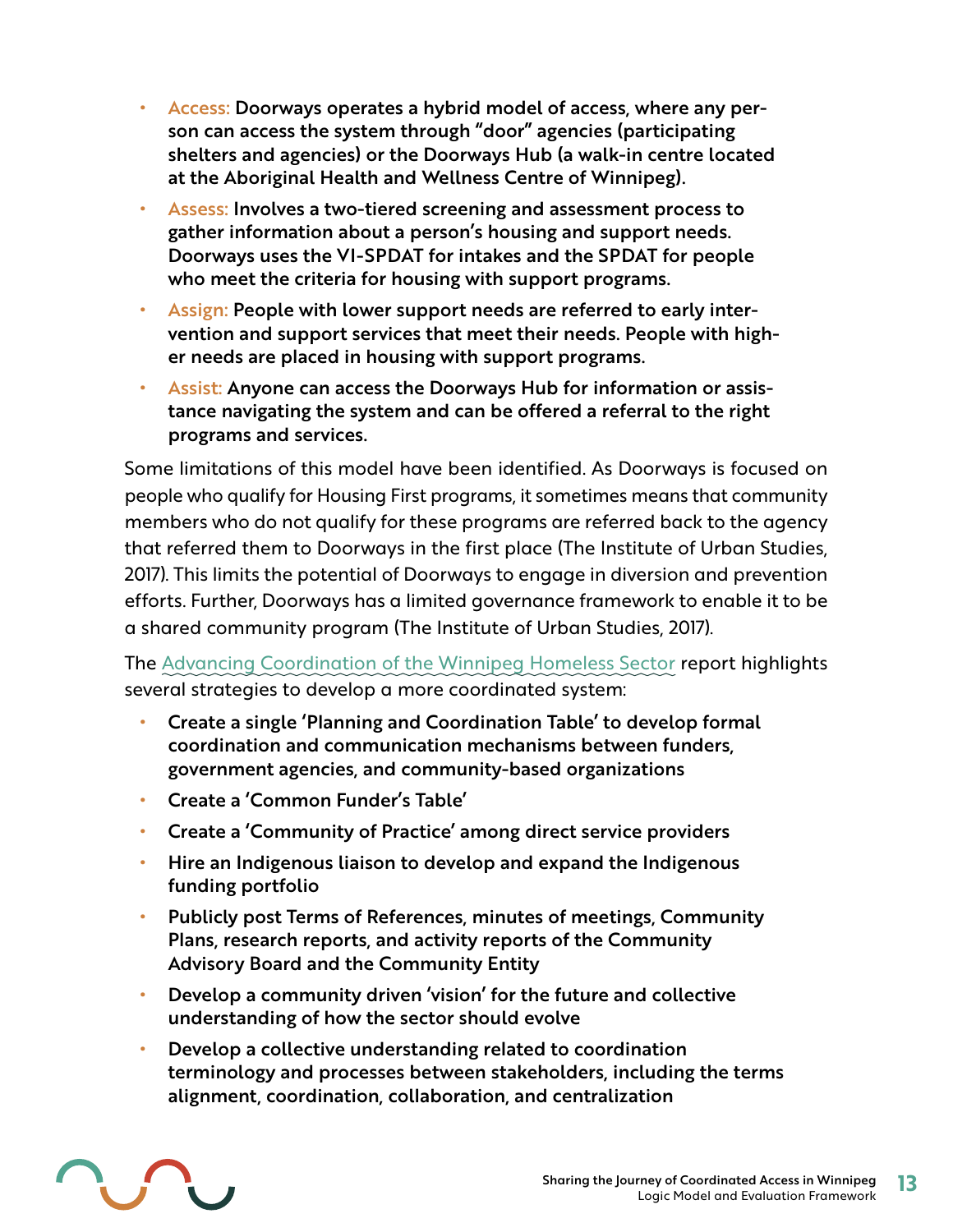- **Access:** **Doorways operates a hybrid model of access, where any person can access the system through "door" agencies (participating shelters and agencies) or the Doorways Hub (a walk-in centre located at the Aboriginal Health and Wellness Centre of Winnipeg).**
- **Assess:** **Involves a two-tiered screening and assessment process to gather information about a person's housing and support needs. Doorways uses the VI-SPDAT for intakes and the SPDAT for people who meet the criteria for housing with support programs.**
- **Assign:** **People with lower support needs are referred to early intervention and support services that meet their needs. People with higher needs are placed in housing with support programs.**
- **Assist:** **Anyone can access the Doorways Hub for information or assistance navigating the system and can be offered a referral to the right programs and services.**

Some limitations of this model have been identified. As Doorways is focused on people who qualify for Housing First programs, it sometimes means that community members who do not qualify for these programs are referred back to the agency that referred them to Doorways in the first place (The Institute of Urban Studies, 2017). This limits the potential of Doorways to engage in diversion and prevention efforts. Further, Doorways has a limited governance framework to enable it to be a shared community program (The Institute of Urban Studies, 2017).

The Advancing Coordination of the Winnipeg Homeless Sector report highlights several strategies to develop a more coordinated system:

- **Create a single 'Planning and Coordination Table' to develop formal coordination and communication mechanisms between funders, government agencies, and community-based organizations**
- **Create a 'Common Funder's Table'**
- **Create a 'Community of Practice' among direct service providers**
- **Hire an Indigenous liaison to develop and expand the Indigenous funding portfolio**
- **Publicly post Terms of References, minutes of meetings, Community Plans, research reports, and activity reports of the Community Advisory Board and the Community Entity**
- **Develop a community driven 'vision' for the future and collective understanding of how the sector should evolve**
- **Develop a collective understanding related to coordination terminology and processes between stakeholders, including the terms alignment, coordination, collaboration, and centralization**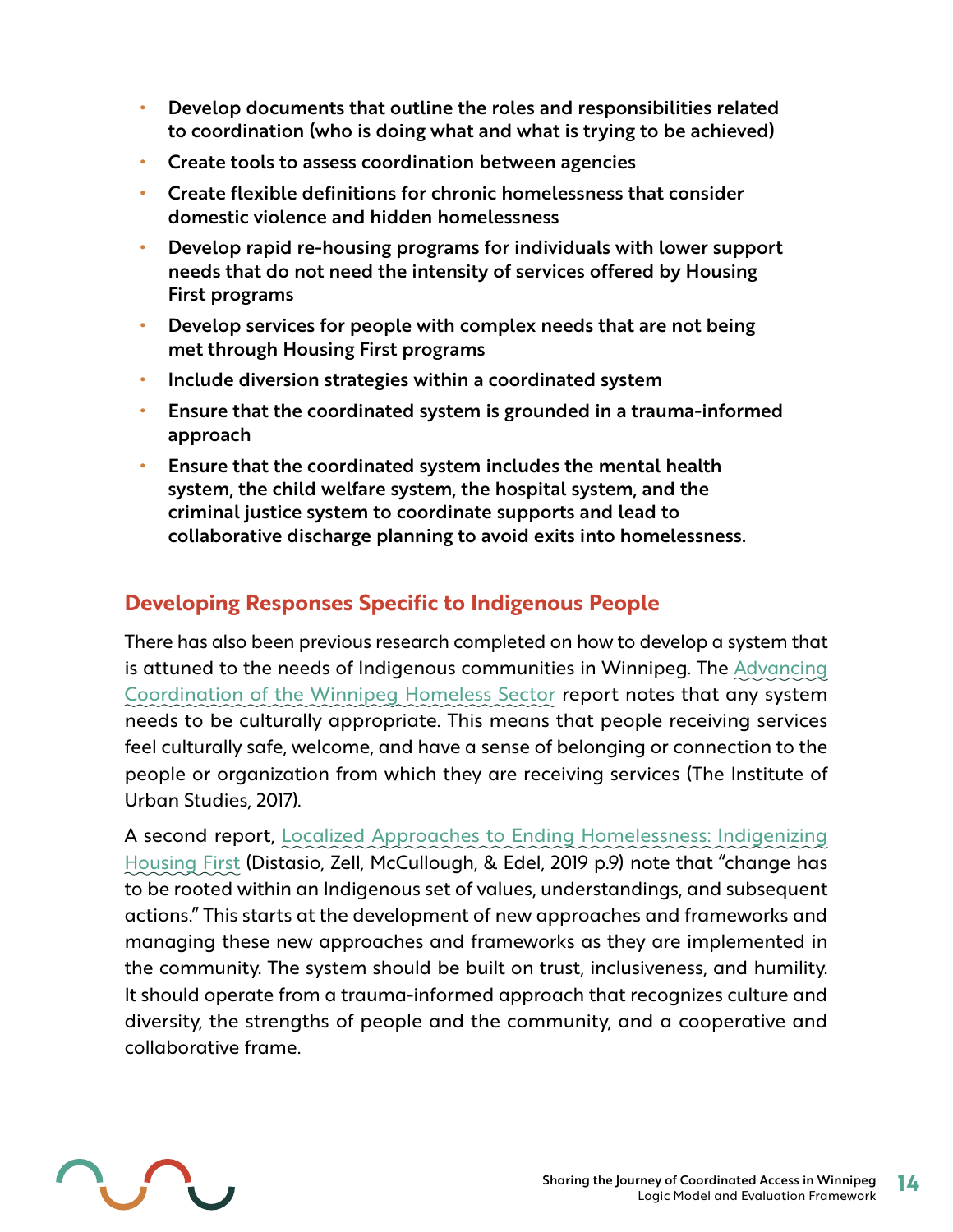- **Develop documents that outline the roles and responsibilities related to coordination (who is doing what and what is trying to be achieved)**
- **Create tools to assess coordination between agencies**
- **Create flexible definitions for chronic homelessness that consider domestic violence and hidden homelessness**
- **Develop rapid re-housing programs for individuals with lower support needs that do not need the intensity of services offered by Housing First programs**
- **Develop services for people with complex needs that are not being met through Housing First programs**
- **Include diversion strategies within a coordinated system**
- **Ensure that the coordinated system is grounded in a trauma-informed approach**
- **Ensure that the coordinated system includes the mental health system, the child welfare system, the hospital system, and the criminal justice system to coordinate supports and lead to collaborative discharge planning to avoid exits into homelessness.**

## Developing Responses Specific to Indigenous People

There has also been previous research completed on how to develop a system that is attuned to the needs of Indigenous communities in Winnipeg. The Advancing Coordination of the Winnipeg Homeless Sector report notes that any system needs to be culturally appropriate. This means that people receiving services feel culturally safe, welcome, and have a sense of belonging or connection to the people or organization from which they are receiving services (The Institute of Urban Studies, 2017).

A second report, Localized Approaches to Ending Homelessness: Indigenizing Housing First (Distasio, Zell, McCullough, & Edel, 2019 p.9) note that "change has to be rooted within an Indigenous set of values, understandings, and subsequent actions." This starts at the development of new approaches and frameworks and managing these new approaches and frameworks as they are implemented in the community. The system should be built on trust, inclusiveness, and humility. It should operate from a trauma-informed approach that recognizes culture and diversity, the strengths of people and the community, and a cooperative and collaborative frame.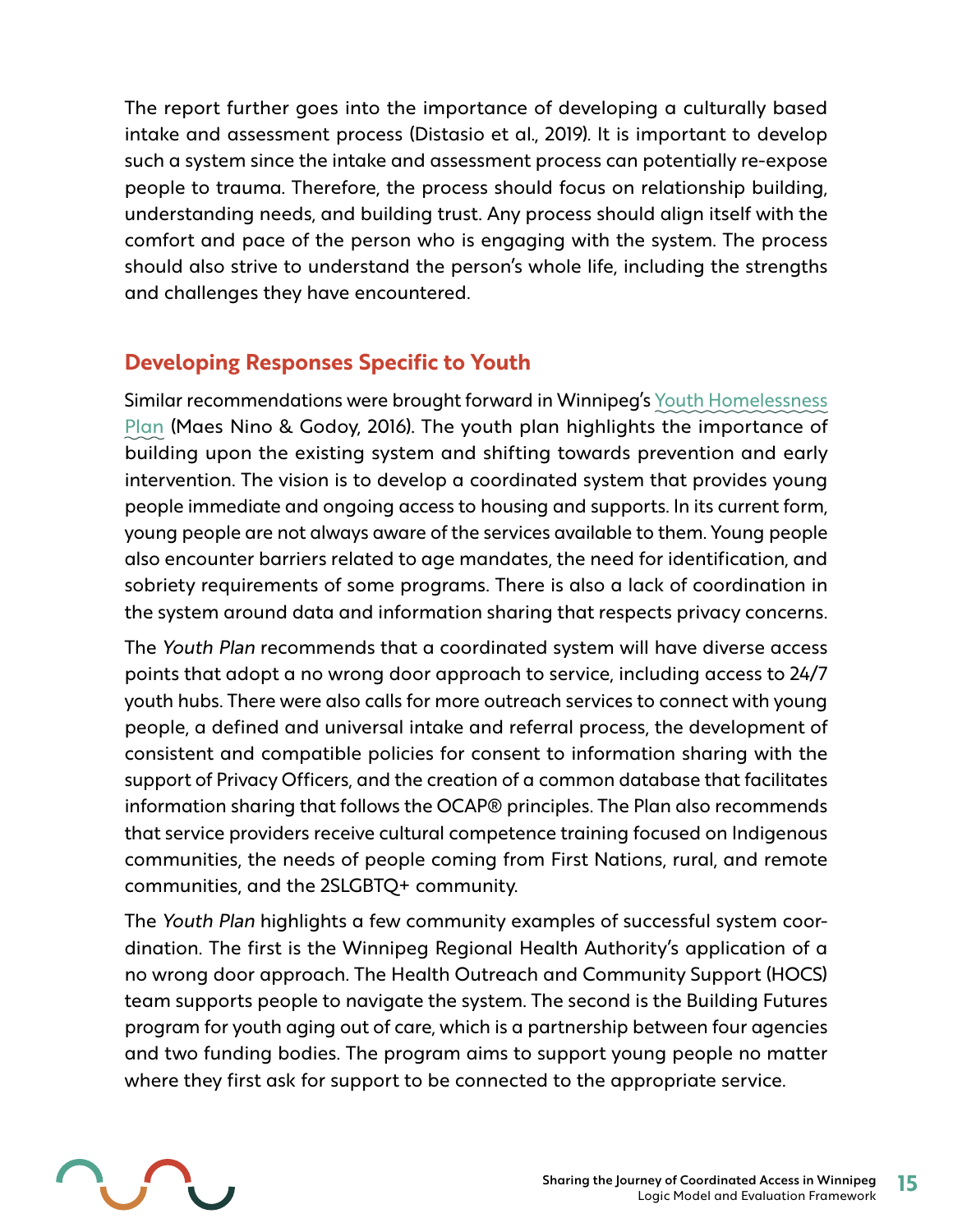The report further goes into the importance of developing a culturally based intake and assessment process (Distasio et al., 2019). It is important to develop such a system since the intake and assessment process can potentially re-expose people to trauma. Therefore, the process should focus on relationship building, understanding needs, and building trust. Any process should align itself with the comfort and pace of the person who is engaging with the system. The process should also strive to understand the person's whole life, including the strengths and challenges they have encountered.

## Developing Responses Specific to Youth

Similar recommendations were brought forward in Winnipeg's Youth Homelessness Plan (Maes Nino & Godoy, 2016). The youth plan highlights the importance of building upon the existing system and shifting towards prevention and early intervention. The vision is to develop a coordinated system that provides young people immediate and ongoing access to housing and supports. In its current form, young people are not always aware of the services available to them. Young people also encounter barriers related to age mandates, the need for identification, and sobriety requirements of some programs. There is also a lack of coordination in the system around data and information sharing that respects privacy concerns.

The *Youth Plan* recommends that a coordinated system will have diverse access points that adopt a no wrong door approach to service, including access to 24/7 youth hubs. There were also calls for more outreach services to connect with young people, a defined and universal intake and referral process, the development of consistent and compatible policies for consent to information sharing with the support of Privacy Officers, and the creation of a common database that facilitates information sharing that follows the OCAP® principles. The Plan also recommends that service providers receive cultural competence training focused on Indigenous communities, the needs of people coming from First Nations, rural, and remote communities, and the 2SLGBTQ+ community.

The *Youth Plan* highlights a few community examples of successful system coordination. The first is the Winnipeg Regional Health Authority's application of a no wrong door approach. The Health Outreach and Community Support (HOCS) team supports people to navigate the system. The second is the Building Futures program for youth aging out of care, which is a partnership between four agencies and two funding bodies. The program aims to support young people no matter where they first ask for support to be connected to the appropriate service.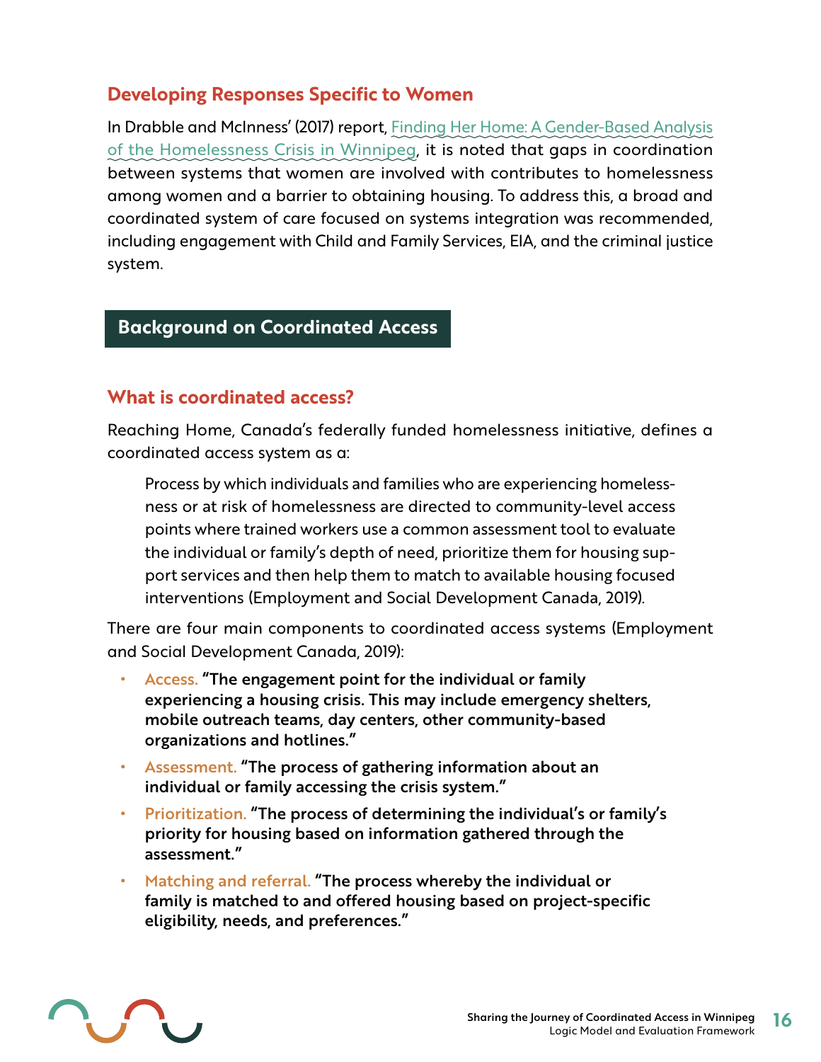### Developing Responses Specific to Women

In Drabble and McInness' (2017) report, Finding Her Home: A Gender-Based Analysis of the Homelessness Crisis in Winnipeg, it is noted that gaps in coordination between systems that women are involved with contributes to homelessness among women and a barrier to obtaining housing. To address this, a broad and coordinated system of care focused on systems integration was recommended, including engagement with Child and Family Services, EIA, and the criminal justice system.

## Background on Coordinated Access

### What is coordinated access?

Reaching Home, Canada's federally funded homelessness initiative, defines a coordinated access system as a:

> Process by which individuals and families who are experiencing homelessness or at risk of homelessness are directed to community-level access points where trained workers use a common assessment tool to evaluate the individual or family's depth of need, prioritize them for housing support services and then help them to match to available housing focused interventions (Employment and Social Development Canada, 2019).

There are four main components to coordinated access systems (Employment and Social Development Canada, 2019):

- Access. **"The engagement point for the individual or family experiencing a housing crisis. This may include emergency shelters, mobile outreach teams, day centers, other community-based organizations and hotlines."**
- Assessment. **"The process of gathering information about an individual or family accessing the crisis system."**
- Prioritization. **"The process of determining the individual's or family's priority for housing based on information gathered through the assessment."**
- Matching and referral. **"The process whereby the individual or family is matched to and offered housing based on project-specific eligibility, needs, and preferences."**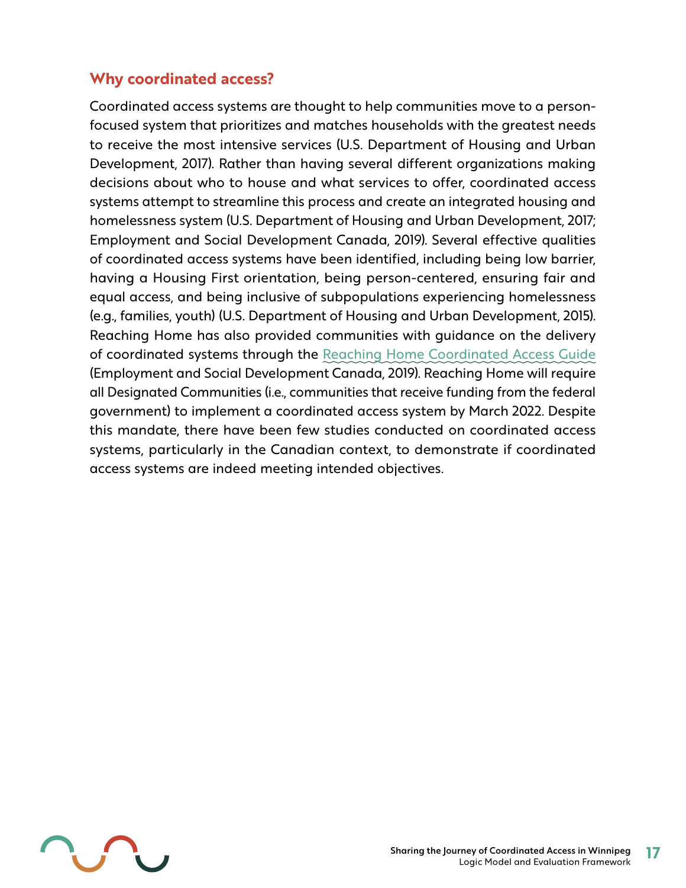## Why coordinated access?

Coordinated access systems are thought to help communities move to a person-focused system that prioritizes and matches households with the greatest needs to receive the most intensive services (U.S. Department of Housing and Urban Development, 2017). Rather than having several different organizations making decisions about who to house and what services to offer, coordinated access systems attempt to streamline this process and create an integrated housing and homelessness system (U.S. Department of Housing and Urban Development, 2017; Employment and Social Development Canada, 2019). Several effective qualities of coordinated access systems have been identified, including being low barrier, having a Housing First orientation, being person-centered, ensuring fair and equal access, and being inclusive of subpopulations experiencing homelessness (e.g., families, youth) (U.S. Department of Housing and Urban Development, 2015). Reaching Home has also provided communities with guidance on the delivery of coordinated systems through the Reaching Home Coordinated Access Guide (Employment and Social Development Canada, 2019). Reaching Home will require all Designated Communities (i.e., communities that receive funding from the federal government) to implement a coordinated access system by March 2022. Despite this mandate, there have been few studies conducted on coordinated access systems, particularly in the Canadian context, to demonstrate if coordinated access systems are indeed meeting intended objectives.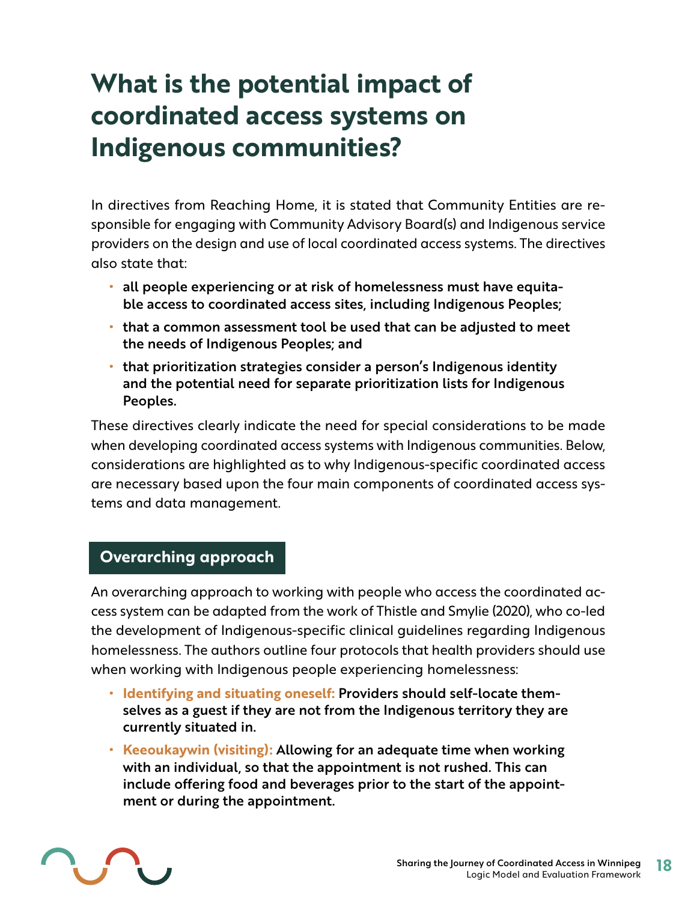# What is the potential impact of coordinated access systems on Indigenous communities?

In directives from Reaching Home, it is stated that Community Entities are responsible for engaging with Community Advisory Board(s) and Indigenous service providers on the design and use of local coordinated access systems. The directives also state that:

- **all people experiencing or at risk of homelessness must have equitable access to coordinated access sites, including Indigenous Peoples;**
- **that a common assessment tool be used that can be adjusted to meet the needs of Indigenous Peoples; and**
- **that prioritization strategies consider a person's Indigenous identity and the potential need for separate prioritization lists for Indigenous Peoples.**

These directives clearly indicate the need for special considerations to be made when developing coordinated access systems with Indigenous communities. Below, considerations are highlighted as to why Indigenous-specific coordinated access are necessary based upon the four main components of coordinated access systems and data management.

## Overarching approach

An overarching approach to working with people who access the coordinated access system can be adapted from the work of Thistle and Smylie (2020), who co-led the development of Indigenous-specific clinical guidelines regarding Indigenous homelessness. The authors outline four protocols that health providers should use when working with Indigenous people experiencing homelessness:

- **Identifying and situating oneself: Providers should self-locate themselves as a guest if they are not from the Indigenous territory they are currently situated in.**
- **Keeoukaywin (visiting): Allowing for an adequate time when working with an individual, so that the appointment is not rushed. This can include offering food and beverages prior to the start of the appointment or during the appointment.**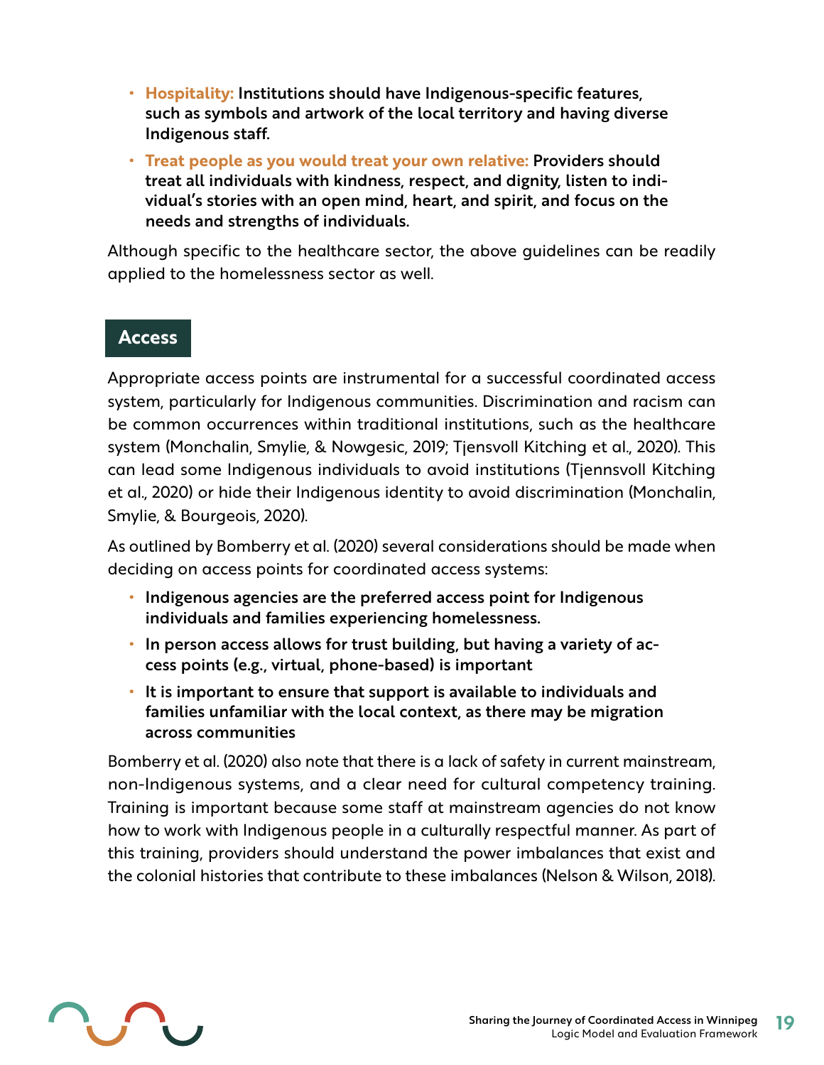- **Hospitality: Institutions should have Indigenous-specific features, such as symbols and artwork of the local territory and having diverse Indigenous staff.**
- **Treat people as you would treat your own relative: Providers should treat all individuals with kindness, respect, and dignity, listen to individual's stories with an open mind, heart, and spirit, and focus on the needs and strengths of individuals.**

Although specific to the healthcare sector, the above guidelines can be readily applied to the homelessness sector as well.

## Access

Appropriate access points are instrumental for a successful coordinated access system, particularly for Indigenous communities. Discrimination and racism can be common occurrences within traditional institutions, such as the healthcare system (Monchalin, Smylie, & Nowgesic, 2019; Tjensvoll Kitching et al., 2020). This can lead some Indigenous individuals to avoid institutions (Tjennsvoll Kitching et al., 2020) or hide their Indigenous identity to avoid discrimination (Monchalin, Smylie, & Bourgeois, 2020).

As outlined by Bomberry et al. (2020) several considerations should be made when deciding on access points for coordinated access systems:

- **Indigenous agencies are the preferred access point for Indigenous individuals and families experiencing homelessness.**
- **In person access allows for trust building, but having a variety of access points (e.g., virtual, phone-based) is important**
- **It is important to ensure that support is available to individuals and families unfamiliar with the local context, as there may be migration across communities**

Bomberry et al. (2020) also note that there is a lack of safety in current mainstream, non-Indigenous systems, and a clear need for cultural competency training. Training is important because some staff at mainstream agencies do not know how to work with Indigenous people in a culturally respectful manner. As part of this training, providers should understand the power imbalances that exist and the colonial histories that contribute to these imbalances (Nelson & Wilson, 2018).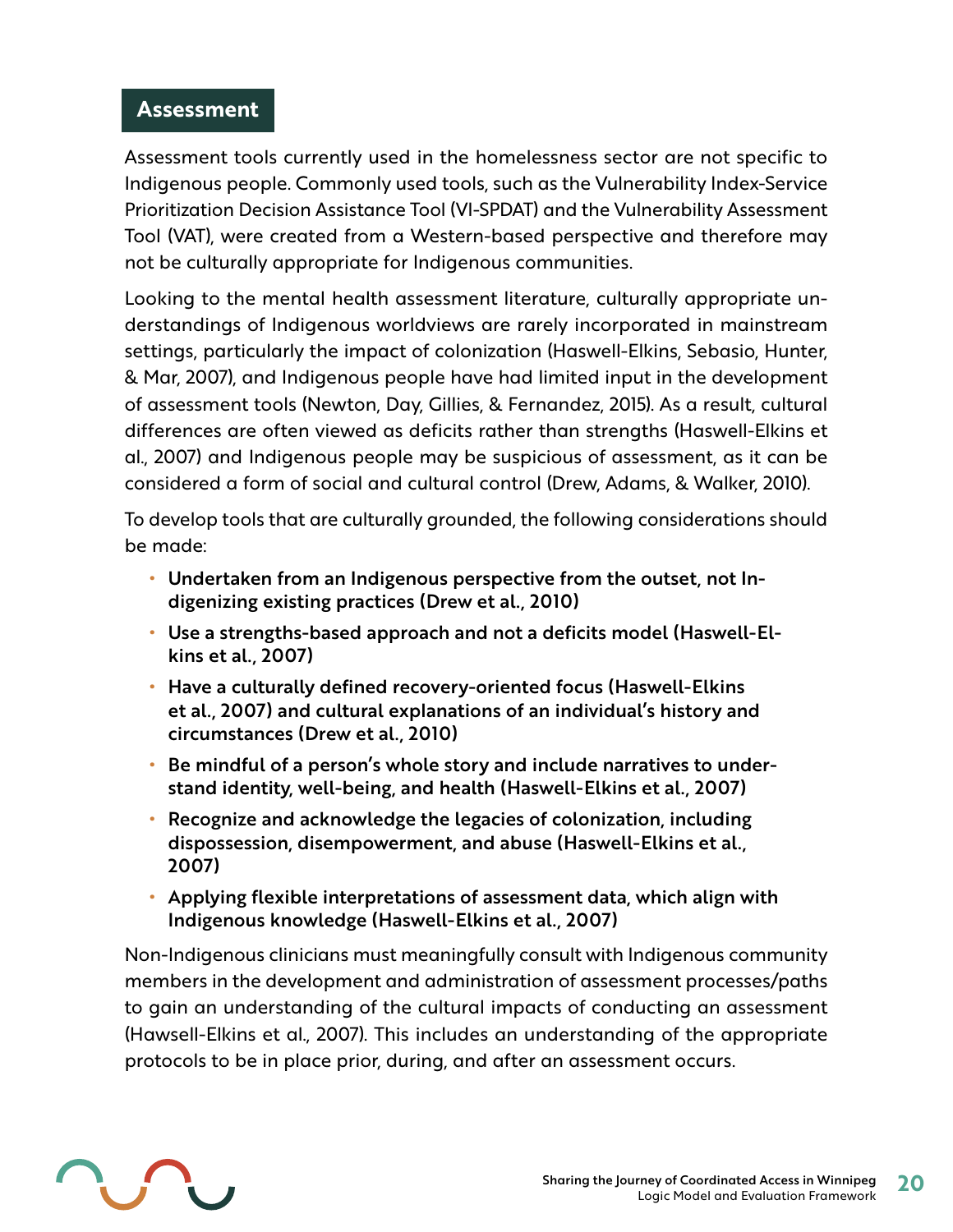## Assessment

Assessment tools currently used in the homelessness sector are not specific to Indigenous people. Commonly used tools, such as the Vulnerability Index-Service Prioritization Decision Assistance Tool (VI-SPDAT) and the Vulnerability Assessment Tool (VAT), were created from a Western-based perspective and therefore may not be culturally appropriate for Indigenous communities.

Looking to the mental health assessment literature, culturally appropriate understandings of Indigenous worldviews are rarely incorporated in mainstream settings, particularly the impact of colonization (Haswell-Elkins, Sebasio, Hunter, & Mar, 2007), and Indigenous people have had limited input in the development of assessment tools (Newton, Day, Gillies, & Fernandez, 2015). As a result, cultural differences are often viewed as deficits rather than strengths (Haswell-Elkins et al., 2007) and Indigenous people may be suspicious of assessment, as it can be considered a form of social and cultural control (Drew, Adams, & Walker, 2010).

To develop tools that are culturally grounded, the following considerations should be made:

- **Undertaken from an Indigenous perspective from the outset, not Indigenizing existing practices (Drew et al., 2010)**
- **Use a strengths-based approach and not a deficits model (Haswell-Elkins et al., 2007)**
- **Have a culturally defined recovery-oriented focus (Haswell-Elkins et al., 2007) and cultural explanations of an individual's history and circumstances (Drew et al., 2010)**
- **Be mindful of a person's whole story and include narratives to understand identity, well-being, and health (Haswell-Elkins et al., 2007)**
- **Recognize and acknowledge the legacies of colonization, including dispossession, disempowerment, and abuse (Haswell-Elkins et al., 2007)**
- **Applying flexible interpretations of assessment data, which align with Indigenous knowledge (Haswell-Elkins et al., 2007)**

Non-Indigenous clinicians must meaningfully consult with Indigenous community members in the development and administration of assessment processes/paths to gain an understanding of the cultural impacts of conducting an assessment (Hawsell-Elkins et al., 2007). This includes an understanding of the appropriate protocols to be in place prior, during, and after an assessment occurs.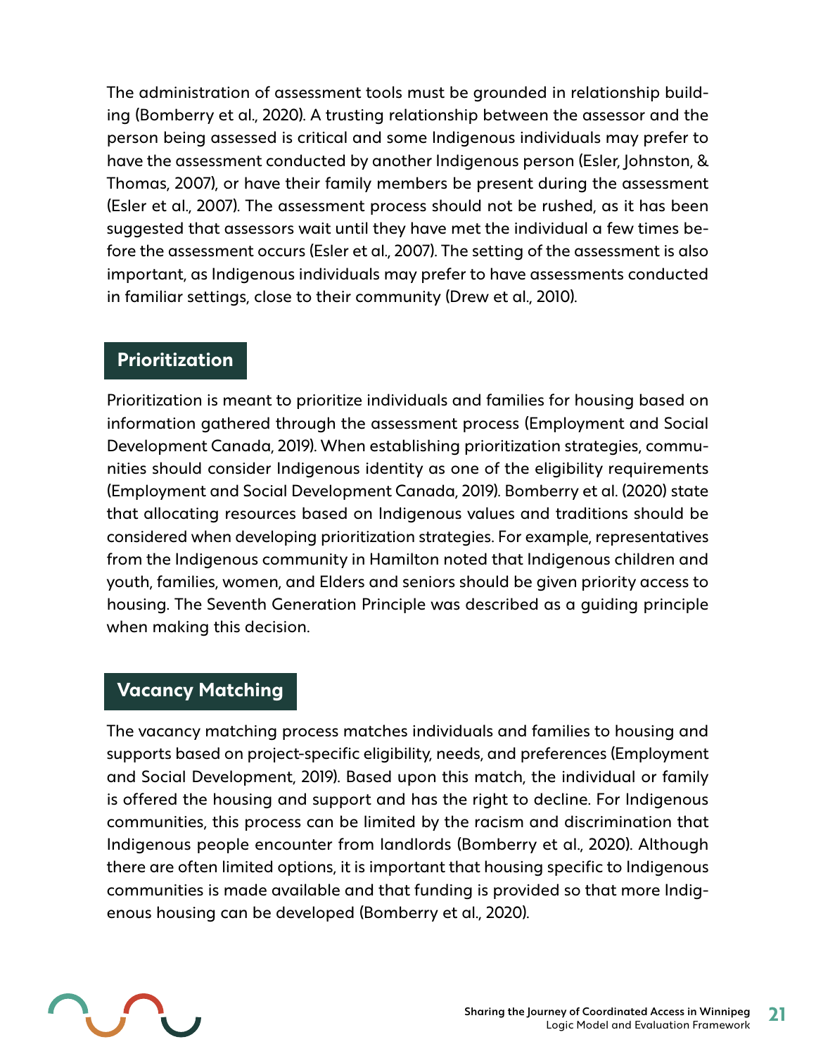The administration of assessment tools must be grounded in relationship building (Bomberry et al., 2020). A trusting relationship between the assessor and the person being assessed is critical and some Indigenous individuals may prefer to have the assessment conducted by another Indigenous person (Esler, Johnston, & Thomas, 2007), or have their family members be present during the assessment (Esler et al., 2007). The assessment process should not be rushed, as it has been suggested that assessors wait until they have met the individual a few times before the assessment occurs (Esler et al., 2007). The setting of the assessment is also important, as Indigenous individuals may prefer to have assessments conducted in familiar settings, close to their community (Drew et al., 2010).

## Prioritization

Prioritization is meant to prioritize individuals and families for housing based on information gathered through the assessment process (Employment and Social Development Canada, 2019). When establishing prioritization strategies, communities should consider Indigenous identity as one of the eligibility requirements (Employment and Social Development Canada, 2019). Bomberry et al. (2020) state that allocating resources based on Indigenous values and traditions should be considered when developing prioritization strategies. For example, representatives from the Indigenous community in Hamilton noted that Indigenous children and youth, families, women, and Elders and seniors should be given priority access to housing. The Seventh Generation Principle was described as a guiding principle when making this decision.

## Vacancy Matching

The vacancy matching process matches individuals and families to housing and supports based on project-specific eligibility, needs, and preferences (Employment and Social Development, 2019). Based upon this match, the individual or family is offered the housing and support and has the right to decline. For Indigenous communities, this process can be limited by the racism and discrimination that Indigenous people encounter from landlords (Bomberry et al., 2020). Although there are often limited options, it is important that housing specific to Indigenous communities is made available and that funding is provided so that more Indigenous housing can be developed (Bomberry et al., 2020).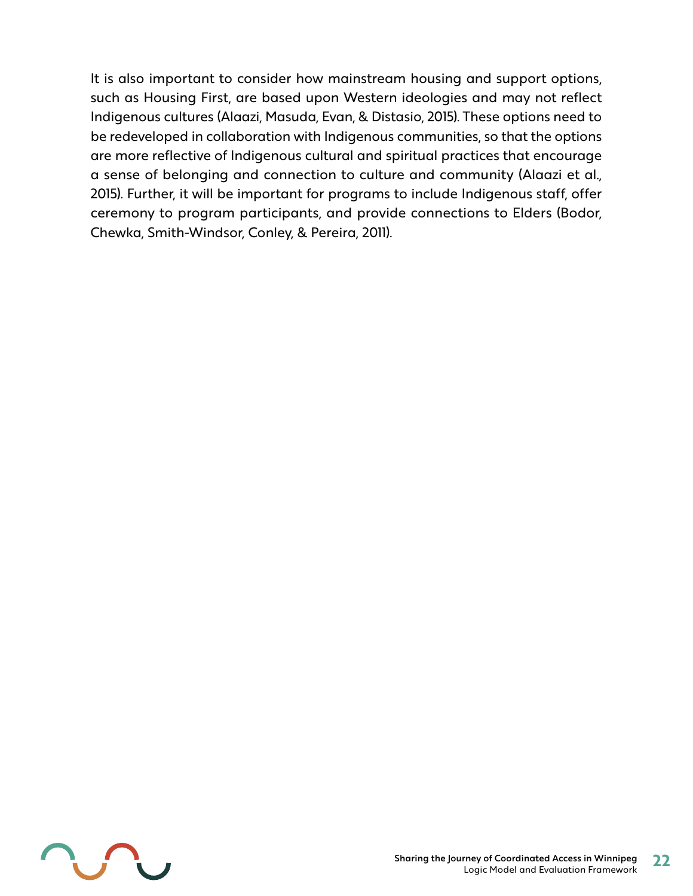It is also important to consider how mainstream housing and support options, such as Housing First, are based upon Western ideologies and may not reflect Indigenous cultures (Alaazi, Masuda, Evan, & Distasio, 2015). These options need to be redeveloped in collaboration with Indigenous communities, so that the options are more reflective of Indigenous cultural and spiritual practices that encourage a sense of belonging and connection to culture and community (Alaazi et al., 2015). Further, it will be important for programs to include Indigenous staff, offer ceremony to program participants, and provide connections to Elders (Bodor, Chewka, Smith-Windsor, Conley, & Pereira, 2011).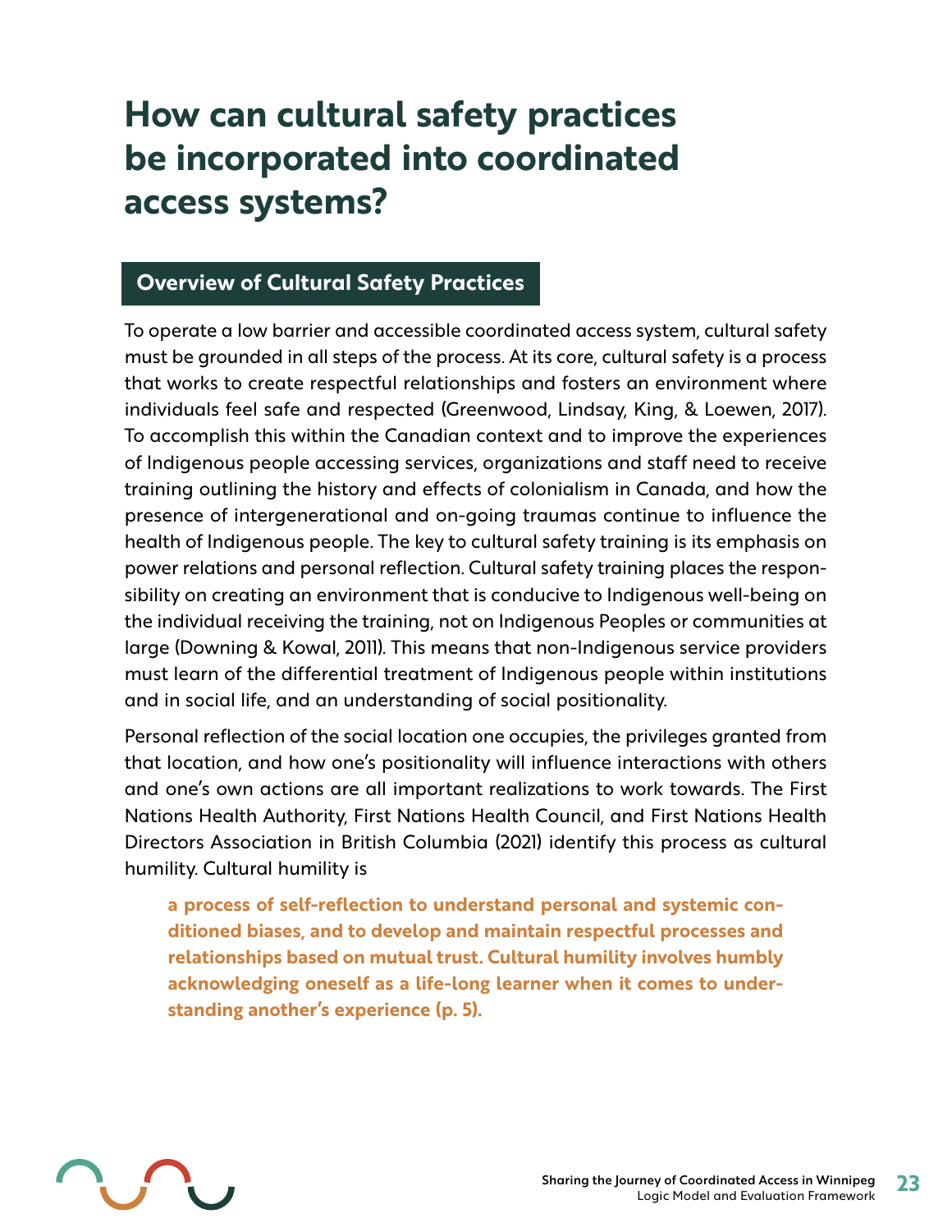# How can cultural safety practices be incorporated into coordinated access systems?

## Overview of Cultural Safety Practices

To operate a low barrier and accessible coordinated access system, cultural safety must be grounded in all steps of the process. At its core, cultural safety is a process that works to create respectful relationships and fosters an environment where individuals feel safe and respected (Greenwood, Lindsay, King, & Loewen, 2017). To accomplish this within the Canadian context and to improve the experiences of Indigenous people accessing services, organizations and staff need to receive training outlining the history and effects of colonialism in Canada, and how the presence of intergenerational and on-going traumas continue to influence the health of Indigenous people. The key to cultural safety training is its emphasis on power relations and personal reflection. Cultural safety training places the responsibility on creating an environment that is conducive to Indigenous well-being on the individual receiving the training, not on Indigenous Peoples or communities at large (Downing & Kowal, 2011). This means that non-Indigenous service providers must learn of the differential treatment of Indigenous people within institutions and in social life, and an understanding of social positionality.

Personal reflection of the social location one occupies, the privileges granted from that location, and how one's positionality will influence interactions with others and one's own actions are all important realizations to work towards. The First Nations Health Authority, First Nations Health Council, and First Nations Health Directors Association in British Columbia (2021) identify this process as cultural humility. Cultural humility is

> **a process of self-reflection to understand personal and systemic conditioned biases, and to develop and maintain respectful processes and relationships based on mutual trust. Cultural humility involves humbly acknowledging oneself as a life-long learner when it comes to understanding another's experience (p. 5).**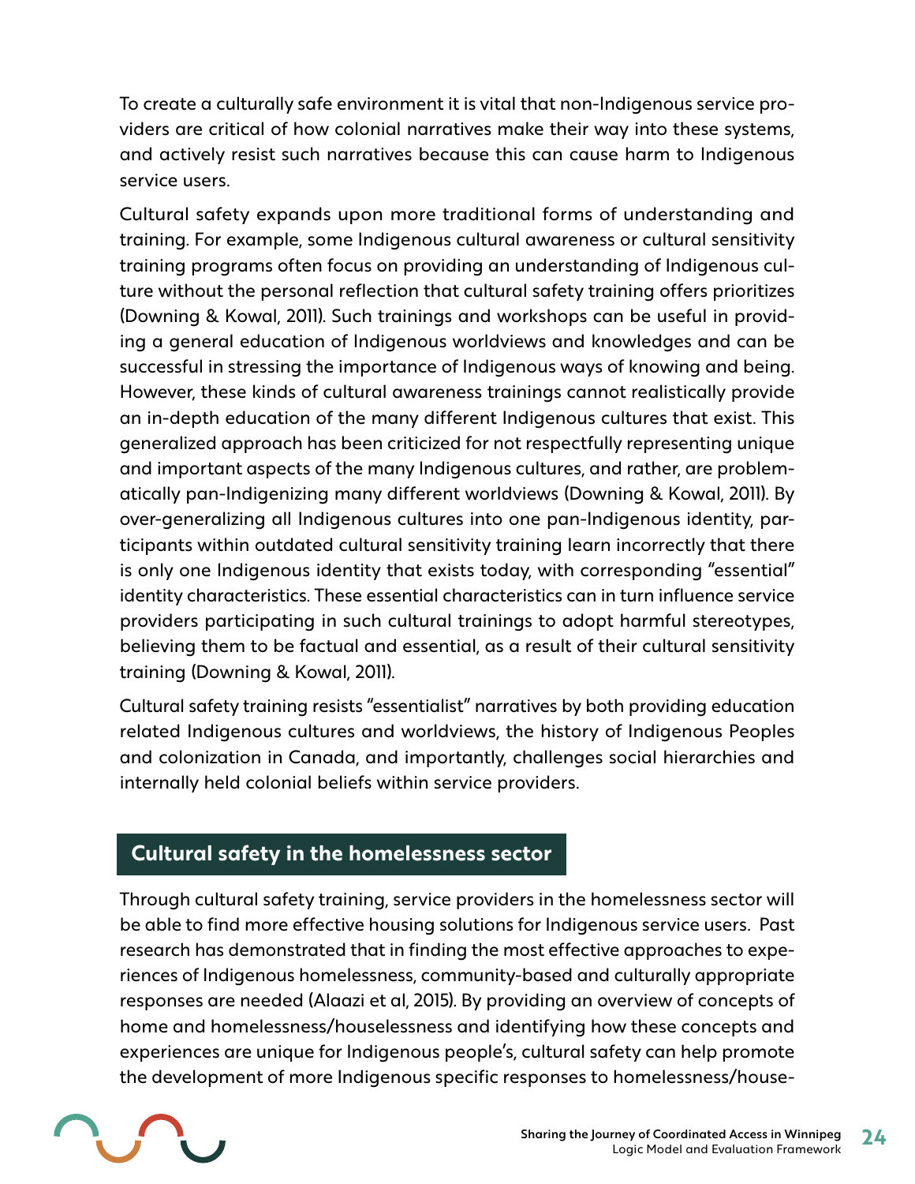To create a culturally safe environment it is vital that non-Indigenous service providers are critical of how colonial narratives make their way into these systems, and actively resist such narratives because this can cause harm to Indigenous service users.

Cultural safety expands upon more traditional forms of understanding and training. For example, some Indigenous cultural awareness or cultural sensitivity training programs often focus on providing an understanding of Indigenous culture without the personal reflection that cultural safety training offers prioritizes (Downing & Kowal, 2011). Such trainings and workshops can be useful in providing a general education of Indigenous worldviews and knowledges and can be successful in stressing the importance of Indigenous ways of knowing and being. However, these kinds of cultural awareness trainings cannot realistically provide an in-depth education of the many different Indigenous cultures that exist. This generalized approach has been criticized for not respectfully representing unique and important aspects of the many Indigenous cultures, and rather, are problematically pan-Indigenizing many different worldviews (Downing & Kowal, 2011). By over-generalizing all Indigenous cultures into one pan-Indigenous identity, participants within outdated cultural sensitivity training learn incorrectly that there is only one Indigenous identity that exists today, with corresponding "essential" identity characteristics. These essential characteristics can in turn influence service providers participating in such cultural trainings to adopt harmful stereotypes, believing them to be factual and essential, as a result of their cultural sensitivity training (Downing & Kowal, 2011).

Cultural safety training resists "essentialist" narratives by both providing education related Indigenous cultures and worldviews, the history of Indigenous Peoples and colonization in Canada, and importantly, challenges social hierarchies and internally held colonial beliefs within service providers.

## Cultural safety in the homelessness sector

Through cultural safety training, service providers in the homelessness sector will be able to find more effective housing solutions for Indigenous service users. Past research has demonstrated that in finding the most effective approaches to experiences of Indigenous homelessness, community-based and culturally appropriate responses are needed (Alaazi et al, 2015). By providing an overview of concepts of home and homelessness/houselessness and identifying how these concepts and experiences are unique for Indigenous people's, cultural safety can help promote the development of more Indigenous specific responses to homelessness/house-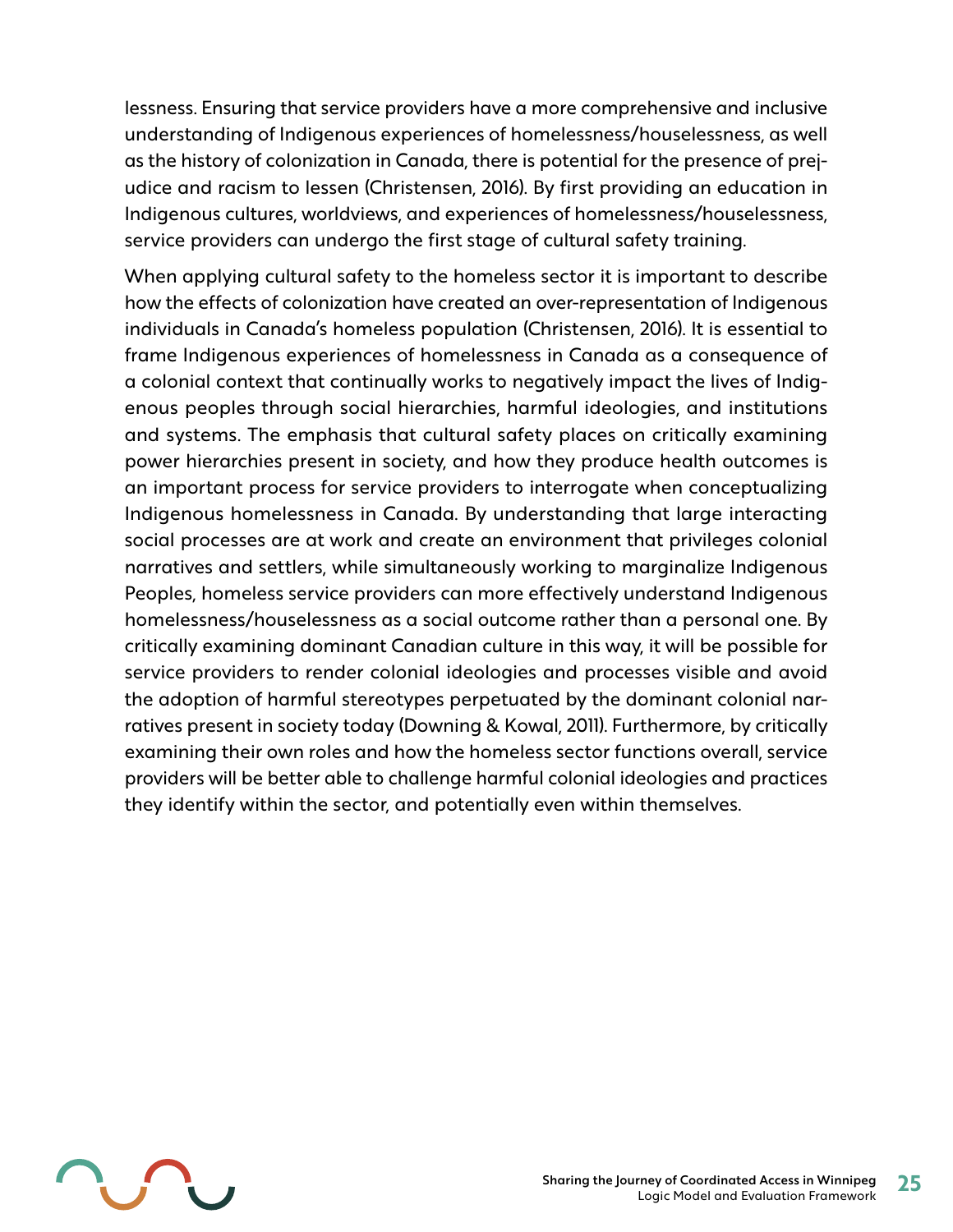lessness. Ensuring that service providers have a more comprehensive and inclusive understanding of Indigenous experiences of homelessness/houselessness, as well as the history of colonization in Canada, there is potential for the presence of prejudice and racism to lessen (Christensen, 2016). By first providing an education in Indigenous cultures, worldviews, and experiences of homelessness/houselessness, service providers can undergo the first stage of cultural safety training.

When applying cultural safety to the homeless sector it is important to describe how the effects of colonization have created an over-representation of Indigenous individuals in Canada's homeless population (Christensen, 2016). It is essential to frame Indigenous experiences of homelessness in Canada as a consequence of a colonial context that continually works to negatively impact the lives of Indigenous peoples through social hierarchies, harmful ideologies, and institutions and systems. The emphasis that cultural safety places on critically examining power hierarchies present in society, and how they produce health outcomes is an important process for service providers to interrogate when conceptualizing Indigenous homelessness in Canada. By understanding that large interacting social processes are at work and create an environment that privileges colonial narratives and settlers, while simultaneously working to marginalize Indigenous Peoples, homeless service providers can more effectively understand Indigenous homelessness/houselessness as a social outcome rather than a personal one. By critically examining dominant Canadian culture in this way, it will be possible for service providers to render colonial ideologies and processes visible and avoid the adoption of harmful stereotypes perpetuated by the dominant colonial narratives present in society today (Downing & Kowal, 2011). Furthermore, by critically examining their own roles and how the homeless sector functions overall, service providers will be better able to challenge harmful colonial ideologies and practices they identify within the sector, and potentially even within themselves.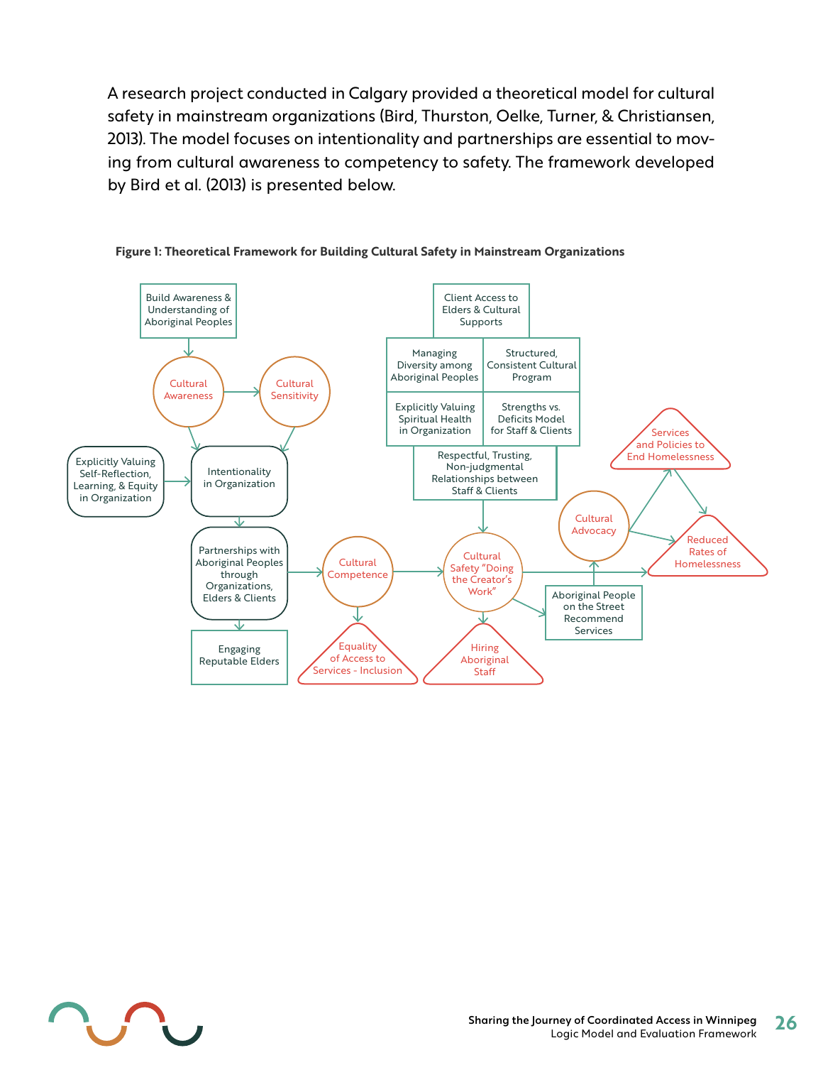A research project conducted in Calgary provided a theoretical model for cultural safety in mainstream organizations (Bird, Thurston, Oelke, Turner, & Christiansen, 2013). The model focuses on intentionality and partnerships are essential to moving from cultural awareness to competency to safety. The framework developed by Bird et al. (2013) is presented below.

**Figure 1: Theoretical Framework for Building Cultural Safety in Mainstream Organizations**

Build Awareness & Understanding of Aboriginal Peoples

Cultural Awareness

Cultural Sensitivity

Explicitly Valuing Self-Reflection, Learning, & Equity in Organization

Intentionality in Organization

Partnerships with Aboriginal Peoples through Organizations, Elders & Clients

Engaging Reputable Elders

Cultural Competence

Equality of Access to Services - Inclusion

Client Access to Elders & Cultural Supports

Managing Diversity among Aboriginal Peoples

Structured, Consistent Cultural Program

Explicitly Valuing Spiritual Health in Organization

Strengths vs. Deficits Model for Staff & Clients

Respectful, Trusting, Non-judgmental Relationships between Staff & Clients

Cultural Safety "Doing the Creator's Work"

Hiring Aboriginal Staff

Cultural Advocacy

Aboriginal People on the Street Recommend Services

Services and Policies to End Homelessness

Reduced Rates of Homelessness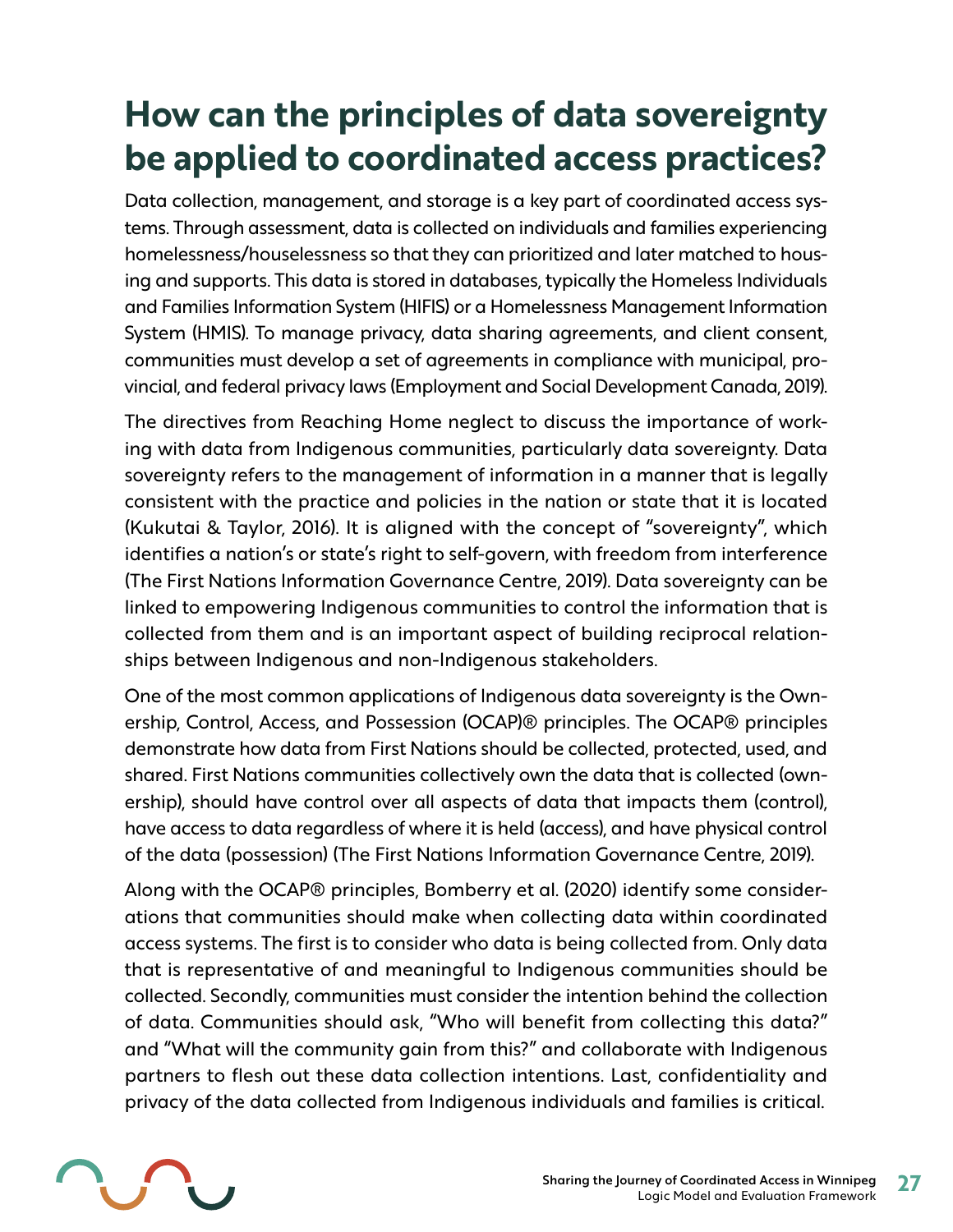# How can the principles of data sovereignty be applied to coordinated access practices?

Data collection, management, and storage is a key part of coordinated access systems. Through assessment, data is collected on individuals and families experiencing homelessness/houselessness so that they can prioritized and later matched to housing and supports. This data is stored in databases, typically the Homeless Individuals and Families Information System (HIFIS) or a Homelessness Management Information System (HMIS). To manage privacy, data sharing agreements, and client consent, communities must develop a set of agreements in compliance with municipal, provincial, and federal privacy laws (Employment and Social Development Canada, 2019).

The directives from Reaching Home neglect to discuss the importance of working with data from Indigenous communities, particularly data sovereignty. Data sovereignty refers to the management of information in a manner that is legally consistent with the practice and policies in the nation or state that it is located (Kukutai & Taylor, 2016). It is aligned with the concept of "sovereignty", which identifies a nation's or state's right to self-govern, with freedom from interference (The First Nations Information Governance Centre, 2019). Data sovereignty can be linked to empowering Indigenous communities to control the information that is collected from them and is an important aspect of building reciprocal relationships between Indigenous and non-Indigenous stakeholders.

One of the most common applications of Indigenous data sovereignty is the Ownership, Control, Access, and Possession (OCAP)® principles. The OCAP® principles demonstrate how data from First Nations should be collected, protected, used, and shared. First Nations communities collectively own the data that is collected (ownership), should have control over all aspects of data that impacts them (control), have access to data regardless of where it is held (access), and have physical control of the data (possession) (The First Nations Information Governance Centre, 2019).

Along with the OCAP® principles, Bomberry et al. (2020) identify some considerations that communities should make when collecting data within coordinated access systems. The first is to consider who data is being collected from. Only data that is representative of and meaningful to Indigenous communities should be collected. Secondly, communities must consider the intention behind the collection of data. Communities should ask, "Who will benefit from collecting this data?" and "What will the community gain from this?" and collaborate with Indigenous partners to flesh out these data collection intentions. Last, confidentiality and privacy of the data collected from Indigenous individuals and families is critical.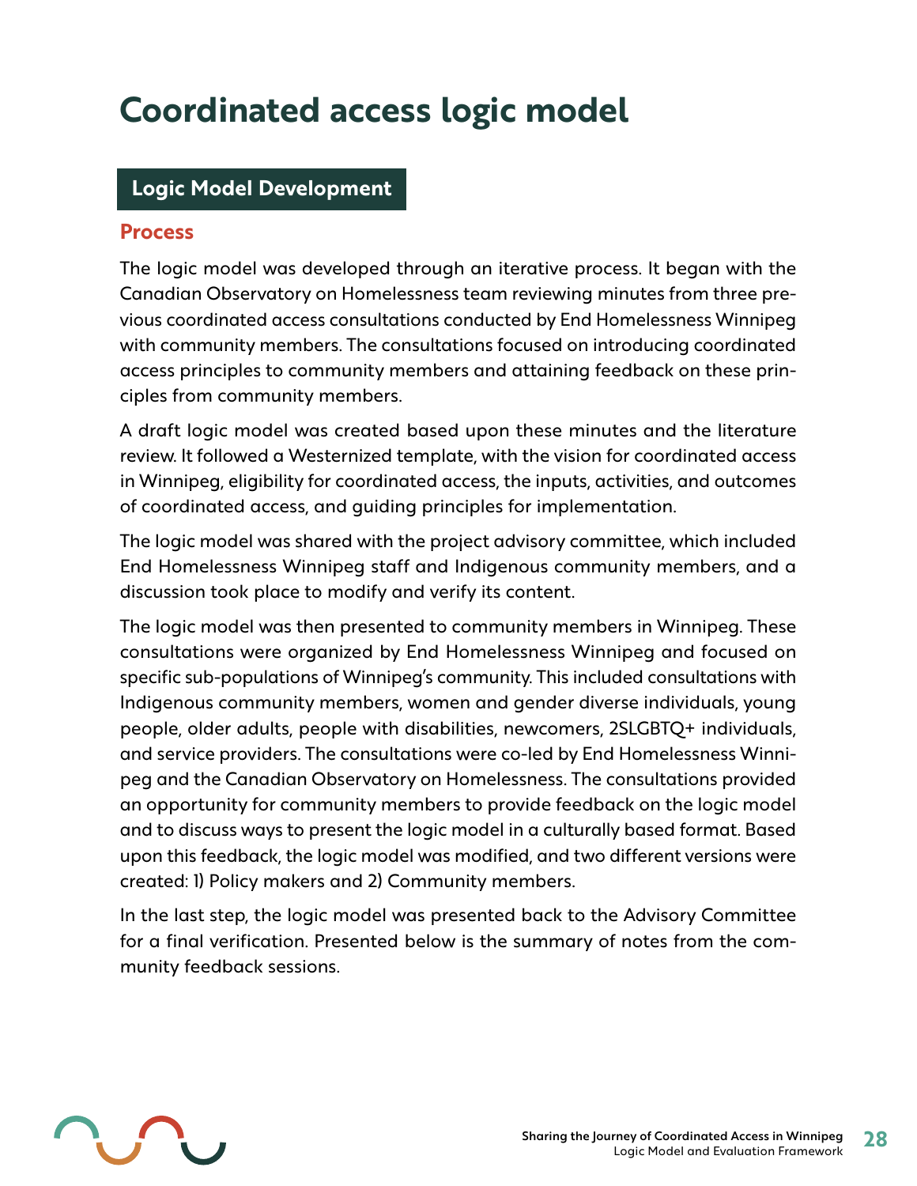# Coordinated access logic model

## Logic Model Development

### Process

The logic model was developed through an iterative process. It began with the Canadian Observatory on Homelessness team reviewing minutes from three previous coordinated access consultations conducted by End Homelessness Winnipeg with community members. The consultations focused on introducing coordinated access principles to community members and attaining feedback on these principles from community members.

A draft logic model was created based upon these minutes and the literature review. It followed a Westernized template, with the vision for coordinated access in Winnipeg, eligibility for coordinated access, the inputs, activities, and outcomes of coordinated access, and guiding principles for implementation.

The logic model was shared with the project advisory committee, which included End Homelessness Winnipeg staff and Indigenous community members, and a discussion took place to modify and verify its content.

The logic model was then presented to community members in Winnipeg. These consultations were organized by End Homelessness Winnipeg and focused on specific sub-populations of Winnipeg's community. This included consultations with Indigenous community members, women and gender diverse individuals, young people, older adults, people with disabilities, newcomers, 2SLGBTQ+ individuals, and service providers. The consultations were co-led by End Homelessness Winnipeg and the Canadian Observatory on Homelessness. The consultations provided an opportunity for community members to provide feedback on the logic model and to discuss ways to present the logic model in a culturally based format. Based upon this feedback, the logic model was modified, and two different versions were created: 1) Policy makers and 2) Community members.

In the last step, the logic model was presented back to the Advisory Committee for a final verification. Presented below is the summary of notes from the community feedback sessions.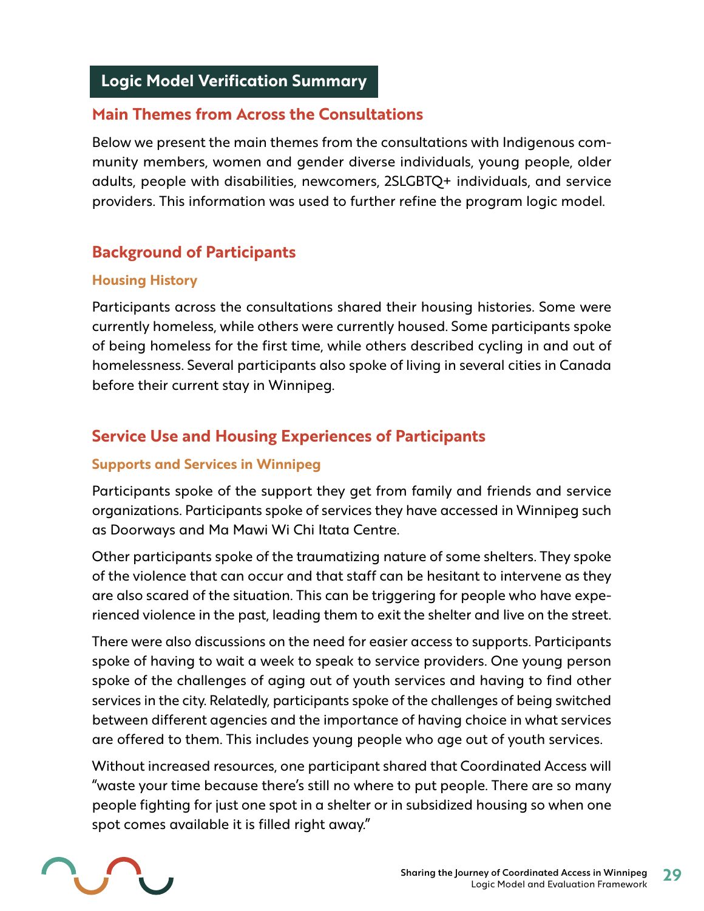## Logic Model Verification Summary

### Main Themes from Across the Consultations

Below we present the main themes from the consultations with Indigenous community members, women and gender diverse individuals, young people, older adults, people with disabilities, newcomers, 2SLGBTQ+ individuals, and service providers. This information was used to further refine the program logic model.

### Background of Participants

#### Housing History

Participants across the consultations shared their housing histories. Some were currently homeless, while others were currently housed. Some participants spoke of being homeless for the first time, while others described cycling in and out of homelessness. Several participants also spoke of living in several cities in Canada before their current stay in Winnipeg.

### Service Use and Housing Experiences of Participants

#### Supports and Services in Winnipeg

Participants spoke of the support they get from family and friends and service organizations. Participants spoke of services they have accessed in Winnipeg such as Doorways and Ma Mawi Wi Chi Itata Centre.

Other participants spoke of the traumatizing nature of some shelters. They spoke of the violence that can occur and that staff can be hesitant to intervene as they are also scared of the situation. This can be triggering for people who have experienced violence in the past, leading them to exit the shelter and live on the street.

There were also discussions on the need for easier access to supports. Participants spoke of having to wait a week to speak to service providers. One young person spoke of the challenges of aging out of youth services and having to find other services in the city. Relatedly, participants spoke of the challenges of being switched between different agencies and the importance of having choice in what services are offered to them. This includes young people who age out of youth services.

Without increased resources, one participant shared that Coordinated Access will "waste your time because there's still no where to put people. There are so many people fighting for just one spot in a shelter or in subsidized housing so when one spot comes available it is filled right away."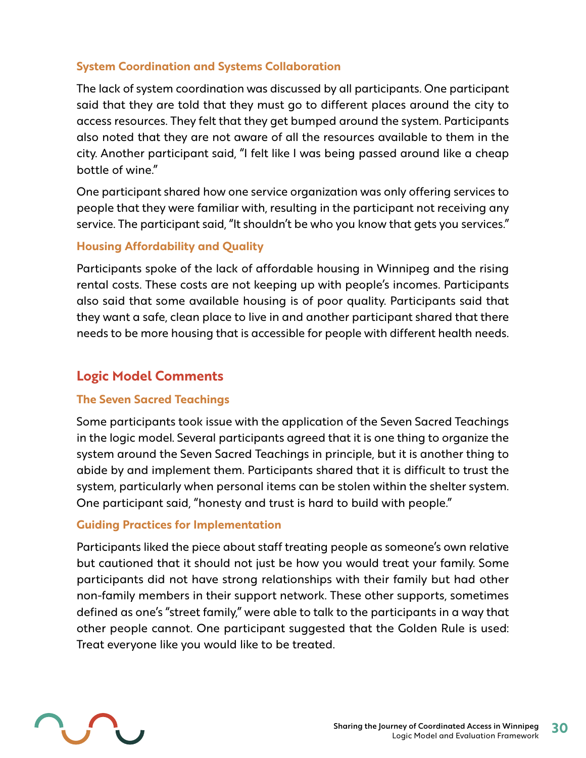### System Coordination and Systems Collaboration

The lack of system coordination was discussed by all participants. One participant said that they are told that they must go to different places around the city to access resources. They felt that they get bumped around the system. Participants also noted that they are not aware of all the resources available to them in the city. Another participant said, "I felt like I was being passed around like a cheap bottle of wine."

One participant shared how one service organization was only offering services to people that they were familiar with, resulting in the participant not receiving any service. The participant said, "It shouldn't be who you know that gets you services."

### Housing Affordability and Quality

Participants spoke of the lack of affordable housing in Winnipeg and the rising rental costs. These costs are not keeping up with people's incomes. Participants also said that some available housing is of poor quality. Participants said that they want a safe, clean place to live in and another participant shared that there needs to be more housing that is accessible for people with different health needs.

## Logic Model Comments

### The Seven Sacred Teachings

Some participants took issue with the application of the Seven Sacred Teachings in the logic model. Several participants agreed that it is one thing to organize the system around the Seven Sacred Teachings in principle, but it is another thing to abide by and implement them. Participants shared that it is difficult to trust the system, particularly when personal items can be stolen within the shelter system. One participant said, "honesty and trust is hard to build with people."

### Guiding Practices for Implementation

Participants liked the piece about staff treating people as someone's own relative but cautioned that it should not just be how you would treat your family. Some participants did not have strong relationships with their family but had other non-family members in their support network. These other supports, sometimes defined as one's "street family," were able to talk to the participants in a way that other people cannot. One participant suggested that the Golden Rule is used: Treat everyone like you would like to be treated.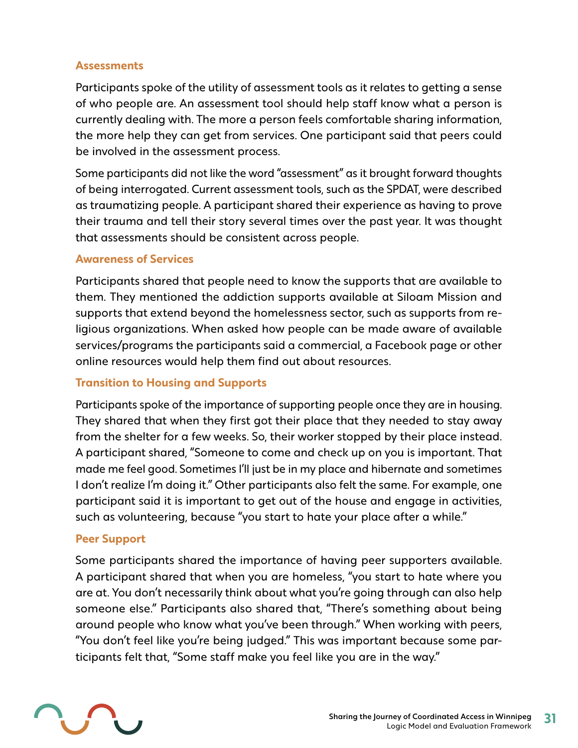### Assessments

Participants spoke of the utility of assessment tools as it relates to getting a sense of who people are. An assessment tool should help staff know what a person is currently dealing with. The more a person feels comfortable sharing information, the more help they can get from services. One participant said that peers could be involved in the assessment process.

Some participants did not like the word "assessment" as it brought forward thoughts of being interrogated. Current assessment tools, such as the SPDAT, were described as traumatizing people. A participant shared their experience as having to prove their trauma and tell their story several times over the past year. It was thought that assessments should be consistent across people.

### Awareness of Services

Participants shared that people need to know the supports that are available to them. They mentioned the addiction supports available at Siloam Mission and supports that extend beyond the homelessness sector, such as supports from religious organizations. When asked how people can be made aware of available services/programs the participants said a commercial, a Facebook page or other online resources would help them find out about resources.

### Transition to Housing and Supports

Participants spoke of the importance of supporting people once they are in housing. They shared that when they first got their place that they needed to stay away from the shelter for a few weeks. So, their worker stopped by their place instead. A participant shared, "Someone to come and check up on you is important. That made me feel good. Sometimes I'll just be in my place and hibernate and sometimes I don't realize I'm doing it." Other participants also felt the same. For example, one participant said it is important to get out of the house and engage in activities, such as volunteering, because "you start to hate your place after a while."

### Peer Support

Some participants shared the importance of having peer supporters available. A participant shared that when you are homeless, "you start to hate where you are at. You don't necessarily think about what you're going through can also help someone else." Participants also shared that, "There's something about being around people who know what you've been through." When working with peers, "You don't feel like you're being judged." This was important because some participants felt that, "Some staff make you feel like you are in the way."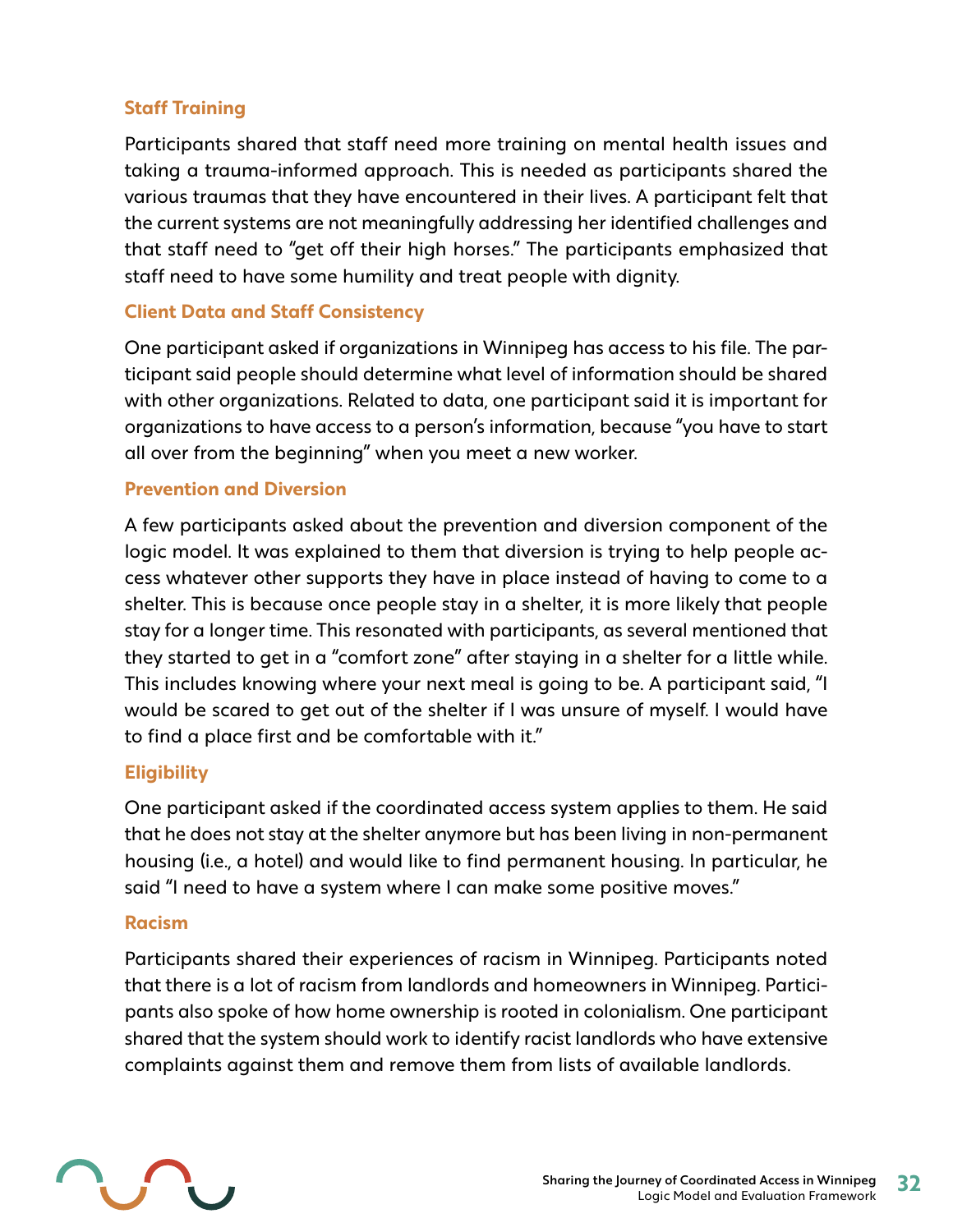### Staff Training

Participants shared that staff need more training on mental health issues and taking a trauma-informed approach. This is needed as participants shared the various traumas that they have encountered in their lives. A participant felt that the current systems are not meaningfully addressing her identified challenges and that staff need to "get off their high horses." The participants emphasized that staff need to have some humility and treat people with dignity.

### Client Data and Staff Consistency

One participant asked if organizations in Winnipeg has access to his file. The participant said people should determine what level of information should be shared with other organizations. Related to data, one participant said it is important for organizations to have access to a person's information, because "you have to start all over from the beginning" when you meet a new worker.

### Prevention and Diversion

A few participants asked about the prevention and diversion component of the logic model. It was explained to them that diversion is trying to help people access whatever other supports they have in place instead of having to come to a shelter. This is because once people stay in a shelter, it is more likely that people stay for a longer time. This resonated with participants, as several mentioned that they started to get in a "comfort zone" after staying in a shelter for a little while. This includes knowing where your next meal is going to be. A participant said, "I would be scared to get out of the shelter if I was unsure of myself. I would have to find a place first and be comfortable with it."

### Eligibility

One participant asked if the coordinated access system applies to them. He said that he does not stay at the shelter anymore but has been living in non-permanent housing (i.e., a hotel) and would like to find permanent housing. In particular, he said "I need to have a system where I can make some positive moves."

### Racism

Participants shared their experiences of racism in Winnipeg. Participants noted that there is a lot of racism from landlords and homeowners in Winnipeg. Participants also spoke of how home ownership is rooted in colonialism. One participant shared that the system should work to identify racist landlords who have extensive complaints against them and remove them from lists of available landlords.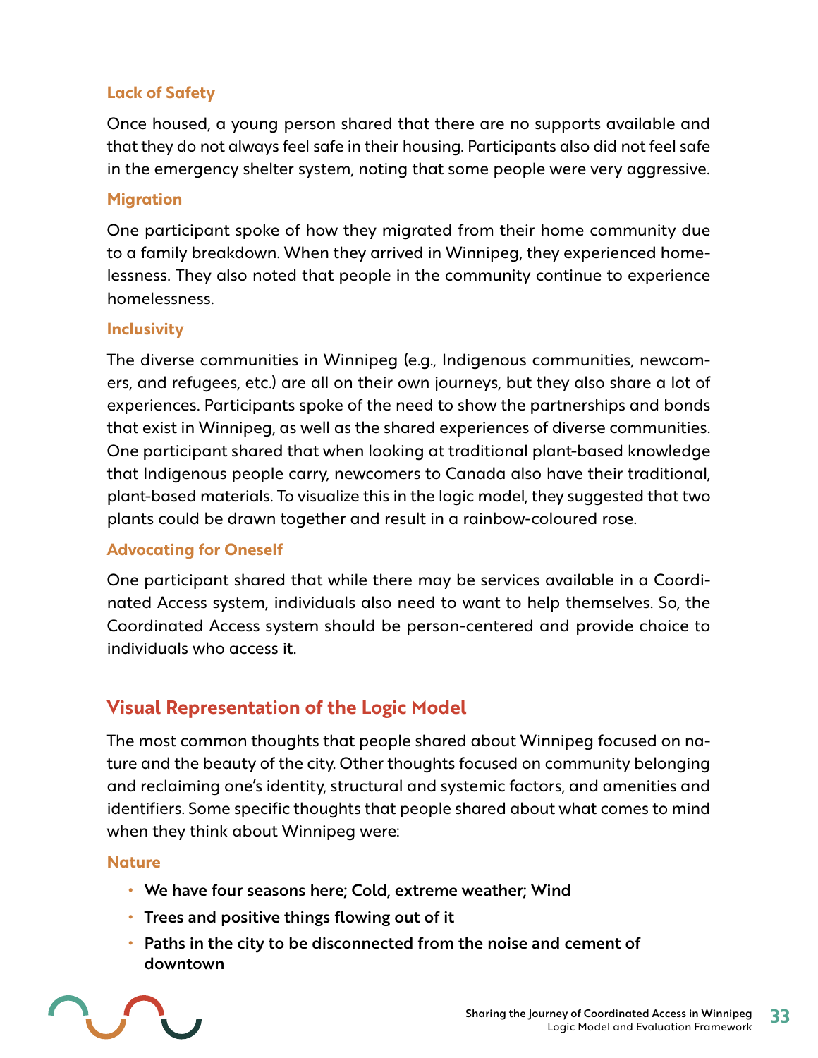### Lack of Safety

Once housed, a young person shared that there are no supports available and that they do not always feel safe in their housing. Participants also did not feel safe in the emergency shelter system, noting that some people were very aggressive.

### Migration

One participant spoke of how they migrated from their home community due to a family breakdown. When they arrived in Winnipeg, they experienced homelessness. They also noted that people in the community continue to experience homelessness.

### Inclusivity

The diverse communities in Winnipeg (e.g., Indigenous communities, newcomers, and refugees, etc.) are all on their own journeys, but they also share a lot of experiences. Participants spoke of the need to show the partnerships and bonds that exist in Winnipeg, as well as the shared experiences of diverse communities. One participant shared that when looking at traditional plant-based knowledge that Indigenous people carry, newcomers to Canada also have their traditional, plant-based materials. To visualize this in the logic model, they suggested that two plants could be drawn together and result in a rainbow-coloured rose.

### Advocating for Oneself

One participant shared that while there may be services available in a Coordinated Access system, individuals also need to want to help themselves. So, the Coordinated Access system should be person-centered and provide choice to individuals who access it.

## Visual Representation of the Logic Model

The most common thoughts that people shared about Winnipeg focused on nature and the beauty of the city. Other thoughts focused on community belonging and reclaiming one's identity, structural and systemic factors, and amenities and identifiers. Some specific thoughts that people shared about what comes to mind when they think about Winnipeg were:

### Nature

- **We have four seasons here; Cold, extreme weather; Wind**
- **Trees and positive things flowing out of it**
- **Paths in the city to be disconnected from the noise and cement of downtown**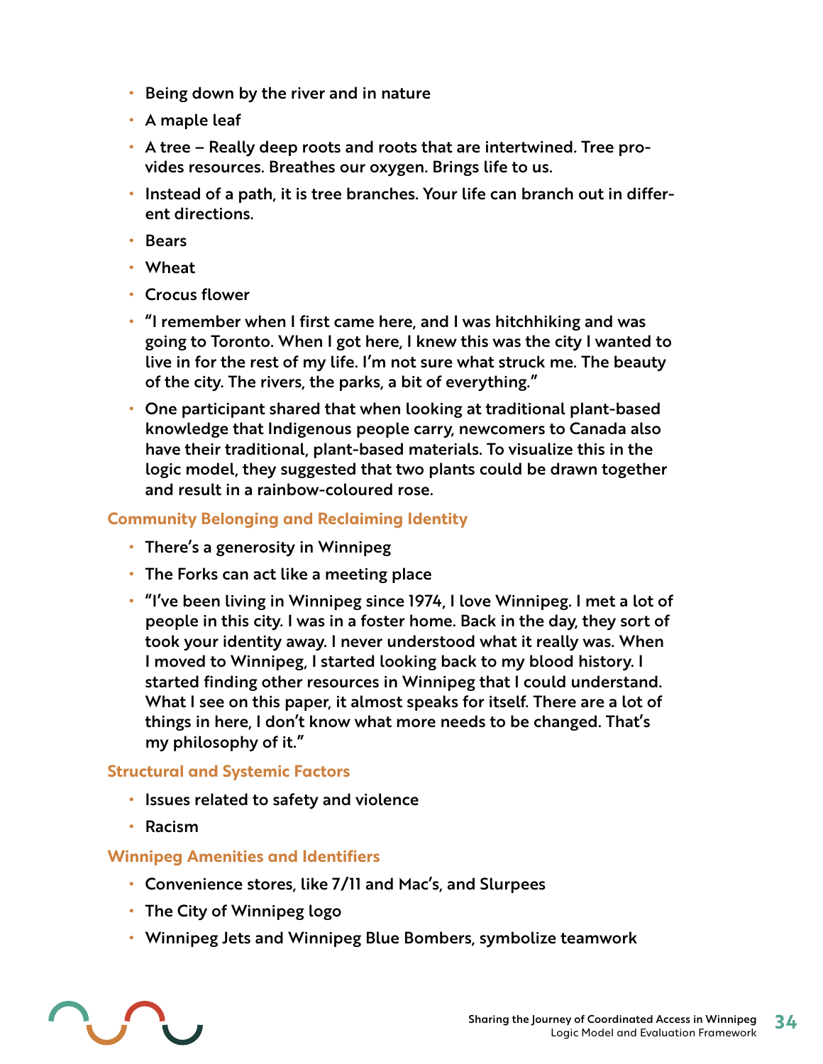- Being down by the river and in nature
- A maple leaf
- A tree – Really deep roots and roots that are intertwined. Tree provides resources. Breathes our oxygen. Brings life to us.
- Instead of a path, it is tree branches. Your life can branch out in different directions.
- Bears
- Wheat
- Crocus flower
- "I remember when I first came here, and I was hitchhiking and was going to Toronto. When I got here, I knew this was the city I wanted to live in for the rest of my life. I'm not sure what struck me. The beauty of the city. The rivers, the parks, a bit of everything."
- One participant shared that when looking at traditional plant-based knowledge that Indigenous people carry, newcomers to Canada also have their traditional, plant-based materials. To visualize this in the logic model, they suggested that two plants could be drawn together and result in a rainbow-coloured rose.

### Community Belonging and Reclaiming Identity

- There's a generosity in Winnipeg
- The Forks can act like a meeting place
- "I've been living in Winnipeg since 1974, I love Winnipeg. I met a lot of people in this city. I was in a foster home. Back in the day, they sort of took your identity away. I never understood what it really was. When I moved to Winnipeg, I started looking back to my blood history. I started finding other resources in Winnipeg that I could understand. What I see on this paper, it almost speaks for itself. There are a lot of things in here, I don't know what more needs to be changed. That's my philosophy of it."

### Structural and Systemic Factors

- Issues related to safety and violence
- Racism

### Winnipeg Amenities and Identifiers

- Convenience stores, like 7/11 and Mac's, and Slurpees
- The City of Winnipeg logo
- Winnipeg Jets and Winnipeg Blue Bombers, symbolize teamwork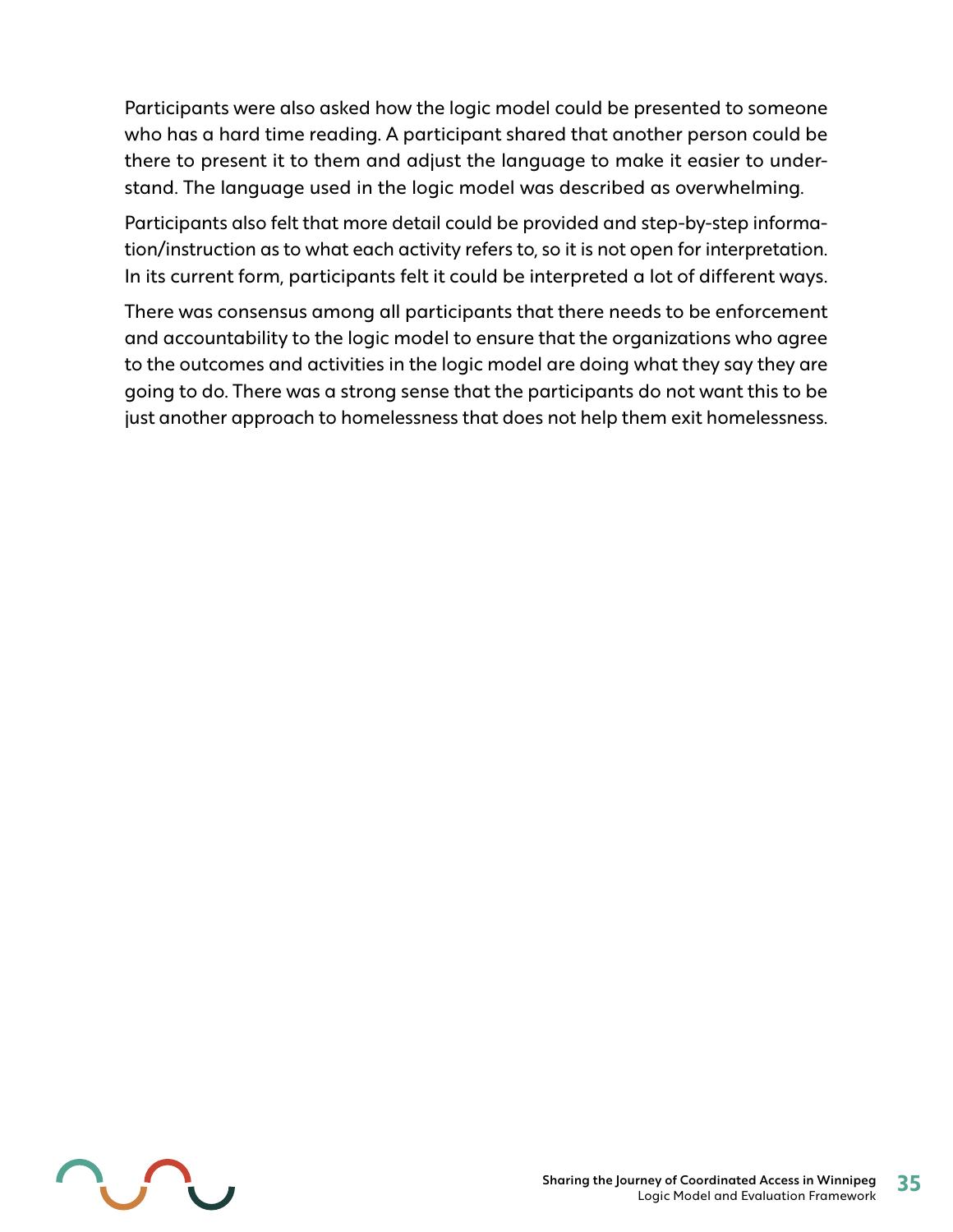Participants were also asked how the logic model could be presented to someone who has a hard time reading. A participant shared that another person could be there to present it to them and adjust the language to make it easier to understand. The language used in the logic model was described as overwhelming.

Participants also felt that more detail could be provided and step-by-step information/instruction as to what each activity refers to, so it is not open for interpretation. In its current form, participants felt it could be interpreted a lot of different ways.

There was consensus among all participants that there needs to be enforcement and accountability to the logic model to ensure that the organizations who agree to the outcomes and activities in the logic model are doing what they say they are going to do. There was a strong sense that the participants do not want this to be just another approach to homelessness that does not help them exit homelessness.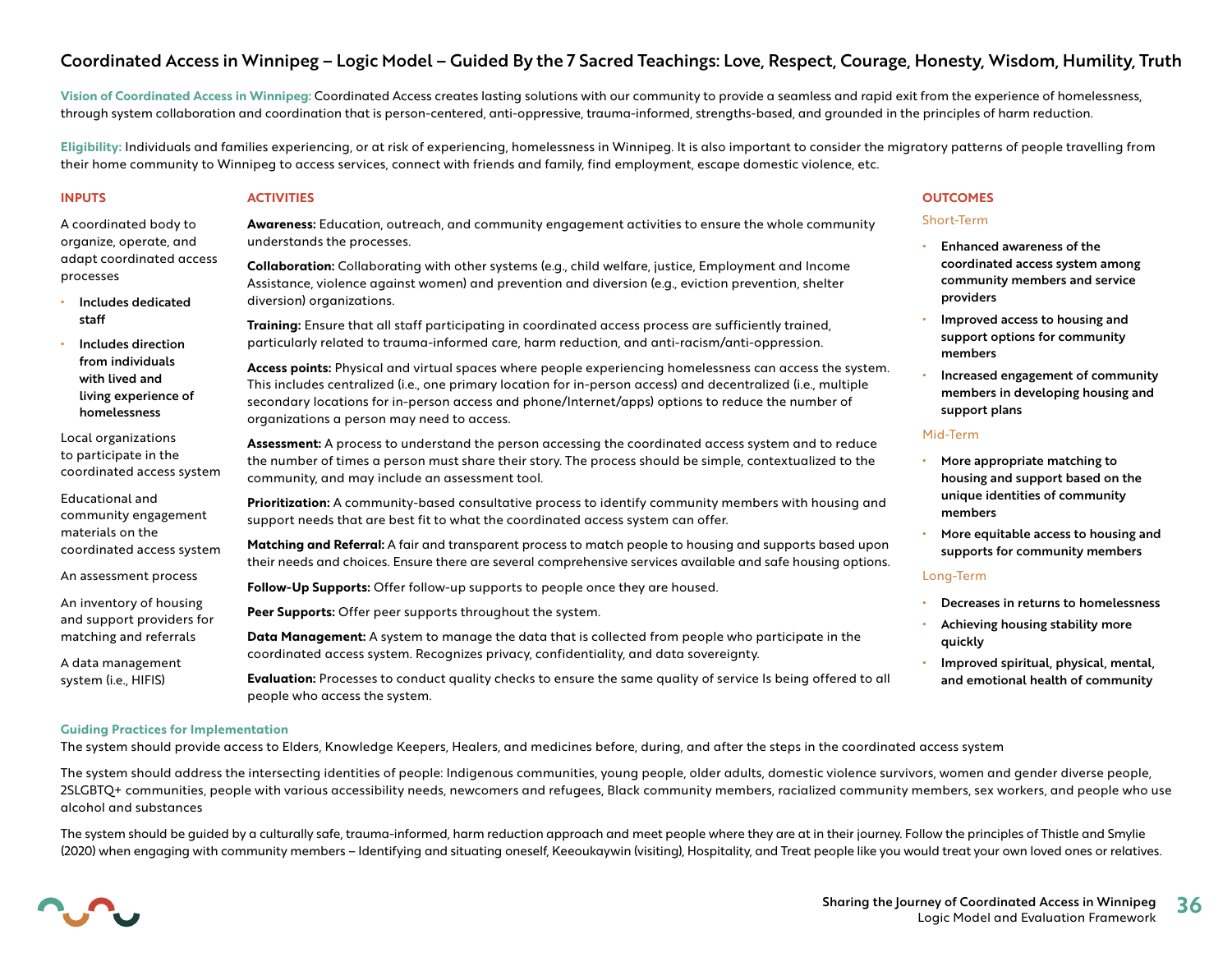# Coordinated Access in Winnipeg – Logic Model – Guided By the 7 Sacred Teachings: Love, Respect, Courage, Honesty, Wisdom, Humility, Truth

**Vision of Coordinated Access in Winnipeg:** Coordinated Access creates lasting solutions with our community to provide a seamless and rapid exit from the experience of homelessness, through system collaboration and coordination that is person-centered, anti-oppressive, trauma-informed, strengths-based, and grounded in the principles of harm reduction.

**Eligibility:** Individuals and families experiencing, or at risk of experiencing, homelessness in Winnipeg. It is also important to consider the migratory patterns of people travelling from their home community to Winnipeg to access services, connect with friends and family, find employment, escape domestic violence, etc.

## INPUTS

A coordinated body to organize, operate, and adapt coordinated access processes

- **Includes dedicated staff**
- **Includes direction from individuals with lived and living experience of homelessness**

Local organizations to participate in the coordinated access system

Educational and community engagement materials on the coordinated access system

An assessment process

An inventory of housing and support providers for matching and referrals

A data management system (i.e., HIFIS)

## ACTIVITIES

**Awareness:** Education, outreach, and community engagement activities to ensure the whole community understands the processes.

**Collaboration:** Collaborating with other systems (e.g., child welfare, justice, Employment and Income Assistance, violence against women) and prevention and diversion (e.g., eviction prevention, shelter diversion) organizations.

**Training:** Ensure that all staff participating in coordinated access process are sufficiently trained, particularly related to trauma-informed care, harm reduction, and anti-racism/anti-oppression.

**Access points:** Physical and virtual spaces where people experiencing homelessness can access the system. This includes centralized (i.e., one primary location for in-person access) and decentralized (i.e., multiple secondary locations for in-person access and phone/Internet/apps) options to reduce the number of organizations a person may need to access.

**Assessment:** A process to understand the person accessing the coordinated access system and to reduce the number of times a person must share their story. The process should be simple, contextualized to the community, and may include an assessment tool.

**Prioritization:** A community-based consultative process to identify community members with housing and support needs that are best fit to what the coordinated access system can offer.

**Matching and Referral:** A fair and transparent process to match people to housing and supports based upon their needs and choices. Ensure there are several comprehensive services available and safe housing options.

**Follow-Up Supports:** Offer follow-up supports to people once they are housed.

**Peer Supports:** Offer peer supports throughout the system.

**Data Management:** A system to manage the data that is collected from people who participate in the coordinated access system. Recognizes privacy, confidentiality, and data sovereignty.

**Evaluation:** Processes to conduct quality checks to ensure the same quality of service Is being offered to all people who access the system.

## OUTCOMES

### Short-Term

- **Enhanced awareness of the coordinated access system among community members and service providers**
- **Improved access to housing and support options for community members**
- **Increased engagement of community members in developing housing and support plans**

### Mid-Term

- **More appropriate matching to housing and support based on the unique identities of community members**
- **More equitable access to housing and supports for community members**

### Long-Term

- **Decreases in returns to homelessness**
- **Achieving housing stability more quickly**
- **Improved spiritual, physical, mental, and emotional health of community**

## Guiding Practices for Implementation

The system should provide access to Elders, Knowledge Keepers, Healers, and medicines before, during, and after the steps in the coordinated access system

The system should address the intersecting identities of people: Indigenous communities, young people, older adults, domestic violence survivors, women and gender diverse people, 2SLGBTQ+ communities, people with various accessibility needs, newcomers and refugees, Black community members, racialized community members, sex workers, and people who use alcohol and substances

The system should be guided by a culturally safe, trauma-informed, harm reduction approach and meet people where they are at in their journey. Follow the principles of Thistle and Smylie (2020) when engaging with community members – Identifying and situating oneself, Keeoukaywin (visiting), Hospitality, and Treat people like you would treat your own loved ones or relatives.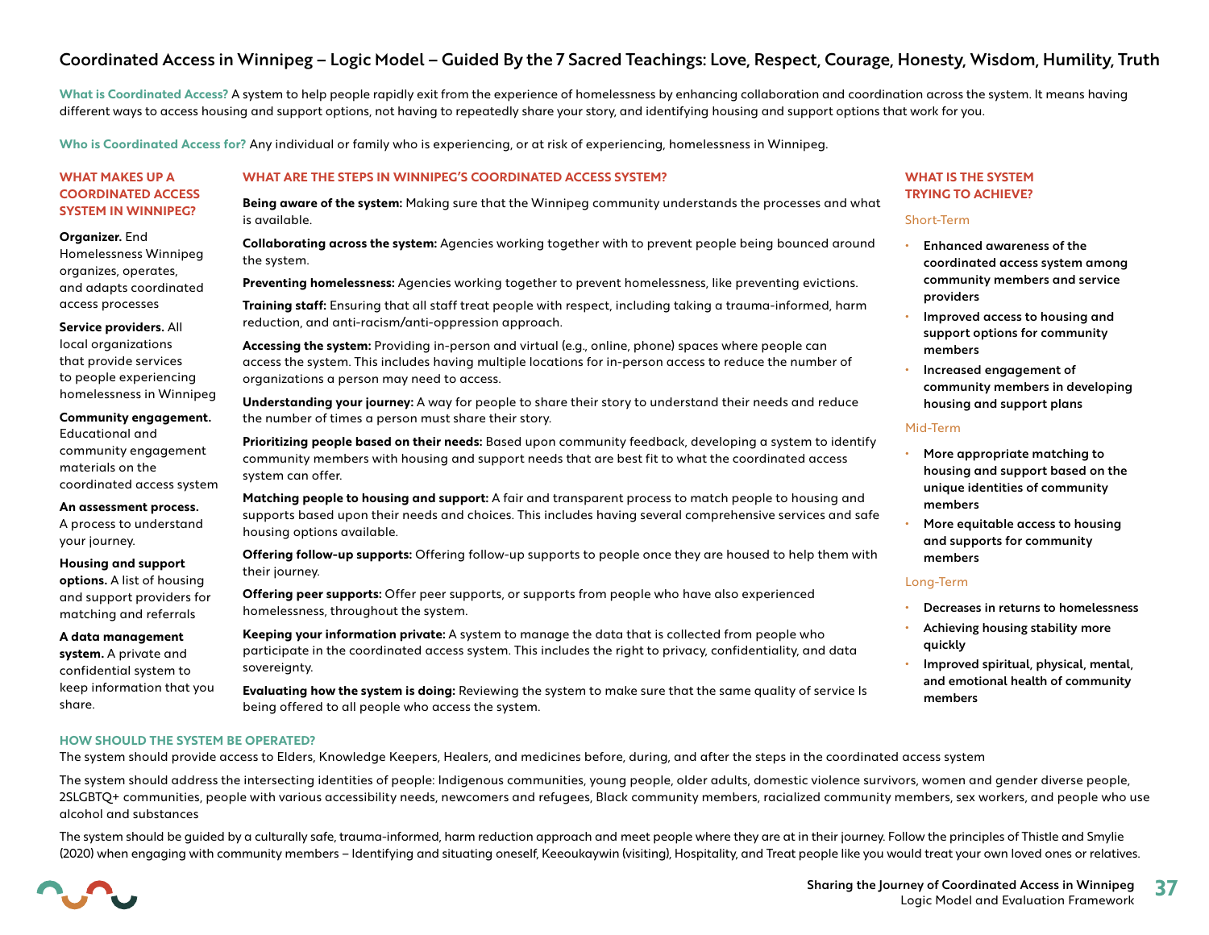# Coordinated Access in Winnipeg – Logic Model – Guided By the 7 Sacred Teachings: Love, Respect, Courage, Honesty, Wisdom, Humility, Truth

**What is Coordinated Access?** A system to help people rapidly exit from the experience of homelessness by enhancing collaboration and coordination across the system. It means having different ways to access housing and support options, not having to repeatedly share your story, and identifying housing and support options that work for you.

**Who is Coordinated Access for?** Any individual or family who is experiencing, or at risk of experiencing, homelessness in Winnipeg.

## WHAT MAKES UP A COORDINATED ACCESS SYSTEM IN WINNIPEG?

**Organizer.** End Homelessness Winnipeg organizes, operates, and adapts coordinated access processes

**Service providers.** All local organizations that provide services to people experiencing homelessness in Winnipeg

**Community engagement.** Educational and community engagement materials on the coordinated access system

**An assessment process.** A process to understand your journey.

**Housing and support options.** A list of housing and support providers for matching and referrals

**A data management system.** A private and confidential system to keep information that you share.

## WHAT ARE THE STEPS IN WINNIPEG'S COORDINATED ACCESS SYSTEM?

**Being aware of the system:** Making sure that the Winnipeg community understands the processes and what is available.

**Collaborating across the system:** Agencies working together with to prevent people being bounced around the system.

**Preventing homelessness:** Agencies working together to prevent homelessness, like preventing evictions.

**Training staff:** Ensuring that all staff treat people with respect, including taking a trauma-informed, harm reduction, and anti-racism/anti-oppression approach.

**Accessing the system:** Providing in-person and virtual (e.g., online, phone) spaces where people can access the system. This includes having multiple locations for in-person access to reduce the number of organizations a person may need to access.

**Understanding your journey:** A way for people to share their story to understand their needs and reduce the number of times a person must share their story.

**Prioritizing people based on their needs:** Based upon community feedback, developing a system to identify community members with housing and support needs that are best fit to what the coordinated access system can offer.

**Matching people to housing and support:** A fair and transparent process to match people to housing and supports based upon their needs and choices. This includes having several comprehensive services and safe housing options available.

**Offering follow-up supports:** Offering follow-up supports to people once they are housed to help them with their journey.

**Offering peer supports:** Offer peer supports, or supports from people who have also experienced homelessness, throughout the system.

**Keeping your information private:** A system to manage the data that is collected from people who participate in the coordinated access system. This includes the right to privacy, confidentiality, and data sovereignty.

**Evaluating how the system is doing:** Reviewing the system to make sure that the same quality of service Is being offered to all people who access the system.

## WHAT IS THE SYSTEM TRYING TO ACHIEVE?

### Short-Term

- **Enhanced awareness of the coordinated access system among community members and service providers**
- **Improved access to housing and support options for community members**
- **Increased engagement of community members in developing housing and support plans**

### Mid-Term

- **More appropriate matching to housing and support based on the unique identities of community members**
- **More equitable access to housing and supports for community members**

### Long-Term

- **Decreases in returns to homelessness**
- **Achieving housing stability more quickly**
- **Improved spiritual, physical, mental, and emotional health of community members**

## HOW SHOULD THE SYSTEM BE OPERATED?

The system should provide access to Elders, Knowledge Keepers, Healers, and medicines before, during, and after the steps in the coordinated access system

The system should address the intersecting identities of people: Indigenous communities, young people, older adults, domestic violence survivors, women and gender diverse people, 2SLGBTQ+ communities, people with various accessibility needs, newcomers and refugees, Black community members, racialized community members, sex workers, and people who use alcohol and substances

The system should be guided by a culturally safe, trauma-informed, harm reduction approach and meet people where they are at in their journey. Follow the principles of Thistle and Smylie (2020) when engaging with community members – Identifying and situating oneself, Keeoukaywin (visiting), Hospitality, and Treat people like you would treat your own loved ones or relatives.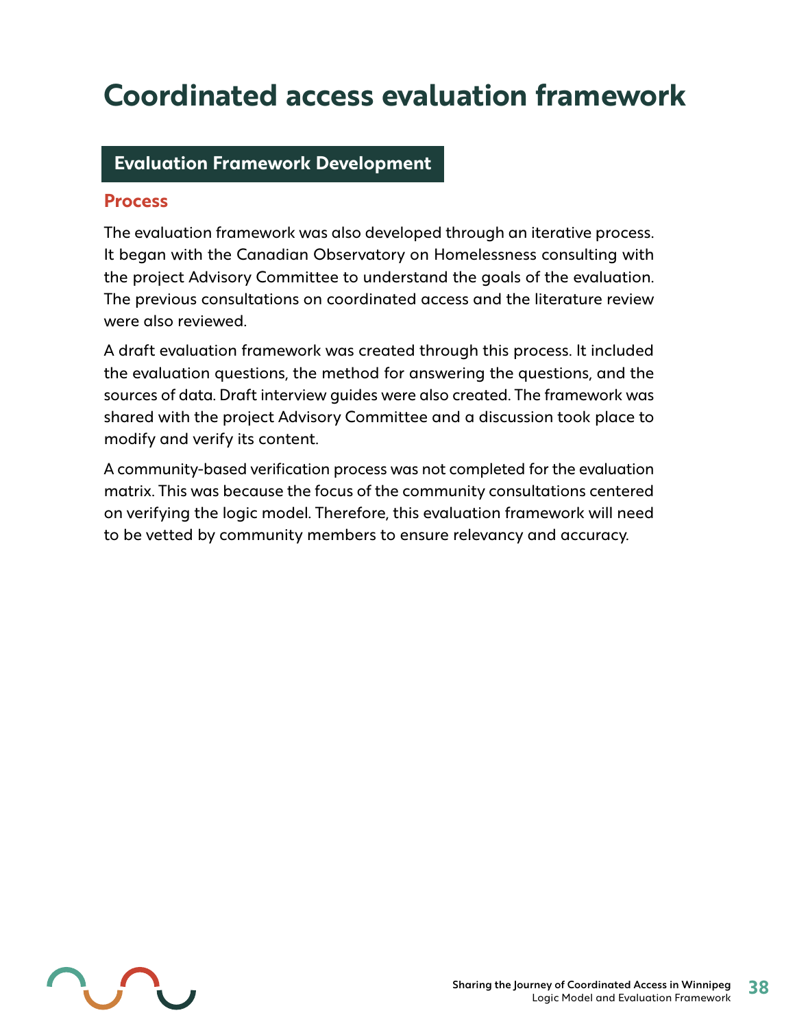# Coordinated access evaluation framework

## Evaluation Framework Development

### Process

The evaluation framework was also developed through an iterative process. It began with the Canadian Observatory on Homelessness consulting with the project Advisory Committee to understand the goals of the evaluation. The previous consultations on coordinated access and the literature review were also reviewed.

A draft evaluation framework was created through this process. It included the evaluation questions, the method for answering the questions, and the sources of data. Draft interview guides were also created. The framework was shared with the project Advisory Committee and a discussion took place to modify and verify its content.

A community-based verification process was not completed for the evaluation matrix. This was because the focus of the community consultations centered on verifying the logic model. Therefore, this evaluation framework will need to be vetted by community members to ensure relevancy and accuracy.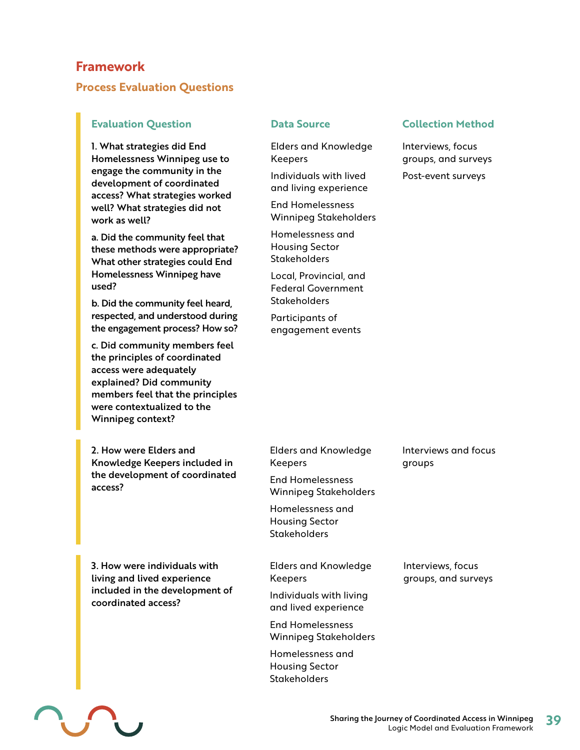## Framework

### Process Evaluation Questions

| Evaluation Question | Data Source | Collection Method |
|---|---|---|
| **1. What strategies did End Homelessness Winnipeg use to engage the community in the development of coordinated access? What strategies worked well? What strategies did not work as well?**<br><br>**a. Did the community feel that these methods were appropriate? What other strategies could End Homelessness Winnipeg have used?**<br><br>**b. Did the community feel heard, respected, and understood during the engagement process? How so?**<br><br>**c. Did community members feel the principles of coordinated access were adequately explained? Did community members feel that the principles were contextualized to the Winnipeg context?** | Elders and Knowledge Keepers<br><br>Individuals with lived and living experience<br><br>End Homelessness Winnipeg Stakeholders<br><br>Homelessness and Housing Sector Stakeholders<br><br>Local, Provincial, and Federal Government Stakeholders<br><br>Participants of engagement events | Interviews, focus groups, and surveys<br><br>Post-event surveys |
| **2. How were Elders and Knowledge Keepers included in the development of coordinated access?** | Elders and Knowledge Keepers<br><br>End Homelessness Winnipeg Stakeholders<br><br>Homelessness and Housing Sector Stakeholders | Interviews and focus groups |
| **3. How were individuals with living and lived experience included in the development of coordinated access?** | Elders and Knowledge Keepers<br><br>Individuals with living and lived experience<br><br>End Homelessness Winnipeg Stakeholders<br><br>Homelessness and Housing Sector Stakeholders | Interviews, focus groups, and surveys |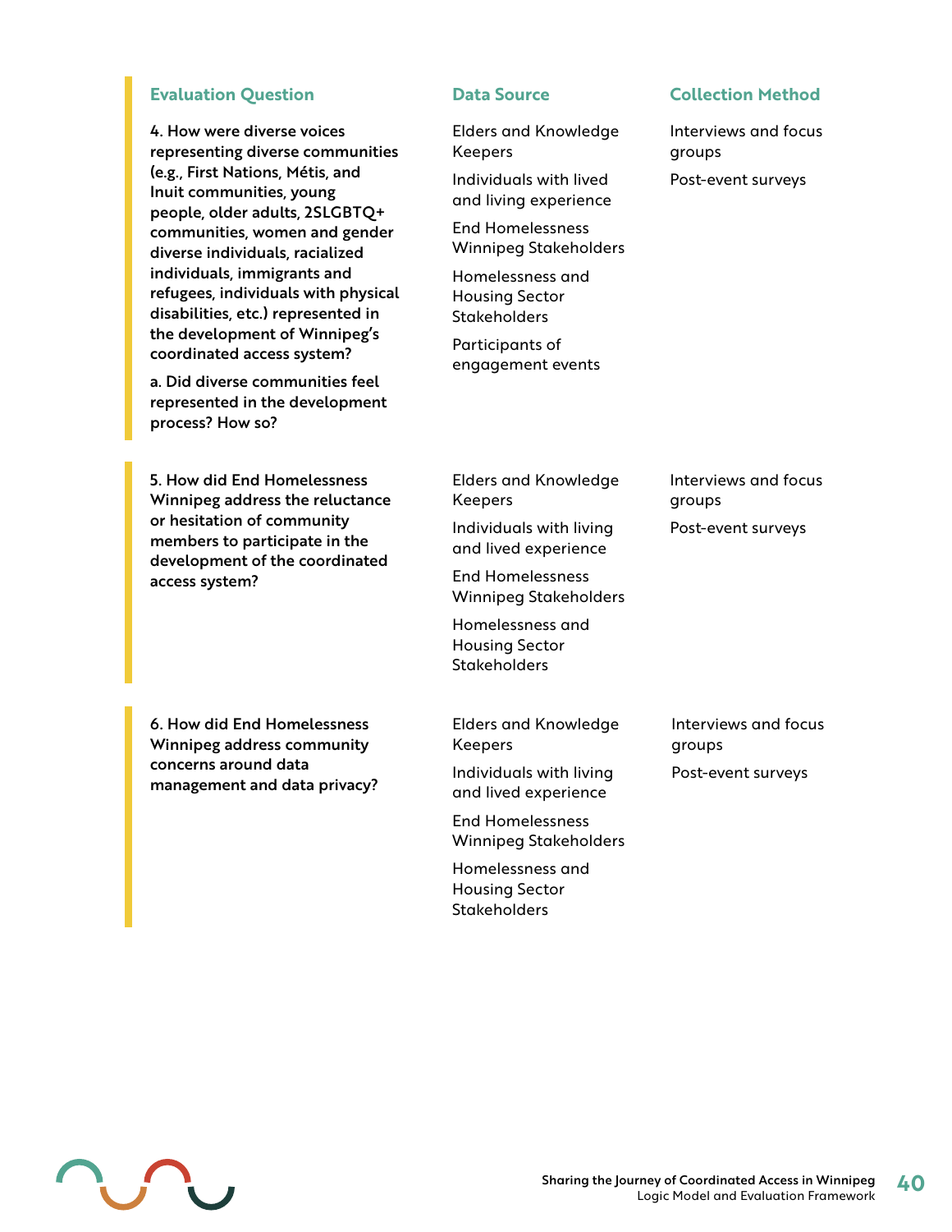| Evaluation Question | Data Source | Collection Method |
|---|---|---|
| **4. How were diverse voices representing diverse communities (e.g., First Nations, Métis, and Inuit communities, young people, older adults, 2SLGBTQ+ communities, women and gender diverse individuals, racialized individuals, immigrants and refugees, individuals with physical disabilities, etc.) represented in the development of Winnipeg's coordinated access system?**<br><br>**a. Did diverse communities feel represented in the development process? How so?** | Elders and Knowledge Keepers<br><br>Individuals with lived and living experience<br><br>End Homelessness Winnipeg Stakeholders<br><br>Homelessness and Housing Sector Stakeholders<br><br>Participants of engagement events | Interviews and focus groups<br><br>Post-event surveys |
| **5. How did End Homelessness Winnipeg address the reluctance or hesitation of community members to participate in the development of the coordinated access system?** | Elders and Knowledge Keepers<br><br>Individuals with living and lived experience<br><br>End Homelessness Winnipeg Stakeholders<br><br>Homelessness and Housing Sector Stakeholders | Interviews and focus groups<br><br>Post-event surveys |
| **6. How did End Homelessness Winnipeg address community concerns around data management and data privacy?** | Elders and Knowledge Keepers<br><br>Individuals with living and lived experience<br><br>End Homelessness Winnipeg Stakeholders<br><br>Homelessness and Housing Sector Stakeholders | Interviews and focus groups<br><br>Post-event surveys |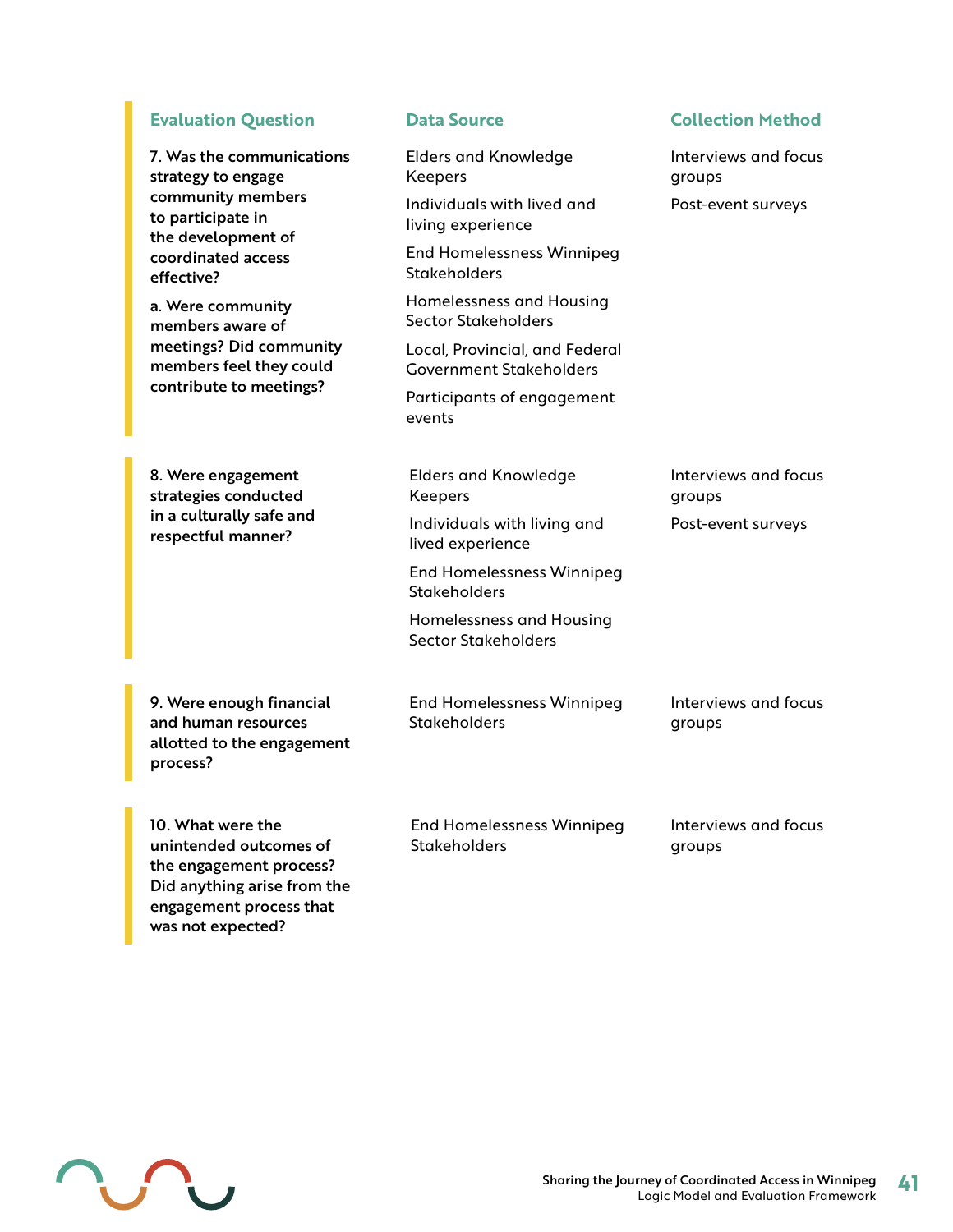| Evaluation Question | Data Source | Collection Method |
|---|---|---|
| **7. Was the communications strategy to engage community members to participate in the development of coordinated access effective?**<br><br>**a. Were community members aware of meetings? Did community members feel they could contribute to meetings?** | Elders and Knowledge Keepers<br><br>Individuals with lived and living experience<br><br>End Homelessness Winnipeg Stakeholders<br><br>Homelessness and Housing Sector Stakeholders<br><br>Local, Provincial, and Federal Government Stakeholders<br><br>Participants of engagement events | Interviews and focus groups<br><br>Post-event surveys |
| **8. Were engagement strategies conducted in a culturally safe and respectful manner?** | Elders and Knowledge Keepers<br><br>Individuals with living and lived experience<br><br>End Homelessness Winnipeg Stakeholders<br><br>Homelessness and Housing Sector Stakeholders | Interviews and focus groups<br><br>Post-event surveys |
| **9. Were enough financial and human resources allotted to the engagement process?** | End Homelessness Winnipeg Stakeholders | Interviews and focus groups |
| **10. What were the unintended outcomes of the engagement process? Did anything arise from the engagement process that was not expected?** | End Homelessness Winnipeg Stakeholders | Interviews and focus groups |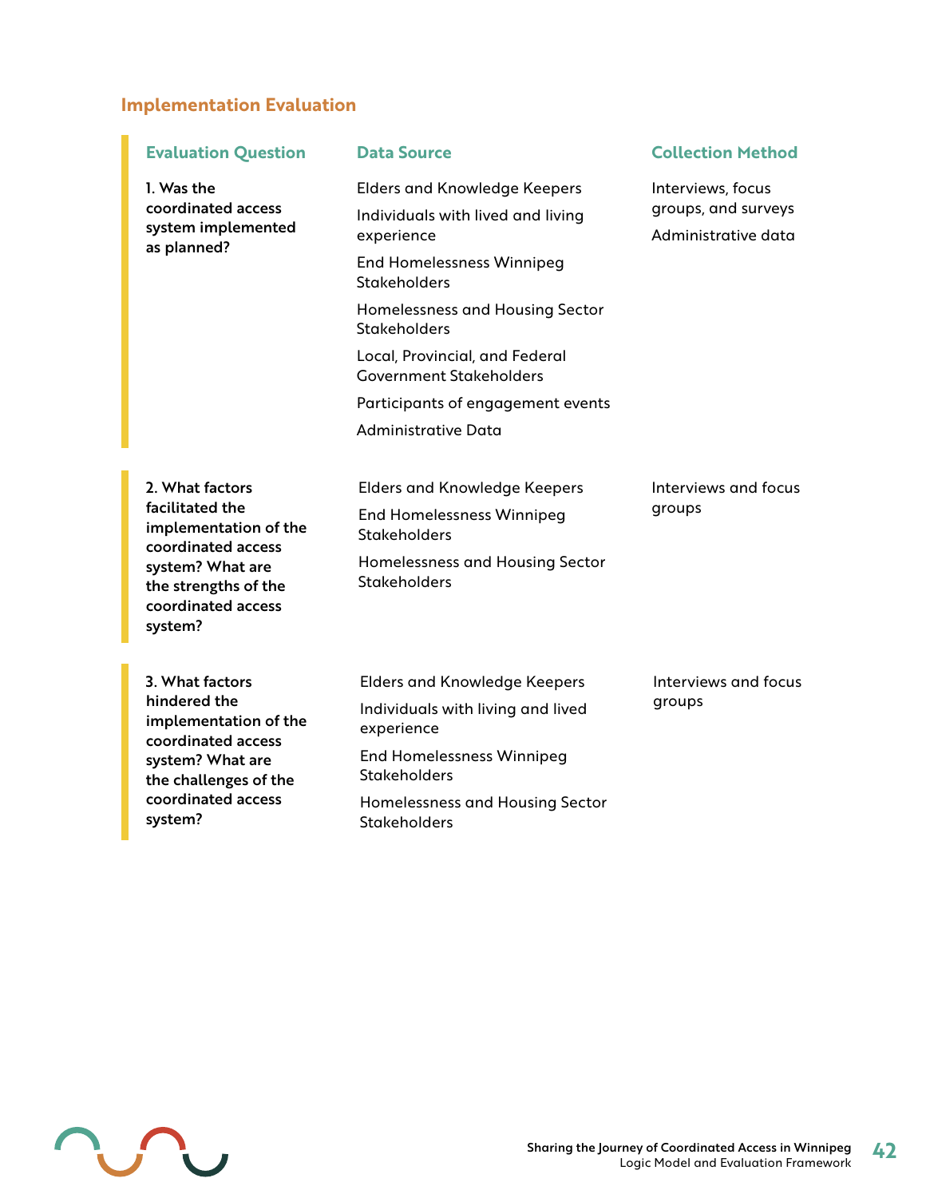## Implementation Evaluation

| Evaluation Question | Data Source | Collection Method |
|---|---|---|
| **1. Was the coordinated access system implemented as planned?** | Elders and Knowledge Keepers<br>Individuals with lived and living experience<br>End Homelessness Winnipeg Stakeholders<br>Homelessness and Housing Sector Stakeholders<br>Local, Provincial, and Federal Government Stakeholders<br>Participants of engagement events<br>Administrative Data | Interviews, focus groups, and surveys<br>Administrative data |
| **2. What factors facilitated the implementation of the coordinated access system? What are the strengths of the coordinated access system?** | Elders and Knowledge Keepers<br>End Homelessness Winnipeg Stakeholders<br>Homelessness and Housing Sector Stakeholders | Interviews and focus groups |
| **3. What factors hindered the implementation of the coordinated access system? What are the challenges of the coordinated access system?** | Elders and Knowledge Keepers<br>Individuals with living and lived experience<br>End Homelessness Winnipeg Stakeholders<br>Homelessness and Housing Sector Stakeholders | Interviews and focus groups |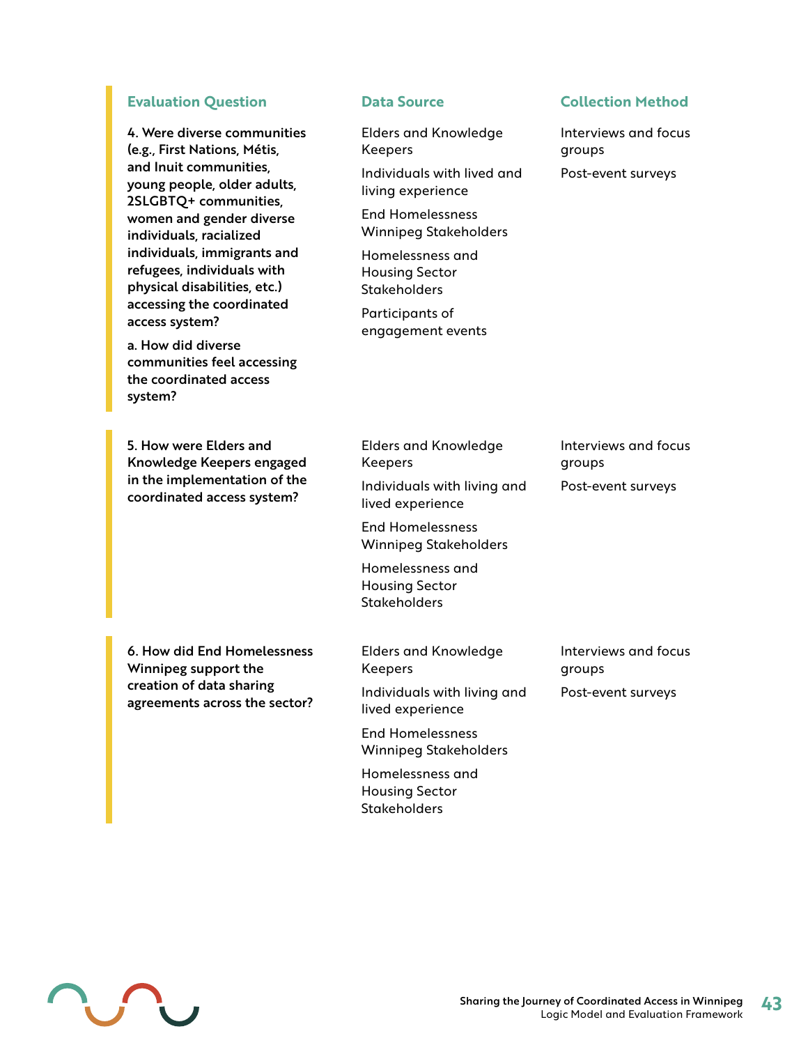| Evaluation Question | Data Source | Collection Method |
|---|---|---|
| **4. Were diverse communities (e.g., First Nations, Métis, and Inuit communities, young people, older adults, 2SLGBTQ+ communities, women and gender diverse individuals, racialized individuals, immigrants and refugees, individuals with physical disabilities, etc.) accessing the coordinated access system?**<br><br>**a. How did diverse communities feel accessing the coordinated access system?** | Elders and Knowledge Keepers<br><br>Individuals with lived and living experience<br><br>End Homelessness Winnipeg Stakeholders<br><br>Homelessness and Housing Sector Stakeholders<br><br>Participants of engagement events | Interviews and focus groups<br><br>Post-event surveys |
| **5. How were Elders and Knowledge Keepers engaged in the implementation of the coordinated access system?** | Elders and Knowledge Keepers<br><br>Individuals with living and lived experience<br><br>End Homelessness Winnipeg Stakeholders<br><br>Homelessness and Housing Sector Stakeholders | Interviews and focus groups<br><br>Post-event surveys |
| **6. How did End Homelessness Winnipeg support the creation of data sharing agreements across the sector?** | Elders and Knowledge Keepers<br><br>Individuals with living and lived experience<br><br>End Homelessness Winnipeg Stakeholders<br><br>Homelessness and Housing Sector Stakeholders | Interviews and focus groups<br><br>Post-event surveys |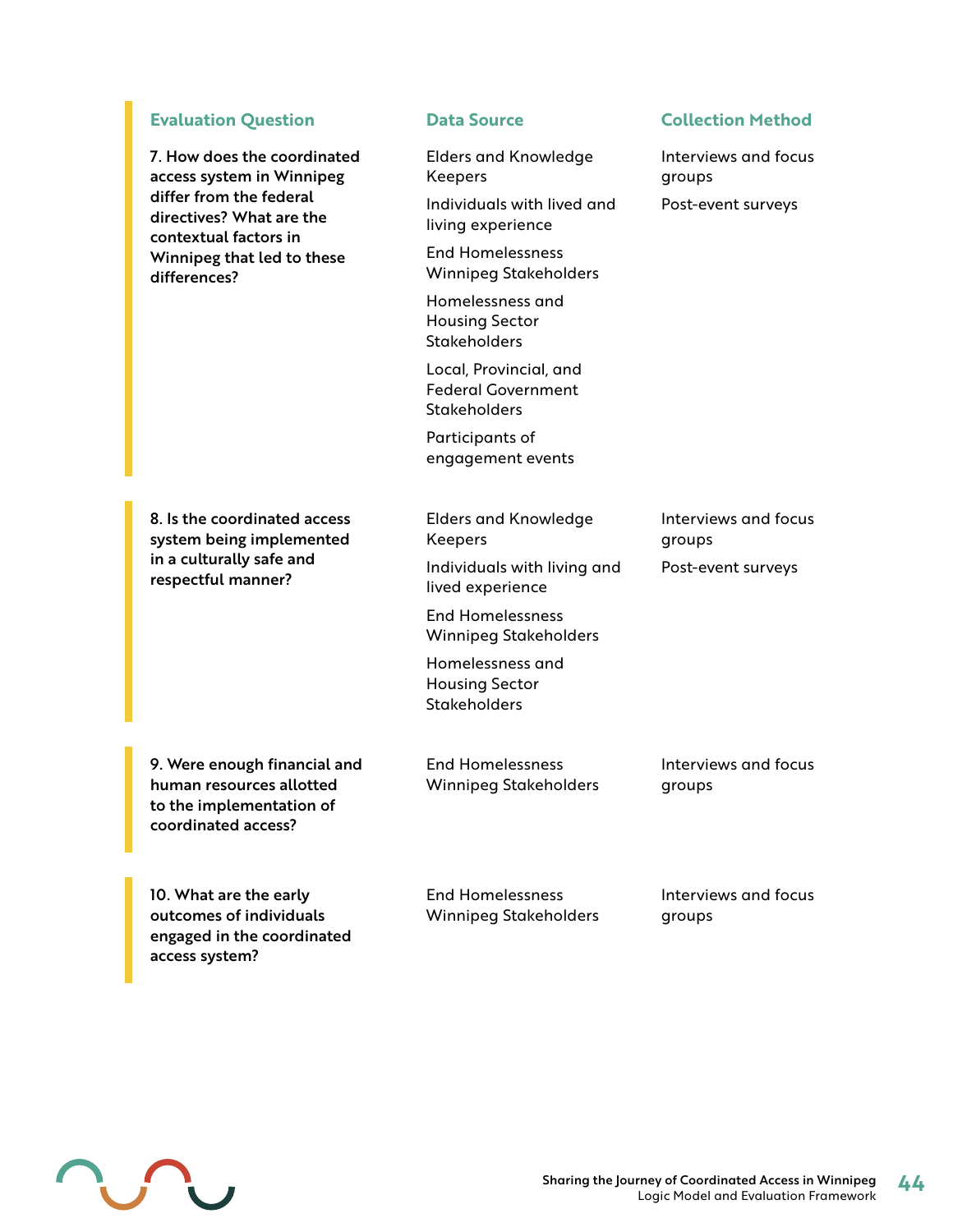| Evaluation Question | Data Source | Collection Method |
|---|---|---|
| **7. How does the coordinated access system in Winnipeg differ from the federal directives? What are the contextual factors in Winnipeg that led to these differences?** | Elders and Knowledge Keepers<br>Individuals with lived and living experience<br>End Homelessness Winnipeg Stakeholders<br>Homelessness and Housing Sector Stakeholders<br>Local, Provincial, and Federal Government Stakeholders<br>Participants of engagement events | Interviews and focus groups<br>Post-event surveys |
| **8. Is the coordinated access system being implemented in a culturally safe and respectful manner?** | Elders and Knowledge Keepers<br>Individuals with living and lived experience<br>End Homelessness Winnipeg Stakeholders<br>Homelessness and Housing Sector Stakeholders | Interviews and focus groups<br>Post-event surveys |
| **9. Were enough financial and human resources allotted to the implementation of coordinated access?** | End Homelessness Winnipeg Stakeholders | Interviews and focus groups |
| **10. What are the early outcomes of individuals engaged in the coordinated access system?** | End Homelessness Winnipeg Stakeholders | Interviews and focus groups |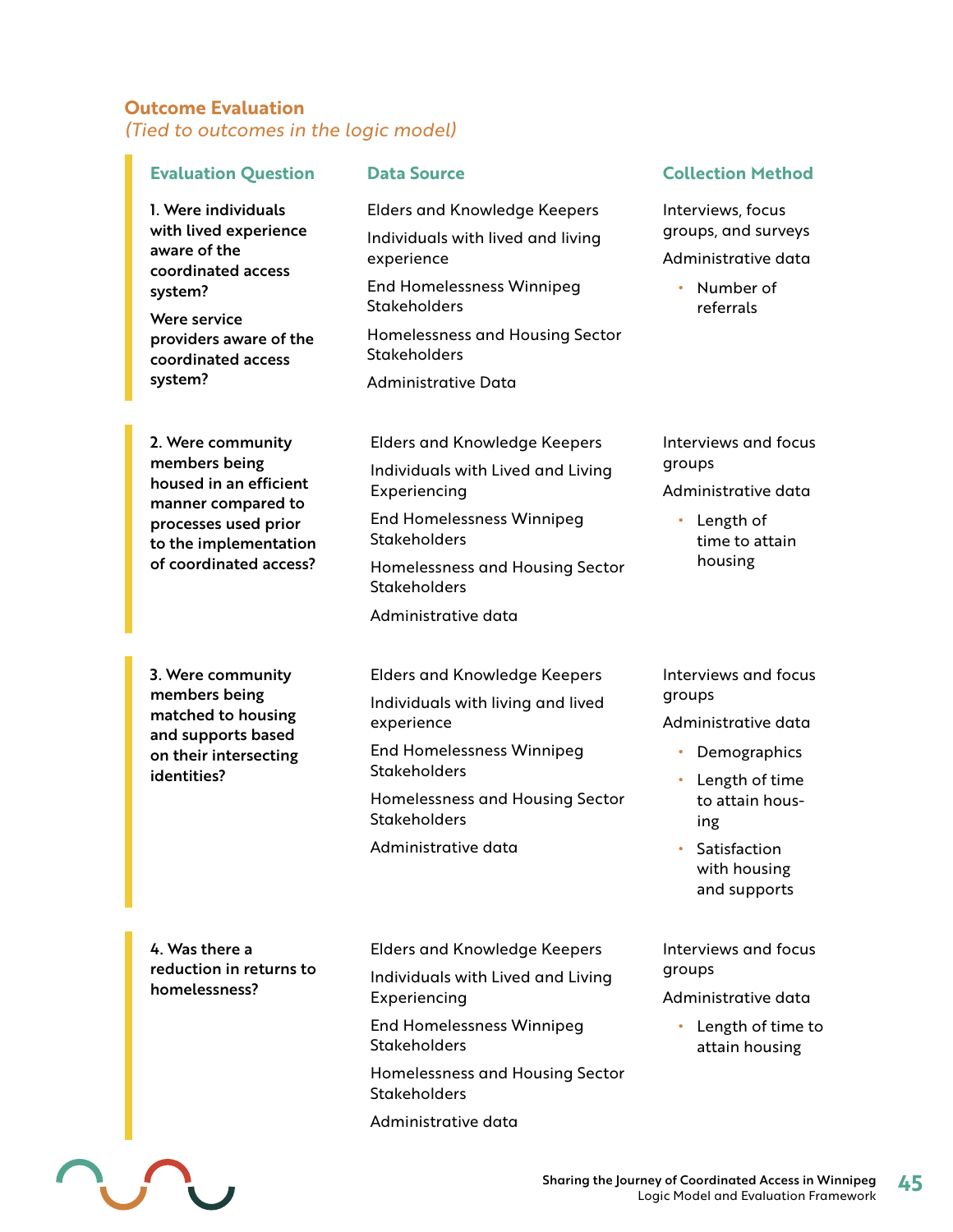## Outcome Evaluation

*(Tied to outcomes in the logic model)*

| Evaluation Question | Data Source | Collection Method |
|---|---|---|
| **1. Were individuals with lived experience aware of the coordinated access system?**<br><br>**Were service providers aware of the coordinated access system?** | Elders and Knowledge Keepers<br><br>Individuals with lived and living experience<br><br>End Homelessness Winnipeg Stakeholders<br><br>Homelessness and Housing Sector Stakeholders<br><br>Administrative Data | Interviews, focus groups, and surveys<br><br>Administrative data<br>• Number of referrals |
| **2. Were community members being housed in an efficient manner compared to processes used prior to the implementation of coordinated access?** | Elders and Knowledge Keepers<br><br>Individuals with Lived and Living Experiencing<br><br>End Homelessness Winnipeg Stakeholders<br><br>Homelessness and Housing Sector Stakeholders<br><br>Administrative data | Interviews and focus groups<br><br>Administrative data<br>• Length of time to attain housing |
| **3. Were community members being matched to housing and supports based on their intersecting identities?** | Elders and Knowledge Keepers<br><br>Individuals with living and lived experience<br><br>End Homelessness Winnipeg Stakeholders<br><br>Homelessness and Housing Sector Stakeholders<br><br>Administrative data | Interviews and focus groups<br><br>Administrative data<br>• Demographics<br>• Length of time to attain housing<br>• Satisfaction with housing and supports |
| **4. Was there a reduction in returns to homelessness?** | Elders and Knowledge Keepers<br><br>Individuals with Lived and Living Experiencing<br><br>End Homelessness Winnipeg Stakeholders<br><br>Homelessness and Housing Sector Stakeholders<br><br>Administrative data | Interviews and focus groups<br><br>Administrative data<br>• Length of time to attain housing |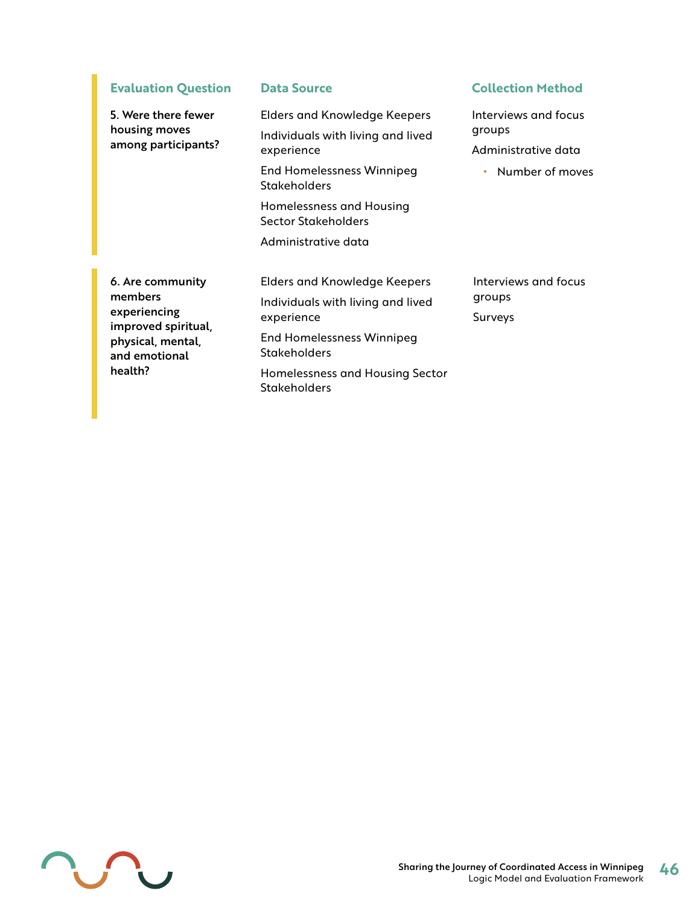| Evaluation Question | Data Source | Collection Method |
|---|---|---|
| **5. Were there fewer housing moves among participants?** | Elders and Knowledge Keepers<br>Individuals with living and lived experience<br>End Homelessness Winnipeg Stakeholders<br>Homelessness and Housing Sector Stakeholders<br>Administrative data | Interviews and focus groups<br>Administrative data<br>• Number of moves |
| **6. Are community members experiencing improved spiritual, physical, mental, and emotional health?** | Elders and Knowledge Keepers<br>Individuals with living and lived experience<br>End Homelessness Winnipeg Stakeholders<br>Homelessness and Housing Sector Stakeholders | Interviews and focus groups<br>Surveys |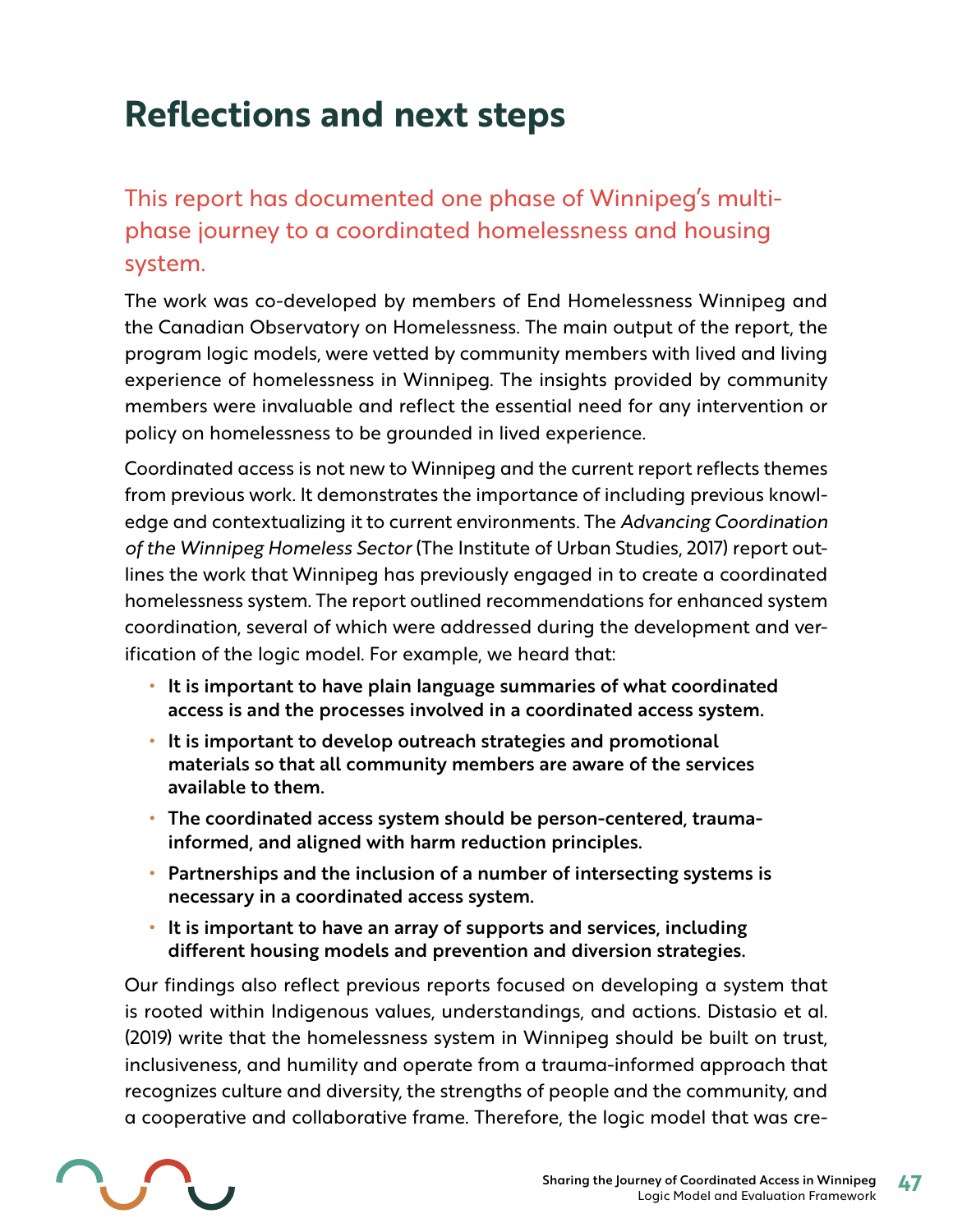# Reflections and next steps

## This report has documented one phase of Winnipeg's multi-phase journey to a coordinated homelessness and housing system.

The work was co-developed by members of End Homelessness Winnipeg and the Canadian Observatory on Homelessness. The main output of the report, the program logic models, were vetted by community members with lived and living experience of homelessness in Winnipeg. The insights provided by community members were invaluable and reflect the essential need for any intervention or policy on homelessness to be grounded in lived experience.

Coordinated access is not new to Winnipeg and the current report reflects themes from previous work. It demonstrates the importance of including previous knowledge and contextualizing it to current environments. The *Advancing Coordination of the Winnipeg Homeless Sector* (The Institute of Urban Studies, 2017) report outlines the work that Winnipeg has previously engaged in to create a coordinated homelessness system. The report outlined recommendations for enhanced system coordination, several of which were addressed during the development and verification of the logic model. For example, we heard that:

- **It is important to have plain language summaries of what coordinated access is and the processes involved in a coordinated access system.**
- **It is important to develop outreach strategies and promotional materials so that all community members are aware of the services available to them.**
- **The coordinated access system should be person-centered, trauma-informed, and aligned with harm reduction principles.**
- **Partnerships and the inclusion of a number of intersecting systems is necessary in a coordinated access system.**
- **It is important to have an array of supports and services, including different housing models and prevention and diversion strategies.**

Our findings also reflect previous reports focused on developing a system that is rooted within Indigenous values, understandings, and actions. Distasio et al. (2019) write that the homelessness system in Winnipeg should be built on trust, inclusiveness, and humility and operate from a trauma-informed approach that recognizes culture and diversity, the strengths of people and the community, and a cooperative and collaborative frame. Therefore, the logic model that was cre-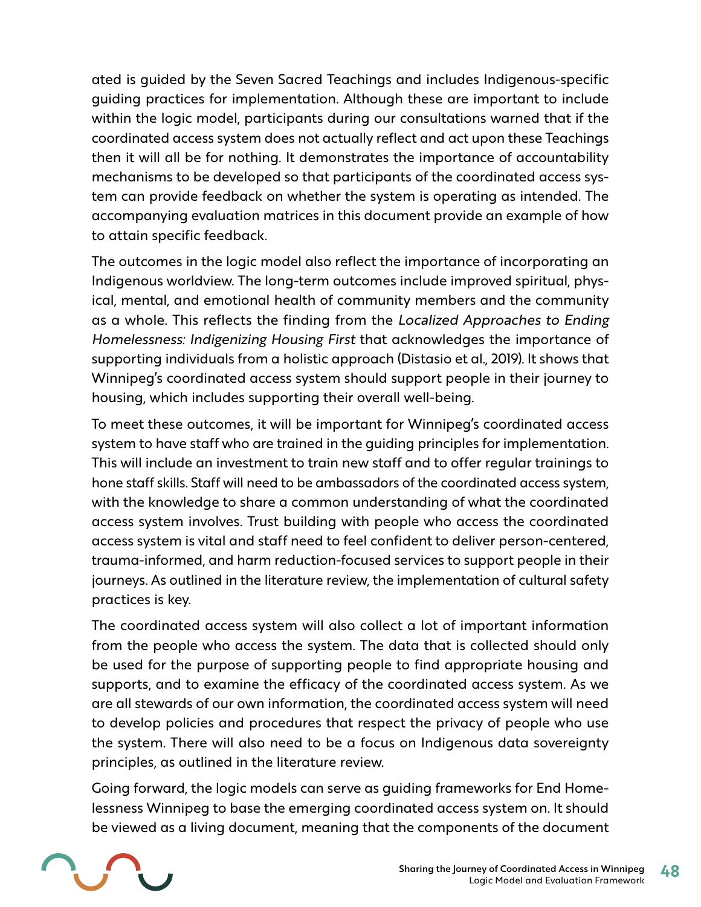ated is guided by the Seven Sacred Teachings and includes Indigenous-specific guiding practices for implementation. Although these are important to include within the logic model, participants during our consultations warned that if the coordinated access system does not actually reflect and act upon these Teachings then it will all be for nothing. It demonstrates the importance of accountability mechanisms to be developed so that participants of the coordinated access system can provide feedback on whether the system is operating as intended. The accompanying evaluation matrices in this document provide an example of how to attain specific feedback.

The outcomes in the logic model also reflect the importance of incorporating an Indigenous worldview. The long-term outcomes include improved spiritual, physical, mental, and emotional health of community members and the community as a whole. This reflects the finding from the *Localized Approaches to Ending Homelessness: Indigenizing Housing First* that acknowledges the importance of supporting individuals from a holistic approach (Distasio et al., 2019). It shows that Winnipeg's coordinated access system should support people in their journey to housing, which includes supporting their overall well-being.

To meet these outcomes, it will be important for Winnipeg's coordinated access system to have staff who are trained in the guiding principles for implementation. This will include an investment to train new staff and to offer regular trainings to hone staff skills. Staff will need to be ambassadors of the coordinated access system, with the knowledge to share a common understanding of what the coordinated access system involves. Trust building with people who access the coordinated access system is vital and staff need to feel confident to deliver person-centered, trauma-informed, and harm reduction-focused services to support people in their journeys. As outlined in the literature review, the implementation of cultural safety practices is key.

The coordinated access system will also collect a lot of important information from the people who access the system. The data that is collected should only be used for the purpose of supporting people to find appropriate housing and supports, and to examine the efficacy of the coordinated access system. As we are all stewards of our own information, the coordinated access system will need to develop policies and procedures that respect the privacy of people who use the system. There will also need to be a focus on Indigenous data sovereignty principles, as outlined in the literature review.

Going forward, the logic models can serve as guiding frameworks for End Homelessness Winnipeg to base the emerging coordinated access system on. It should be viewed as a living document, meaning that the components of the document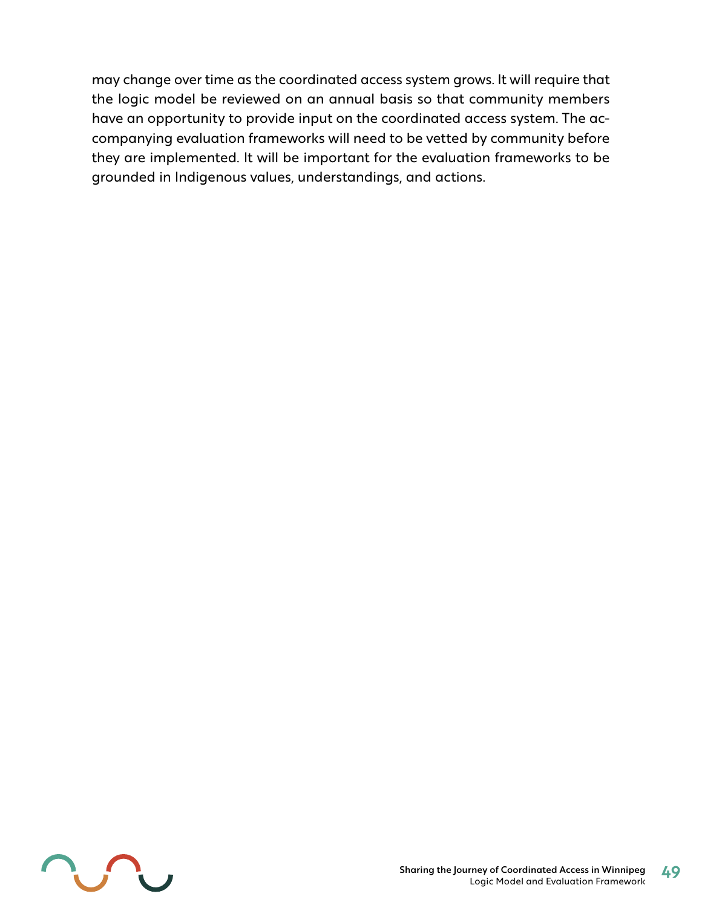may change over time as the coordinated access system grows. It will require that the logic model be reviewed on an annual basis so that community members have an opportunity to provide input on the coordinated access system. The accompanying evaluation frameworks will need to be vetted by community before they are implemented. It will be important for the evaluation frameworks to be grounded in Indigenous values, understandings, and actions.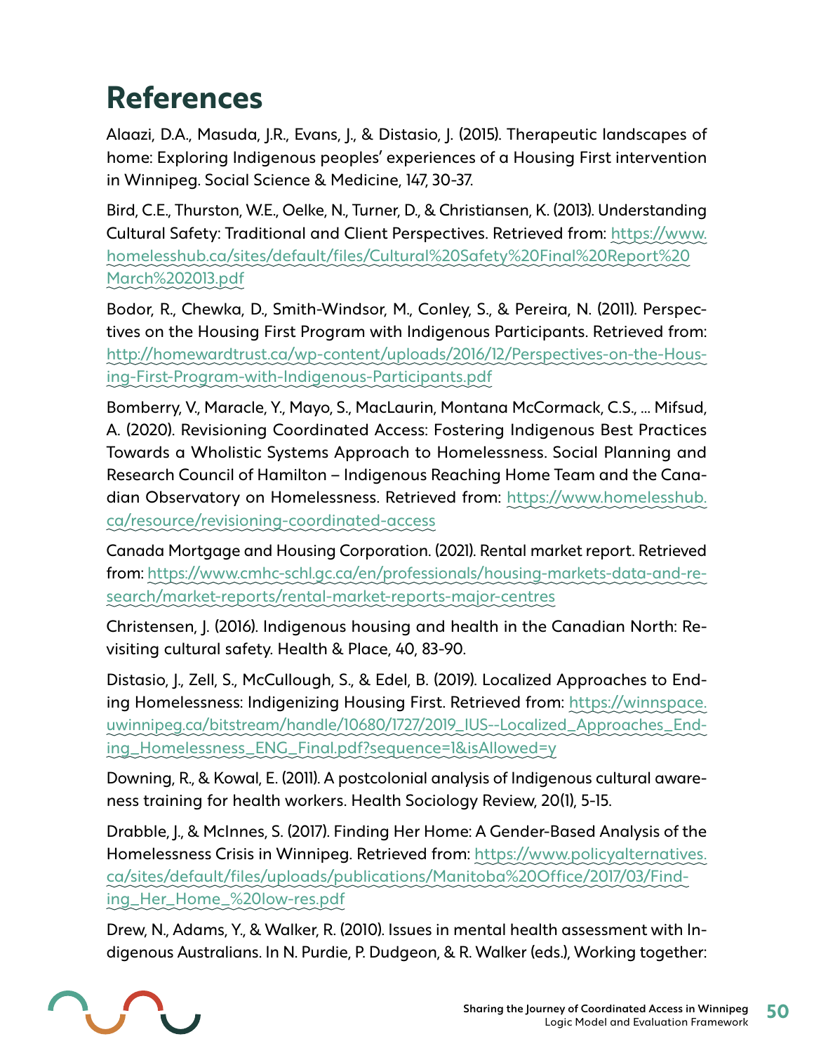# References

Alaazi, D.A., Masuda, J.R., Evans, J., & Distasio, J. (2015). Therapeutic landscapes of home: Exploring Indigenous peoples' experiences of a Housing First intervention in Winnipeg. Social Science & Medicine, 147, 30-37.

Bird, C.E., Thurston, W.E., Oelke, N., Turner, D., & Christiansen, K. (2013). Understanding Cultural Safety: Traditional and Client Perspectives. Retrieved from: https://www.homelesshub.ca/sites/default/files/Cultural%20Safety%20Final%20Report%20March%202013.pdf

Bodor, R., Chewka, D., Smith-Windsor, M., Conley, S., & Pereira, N. (2011). Perspectives on the Housing First Program with Indigenous Participants. Retrieved from: http://homewardtrust.ca/wp-content/uploads/2016/12/Perspectives-on-the-Housing-First-Program-with-Indigenous-Participants.pdf

Bomberry, V., Maracle, Y., Mayo, S., MacLaurin, Montana McCormack, C.S., ... Mifsud, A. (2020). Revisioning Coordinated Access: Fostering Indigenous Best Practices Towards a Wholistic Systems Approach to Homelessness. Social Planning and Research Council of Hamilton – Indigenous Reaching Home Team and the Canadian Observatory on Homelessness. Retrieved from: https://www.homelesshub.ca/resource/revisioning-coordinated-access

Canada Mortgage and Housing Corporation. (2021). Rental market report. Retrieved from: https://www.cmhc-schl.gc.ca/en/professionals/housing-markets-data-and-research/market-reports/rental-market-reports-major-centres

Christensen, J. (2016). Indigenous housing and health in the Canadian North: Revisiting cultural safety. Health & Place, 40, 83-90.

Distasio, J., Zell, S., McCullough, S., & Edel, B. (2019). Localized Approaches to Ending Homelessness: Indigenizing Housing First. Retrieved from: https://winnspace.uwinnipeg.ca/bitstream/handle/10680/1727/2019_IUS--Localized_Approaches_Ending_Homelessness_ENG_Final.pdf?sequence=1&isAllowed=y

Downing, R., & Kowal, E. (2011). A postcolonial analysis of Indigenous cultural awareness training for health workers. Health Sociology Review, 20(1), 5-15.

Drabble, J., & McInnes, S. (2017). Finding Her Home: A Gender-Based Analysis of the Homelessness Crisis in Winnipeg. Retrieved from: https://www.policyalternatives.ca/sites/default/files/uploads/publications/Manitoba%20Office/2017/03/Finding_Her_Home_%20low-res.pdf

Drew, N., Adams, Y., & Walker, R. (2010). Issues in mental health assessment with Indigenous Australians. In N. Purdie, P. Dudgeon, & R. Walker (eds.), Working together: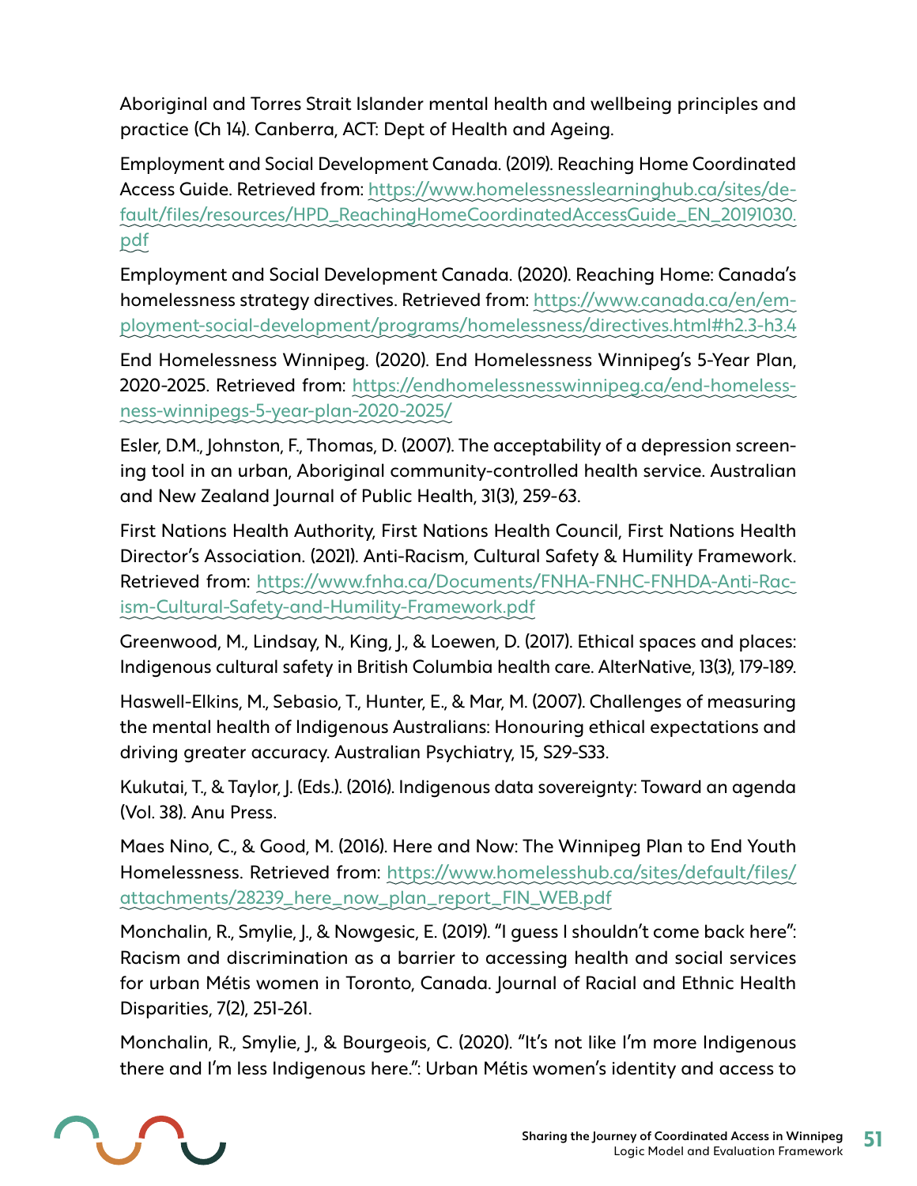Aboriginal and Torres Strait Islander mental health and wellbeing principles and practice (Ch 14). Canberra, ACT: Dept of Health and Ageing.

Employment and Social Development Canada. (2019). Reaching Home Coordinated Access Guide. Retrieved from: https://www.homelessnesslearninghub.ca/sites/default/files/resources/HPD_ReachingHomeCoordinatedAccessGuide_EN_20191030.pdf

Employment and Social Development Canada. (2020). Reaching Home: Canada's homelessness strategy directives. Retrieved from: https://www.canada.ca/en/employment-social-development/programs/homelessness/directives.html#h2.3-h3.4

End Homelessness Winnipeg. (2020). End Homelessness Winnipeg's 5-Year Plan, 2020-2025. Retrieved from: https://endhomelessnesswinnipeg.ca/end-homelessness-winnipegs-5-year-plan-2020-2025/

Esler, D.M., Johnston, F., Thomas, D. (2007). The acceptability of a depression screening tool in an urban, Aboriginal community-controlled health service. Australian and New Zealand Journal of Public Health, 31(3), 259-63.

First Nations Health Authority, First Nations Health Council, First Nations Health Director's Association. (2021). Anti-Racism, Cultural Safety & Humility Framework. Retrieved from: https://www.fnha.ca/Documents/FNHA-FNHC-FNHDA-Anti-Racism-Cultural-Safety-and-Humility-Framework.pdf

Greenwood, M., Lindsay, N., King, J., & Loewen, D. (2017). Ethical spaces and places: Indigenous cultural safety in British Columbia health care. AlterNative, 13(3), 179-189.

Haswell-Elkins, M., Sebasio, T., Hunter, E., & Mar, M. (2007). Challenges of measuring the mental health of Indigenous Australians: Honouring ethical expectations and driving greater accuracy. Australian Psychiatry, 15, S29-S33.

Kukutai, T., & Taylor, J. (Eds.). (2016). Indigenous data sovereignty: Toward an agenda (Vol. 38). Anu Press.

Maes Nino, C., & Good, M. (2016). Here and Now: The Winnipeg Plan to End Youth Homelessness. Retrieved from: https://www.homelesshub.ca/sites/default/files/attachments/28239_here_now_plan_report_FIN_WEB.pdf

Monchalin, R., Smylie, J., & Nowgesic, E. (2019). "I guess I shouldn't come back here": Racism and discrimination as a barrier to accessing health and social services for urban Métis women in Toronto, Canada. Journal of Racial and Ethnic Health Disparities, 7(2), 251-261.

Monchalin, R., Smylie, J., & Bourgeois, C. (2020). "It's not like I'm more Indigenous there and I'm less Indigenous here.": Urban Métis women's identity and access to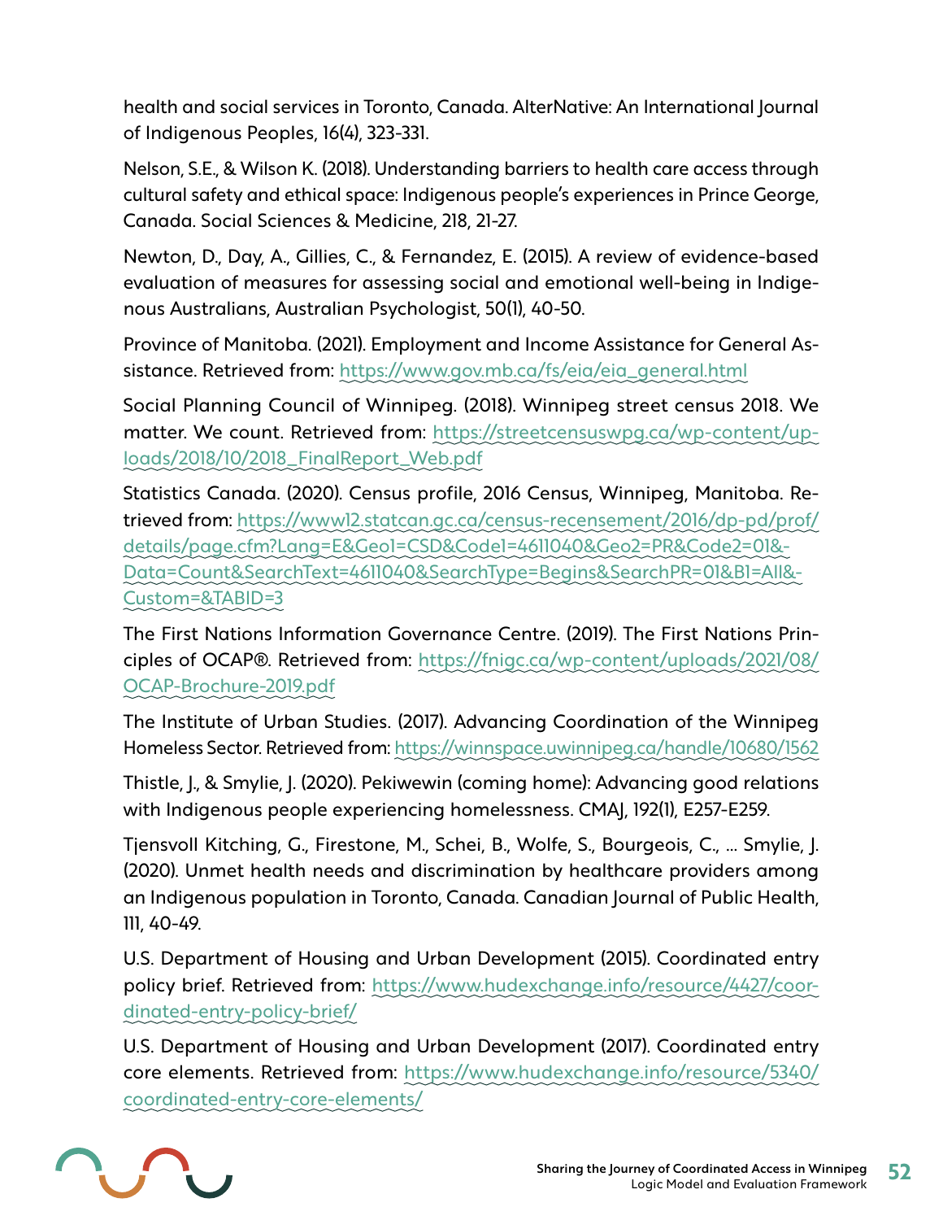health and social services in Toronto, Canada. AlterNative: An International Journal of Indigenous Peoples, 16(4), 323-331.

Nelson, S.E., & Wilson K. (2018). Understanding barriers to health care access through cultural safety and ethical space: Indigenous people's experiences in Prince George, Canada. Social Sciences & Medicine, 218, 21-27.

Newton, D., Day, A., Gillies, C., & Fernandez, E. (2015). A review of evidence-based evaluation of measures for assessing social and emotional well-being in Indigenous Australians, Australian Psychologist, 50(1), 40-50.

Province of Manitoba. (2021). Employment and Income Assistance for General Assistance. Retrieved from: https://www.gov.mb.ca/fs/eia/eia_general.html

Social Planning Council of Winnipeg. (2018). Winnipeg street census 2018. We matter. We count. Retrieved from: https://streetcensuswpg.ca/wp-content/uploads/2018/10/2018_FinalReport_Web.pdf

Statistics Canada. (2020). Census profile, 2016 Census, Winnipeg, Manitoba. Retrieved from: https://www12.statcan.gc.ca/census-recensement/2016/dp-pd/prof/details/page.cfm?Lang=E&Geo1=CSD&Code1=4611040&Geo2=PR&Code2=01&Data=Count&SearchText=4611040&SearchType=Begins&SearchPR=01&B1=All&Custom=&TABID=3

The First Nations Information Governance Centre. (2019). The First Nations Principles of OCAP®. Retrieved from: https://fnigc.ca/wp-content/uploads/2021/08/OCAP-Brochure-2019.pdf

The Institute of Urban Studies. (2017). Advancing Coordination of the Winnipeg Homeless Sector. Retrieved from: https://winnspace.uwinnipeg.ca/handle/10680/1562

Thistle, J., & Smylie, J. (2020). Pekiwewin (coming home): Advancing good relations with Indigenous people experiencing homelessness. CMAJ, 192(1), E257-E259.

Tjensvoll Kitching, G., Firestone, M., Schei, B., Wolfe, S., Bourgeois, C., ... Smylie, J. (2020). Unmet health needs and discrimination by healthcare providers among an Indigenous population in Toronto, Canada. Canadian Journal of Public Health, 111, 40-49.

U.S. Department of Housing and Urban Development (2015). Coordinated entry policy brief. Retrieved from: https://www.hudexchange.info/resource/4427/coordinated-entry-policy-brief/

U.S. Department of Housing and Urban Development (2017). Coordinated entry core elements. Retrieved from: https://www.hudexchange.info/resource/5340/coordinated-entry-core-elements/